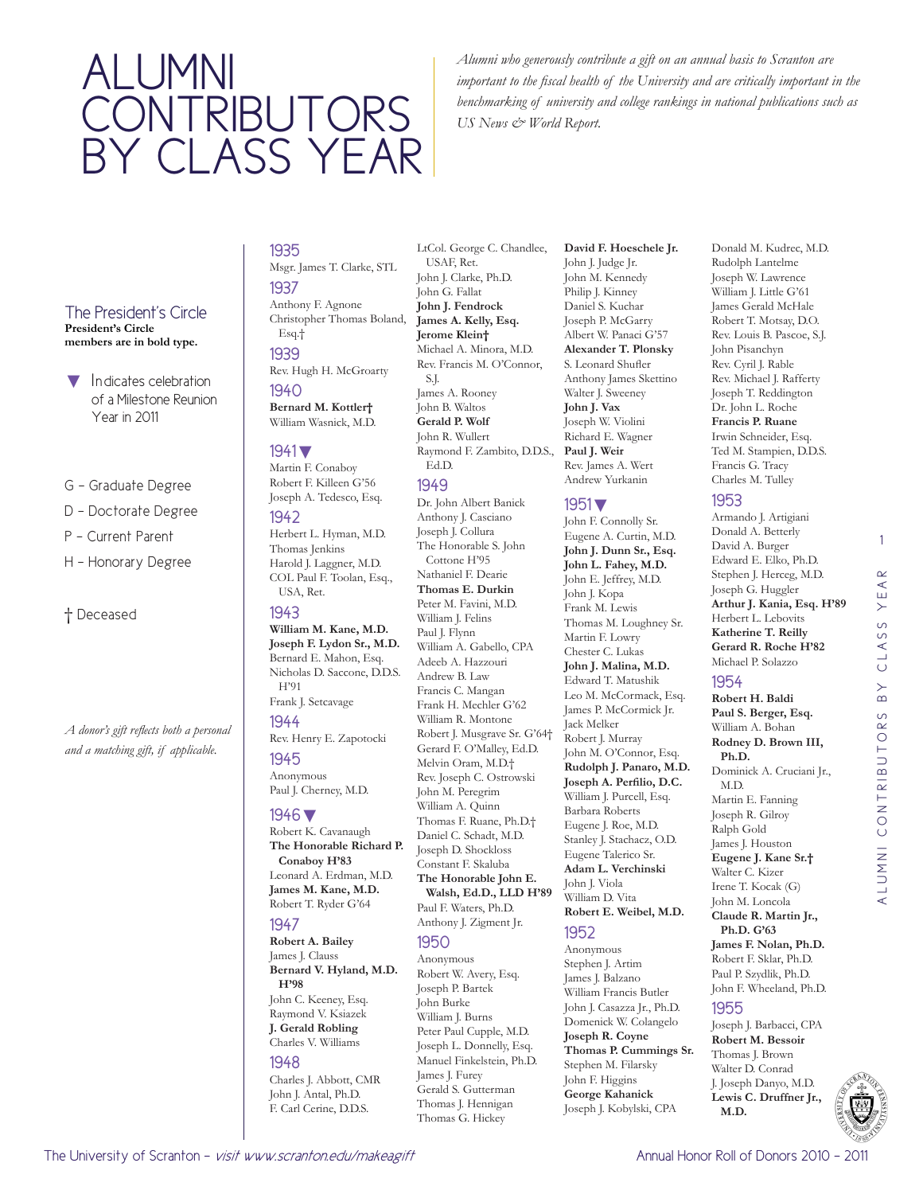# ALUMNI CONTRIBUTORS BY CLASS YEAR

*Alumni who generously contribute a gift on an annual basis to Scranton are important to the fiscal health of the University and are critically important in the benchmarking of university and college rankings in national publications such as US News & World Report.*

## The President's Circle

**President's Circle members are in bold type.**

▼ Indicates celebration of a Milestone Reunion Year in 2011

G – Graduate Degree
D – Doctorate Degree
P – Current Parent
H – Honorary Degree

† Deceased

*A donor's gift reflects both a personal and a matching gift, if applicable.*

### 1935

Msgr. James T. Clarke, STL

### 1937

Anthony F. Agnone
Christopher Thomas Boland, Esq.†

### 1939

Rev. Hugh H. McGroarty

### 1940

**Bernard M. Kottler†**
William Wasnick, M.D.

### 1941▼

Martin F. Conaboy
Robert F. Killeen G'56
Joseph A. Tedesco, Esq.

### 1942

Herbert L. Hyman, M.D.
Thomas Jenkins
Harold J. Laggner, M.D.
COL Paul F. Toolan, Esq., USA, Ret.

### 1943

**William M. Kane, M.D.**
**Joseph F. Lydon Sr., M.D.**
Bernard E. Mahon, Esq.
Nicholas D. Saccone, D.D.S. H'91
Frank J. Setcavage

### 1944

Rev. Henry E. Zapotocki

### 1945

Anonymous
Paul J. Cherney, M.D.

### 1946▼

Robert K. Cavanaugh
**The Honorable Richard P. Conaboy H'83**
Leonard A. Erdman, M.D.
**James M. Kane, M.D.**
Robert T. Ryder G'64

### 1947

**Robert A. Bailey**
James J. Clauss
**Bernard V. Hyland, M.D. H'98**
John C. Keeney, Esq.
Raymond V. Ksiazek
**J. Gerald Robling**
Charles V. Williams

### 1948

Charles J. Abbott, CMR
John J. Antal, Ph.D.
F. Carl Cerine, D.D.S.
LtCol. George C. Chandlee, USAF, Ret.
John J. Clarke, Ph.D.
John G. Fallat
**John J. Fendrock**
**James A. Kelly, Esq.**
**Jerome Klein†**
Michael A. Minora, M.D.
Rev. Francis M. O'Connor, S.J.
James A. Rooney
John B. Waltos
**Gerald P. Wolf**
John R. Wullert
Raymond F. Zambito, D.D.S., Ed.D.

### 1949

Dr. John Albert Banick
Anthony J. Casciano
Joseph J. Collura
The Honorable S. John Cottone H'95
Nathaniel F. Dearie
**Thomas E. Durkin**
Peter M. Favini, M.D.
William J. Felins
Paul J. Flynn
William A. Gabello, CPA
Adeeb A. Hazzouri
Andrew B. Law
Francis C. Mangan
Frank H. Mechler G'62
William R. Montone
Robert J. Musgrave Sr. G'64†
Gerard F. O'Malley, Ed.D.
Melvin Oram, M.D.†
Rev. Joseph C. Ostrowski
John M. Peregrim
William A. Quinn
Thomas F. Ruane, Ph.D.†
Daniel C. Schadt, M.D.
Joseph D. Shockloss
Constant F. Skaluba
**The Honorable John E. Walsh, Ed.D., LLD H'89**
Paul F. Waters, Ph.D.
Anthony J. Zigment Jr.

### 1950

Anonymous
Robert W. Avery, Esq.
Joseph P. Bartek
John Burke
William J. Burns
Peter Paul Cupple, M.D.
Joseph L. Donnelly, Esq.
Manuel Finkelstein, Ph.D.
James J. Furey
Gerald S. Gutterman
Thomas J. Hennigan
Thomas G. Hickey
**David F. Hoeschele Jr.**
John J. Judge Jr.
John M. Kennedy
Philip J. Kinney
Daniel S. Kuchar
Joseph P. McGarry
Albert W. Panaci G'57
**Alexander T. Plonsky**
S. Leonard Shufler
Anthony James Skettino
Walter J. Sweeney
**John J. Vax**
Joseph W. Violini
Richard E. Wagner
**Paul J. Weir**
Rev. James A. Wert
Andrew Yurkanin

### 1951▼

John F. Connolly Sr.
Eugene A. Curtin, M.D.
**John J. Dunn Sr., Esq.**
**John L. Fahey, M.D.**
John E. Jeffrey, M.D.
John J. Kopa
Frank M. Lewis
Thomas M. Loughney Sr.
Martin F. Lowry
Chester C. Lukas
**John J. Malina, M.D.**
Edward T. Matushik
Leo M. McCormack, Esq.
James P. McCormick Jr.
Jack Melker
Robert J. Murray
John M. O'Connor, Esq.
**Rudolph J. Panaro, M.D.**
**Joseph A. Perfilio, D.C.**
William J. Purcell, Esq.
Barbara Roberts
Eugene J. Roe, M.D.
Stanley J. Stachacz, O.D.
Eugene Talerico Sr.
**Adam L. Verchinski**
John J. Viola
William D. Vita
**Robert E. Weibel, M.D.**

### 1952

Anonymous
Stephen J. Artim
James J. Balzano
William Francis Butler
John J. Casazza Jr., Ph.D.
Domenick W. Colangelo
**Joseph R. Coyne**
**Thomas P. Cummings Sr.**
Stephen M. Filarsky
John F. Higgins
**George Kahanick**
Joseph J. Kobylski, CPA
Donald M. Kudrec, M.D.
Rudolph Lantelme
Joseph W. Lawrence
William J. Little G'61
James Gerald McHale
Robert T. Motsay, D.O.
Rev. Louis B. Pascoe, S.J.
John Pisanchyn
Rev. Cyril J. Rable
Rev. Michael J. Rafferty
Joseph T. Reddington
Dr. John L. Roche
**Francis P. Ruane**
Irwin Schneider, Esq.
Ted M. Stampien, D.D.S.
Francis G. Tracy
Charles M. Tulley

### 1953

Armando J. Artigiani
Donald A. Betterly
David A. Burger
Edward E. Elko, Ph.D.
Stephen J. Herceg, M.D.
Joseph G. Huggler
**Arthur J. Kania, Esq. H'89**
Herbert L. Lebovits
**Katherine T. Reilly**
**Gerard R. Roche H'82**
Michael P. Solazzo

### 1954

**Robert H. Baldi**
**Paul S. Berger, Esq.**
William A. Bohan
**Rodney D. Brown III, Ph.D.**
Dominick A. Cruciani Jr., M.D.
Martin E. Fanning
Joseph R. Gilroy
Ralph Gold
James J. Houston
**Eugene J. Kane Sr.†**
Walter C. Kizer
Irene T. Kocak (G)
John M. Loncola
**Claude R. Martin Jr., Ph.D. G'63**
**James F. Nolan, Ph.D.**
Robert F. Sklar, Ph.D.
Paul P. Szydlik, Ph.D.
John F. Wheeland, Ph.D.

### 1955

Joseph J. Barbacci, CPA
**Robert M. Bessoir**
Thomas J. Brown
Walter D. Conrad
J. Joseph Danyo, M.D.
**Lewis C. Druffner Jr., M.D.**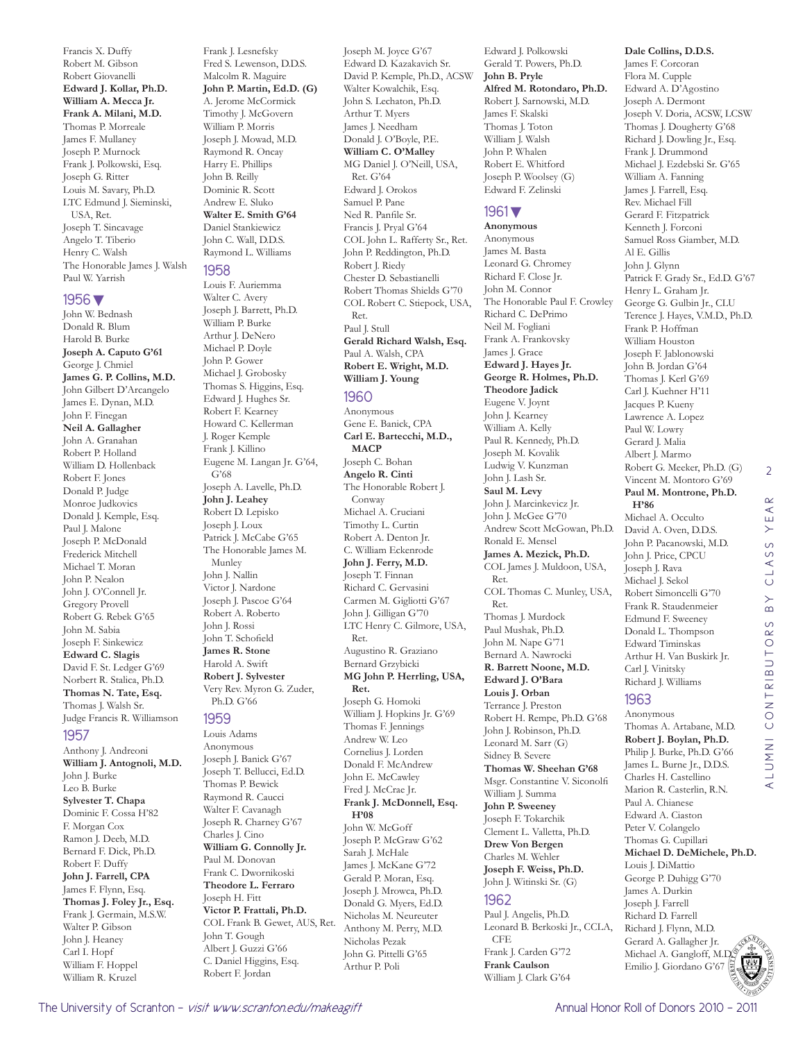Francis X. Duffy
Robert M. Gibson
Robert Giovanelli
**Edward J. Kollar, Ph.D.**
**William A. Mecca Jr.**
**Frank A. Milani, M.D.**
Thomas P. Morreale
James F. Mullaney
Joseph P. Murnock
Frank J. Polkowski, Esq.
Joseph G. Ritter
Louis M. Savary, Ph.D.
LTC Edmund J. Sieminski, USA, Ret.
Joseph T. Sincavage
Angelo T. Tiberio
Henry C. Walsh
The Honorable James J. Walsh
Paul W. Yarrish

## 1956

John W. Bednash
Donald R. Blum
Harold B. Burke
**Joseph A. Caputo G'61**
George J. Chmiel
**James G. P. Collins, M.D.**
John Gilbert D'Arcangelo
James E. Dynan, M.D.
John F. Finegan
**Neil A. Gallagher**
John A. Granahan
Robert P. Holland
William D. Hollenback
Robert F. Jones
Donald P. Judge
Monroe Judkovics
Donald J. Kemple, Esq.
Paul J. Malone
Joseph P. McDonald
Frederick Mitchell
Michael T. Moran
John P. Nealon
John J. O'Connell Jr.
Gregory Provell
Robert G. Rebek G'65
John M. Sabia
Joseph F. Sinkewicz
**Edward C. Slagis**
David F. St. Ledger G'69
Norbert R. Stalica, Ph.D.
**Thomas N. Tate, Esq.**
Thomas J. Walsh Sr.
Judge Francis R. Williamson

## 1957

Anthony J. Andreoni
**William J. Antognoli, M.D.**
John J. Burke
Leo B. Burke
**Sylvester T. Chapa**
Dominic F. Cossa H'82
F. Morgan Cox
Ramon J. Deeb, M.D.
Bernard F. Dick, Ph.D.
Robert F. Duffy
**John J. Farrell, CPA**
James F. Flynn, Esq.
**Thomas J. Foley Jr., Esq.**
Frank J. Germain, M.S.W.
Walter P. Gibson
John J. Heaney
Carl I. Hopf
William F. Hoppel
William R. Kruzel
Frank J. Lesnefsky
Fred S. Lewenson, D.D.S.
Malcolm R. Maguire
**John P. Martin, Ed.D. (G)**
A. Jerome McCormick
Timothy J. McGovern
William P. Morris
Joseph J. Mowad, M.D.
Raymond R. Oncay
Harry E. Phillips
John B. Reilly
Dominic R. Scott
Andrew E. Sluko
**Walter E. Smith G'64**
Daniel Stankiewicz
John C. Wall, D.D.S.
Raymond L. Williams

## 1958

Louis F. Auriemma
Walter C. Avery
Joseph J. Barrett, Ph.D.
William P. Burke
Arthur J. DeNero
Michael P. Doyle
John P. Gower
Michael J. Grobosky
Thomas S. Higgins, Esq.
Edward J. Hughes Sr.
Robert F. Kearney
Howard C. Kellerman
J. Roger Kemple
Frank J. Killino
Eugene M. Langan Jr. G'64, G'68
Joseph A. Lavelle, Ph.D.
**John J. Leahey**
Robert D. Lepisko
Joseph J. Loux
Patrick J. McCabe G'65
The Honorable James M. Munley
John J. Nallin
Victor J. Nardone
Joseph J. Pascoe G'64
Robert A. Roberto
John J. Rossi
John T. Schofield
**James R. Stone**
Harold A. Swift
**Robert J. Sylvester**
Very Rev. Myron G. Zuder, Ph.D. G'66

## 1959

Louis Adams
Anonymous
Joseph J. Banick G'67
Joseph T. Bellucci, Ed.D.
Thomas P. Bewick
Raymond R. Caucci
Walter F. Cavanagh
Joseph R. Charney G'67
Charles J. Cino
**William G. Connolly Jr.**
Paul M. Donovan
Frank C. Dwornikoski
**Theodore L. Ferraro**
Joseph H. Fitt
**Victor P. Frattali, Ph.D.**
COL Frank B. Gewet, AUS, Ret.
John T. Gough
Albert J. Guzzi G'66
C. Daniel Higgins, Esq.
Robert F. Jordan
Joseph M. Joyce G'67
Edward D. Kazakavich Sr.
David P. Kemple, Ph.D., ACSW
Walter Kowalchik, Esq.
John S. Lechaton, Ph.D.
Arthur T. Myers
James J. Needham
Donald J. O'Boyle, P.E.
**William C. O'Malley**
MG Daniel J. O'Neill, USA, Ret. G'64
Edward J. Orokos
Samuel P. Pane
Ned R. Panfile Sr.
Francis J. Pryal G'64
COL John L. Rafferty Sr., Ret.
John P. Reddington, Ph.D.
Robert J. Riedy
Chester D. Sebastianelli
Robert Thomas Shields G'70
COL Robert C. Stiepock, USA, Ret.
Paul J. Stull
**Gerald Richard Walsh, Esq.**
Paul A. Walsh, CPA
**Robert E. Wright, M.D.**
**William J. Young**

## 1960

Anonymous
Gene E. Banick, CPA
**Carl E. Bartecchi, M.D., MACP**
Joseph C. Bohan
**Angelo R. Cinti**
The Honorable Robert J. Conway
Michael A. Cruciani
Timothy L. Curtin
Robert A. Denton Jr.
C. William Eckenrode
**John J. Ferry, M.D.**
Joseph T. Finnan
Richard C. Gervasini
Carmen M. Gigliotti G'67
John J. Gilligan G'70
LTC Henry C. Gilmore, USA, Ret.
Augustino R. Graziano
Bernard Grzybicki
**MG John P. Herrling, USA, Ret.**
Joseph G. Homoki
William J. Hopkins Jr. G'69
Thomas F. Jennings
Andrew W. Leo
Cornelius J. Lorden
Donald F. McAndrew
John E. McCawley
Fred J. McCrae Jr.
**Frank J. McDonnell, Esq. H'08**
John W. McGoff
Joseph P. McGraw G'62
Sarah J. McHale
James J. McKane G'72
Gerald P. Moran, Esq.
Joseph J. Mrowca, Ph.D.
Donald G. Myers, Ed.D.
Nicholas M. Neureuter
Anthony M. Perry, M.D.
Nicholas Pezak
John G. Pittelli G'65
Arthur P. Poli
Edward J. Polkowski
Gerald T. Powers, Ph.D.
**John B. Pryle**
**Alfred M. Rotondaro, Ph.D.**
Robert J. Sarnowski, M.D.
James F. Skalski
Thomas J. Toton
William J. Walsh
John P. Whalen
Robert E. Whitford
Joseph P. Woolsey (G)
Edward F. Zelinski

## 1961

**Anonymous**
Anonymous
James M. Basta
Leonard G. Chromey
Richard F. Close Jr.
John M. Connor
The Honorable Paul F. Crowley
Richard C. DePrimo
Neil M. Fogliani
Frank A. Frankovsky
James J. Grace
**Edward J. Hayes Jr.**
**George R. Holmes, Ph.D.**
**Theodore Jadick**
Eugene V. Joynt
John J. Kearney
William A. Kelly
Paul R. Kennedy, Ph.D.
Joseph M. Kovalik
Ludwig V. Kunzman
John J. Lash Sr.
**Saul M. Levy**
John J. Marcinkevicz Jr.
John J. McGee G'70
Andrew Scott McGowan, Ph.D.
Ronald E. Mensel
**James A. Mezick, Ph.D.**
COL James J. Muldoon, USA, Ret.
COL Thomas C. Munley, USA, Ret.
Thomas J. Murdock
Paul Mushak, Ph.D.
John M. Nape G'71
Bernard A. Nawrocki
**R. Barrett Noone, M.D.**
**Edward J. O'Bara**
**Louis J. Orban**
Terrance J. Preston
Robert H. Rempe, Ph.D. G'68
John J. Robinson, Ph.D.
Leonard M. Sarr (G)
Sidney B. Severe
**Thomas W. Sheehan G'68**
Msgr. Constantine V. Siconolfi
William J. Summa
**John P. Sweeney**
Joseph F. Tokarchik
Clement L. Valletta, Ph.D.
**Drew Von Bergen**
Charles M. Wehler
**Joseph F. Weiss, Ph.D.**
John J. Witinski Sr. (G)

## 1962

Paul J. Angelis, Ph.D.
Leonard B. Berkoski Jr., CCLA, CFE
Frank J. Carden G'72
**Frank Caulson**
William J. Clark G'64
**Dale Collins, D.D.S.**
James F. Corcoran
Flora M. Cupple
Edward A. D'Agostino
Joseph A. Dermont
Joseph V. Doria, ACSW, LCSW
Thomas J. Dougherty G'68
Richard J. Dowling Jr., Esq.
Frank J. Drummond
Michael J. Ezdebski Sr. G'65
William A. Fanning
James J. Farrell, Esq.
Rev. Michael Fill
Gerard F. Fitzpatrick
Kenneth J. Forconi
Samuel Ross Giamber, M.D.
Al E. Gillis
John J. Glynn
Patrick F. Grady Sr., Ed.D. G'67
Henry L. Graham Jr.
George G. Gulbin Jr., CLU
Terence J. Hayes, V.M.D., Ph.D.
Frank P. Hoffman
William Houston
Joseph F. Jablonowski
John B. Jordan G'64
Thomas J. Kerl G'69
Carl J. Kuehner H'11
Jacques P. Kueny
Lawrence A. Lopez
Paul W. Lowry
Gerard J. Malia
Albert J. Marmo
Robert G. Meeker, Ph.D. (G)
Vincent M. Montoro G'69
**Paul M. Montrone, Ph.D. H'86**
Michael A. Occulto
David A. Oven, D.D.S.
John P. Pacanowski, M.D.
John J. Price, CPCU
Joseph J. Rava
Michael J. Sekol
Robert Simoncelli G'70
Frank R. Staudenmeier
Edmund F. Sweeney
Donald L. Thompson
Edward Timinskas
Arthur H. Van Buskirk Jr.
Carl J. Vinitsky
Richard J. Williams

## 1963

Anonymous
Thomas A. Artabane, M.D.
**Robert J. Boylan, Ph.D.**
Philip J. Burke, Ph.D. G'66
James L. Burne Jr., D.D.S.
Charles H. Castellino
Marion R. Casterlin, R.N.
Paul A. Chianese
Edward A. Ciaston
Peter V. Colangelo
Thomas G. Cupillari
**Michael D. DeMichele, Ph.D.**
Louis J. DiMattio
George P. Duhigg G'70
James A. Durkin
Joseph J. Farrell
Richard D. Farrell
Richard J. Flynn, M.D.
Gerard A. Gallagher Jr.
Michael A. Gangloff, M.D.
Emilio J. Giordano G'67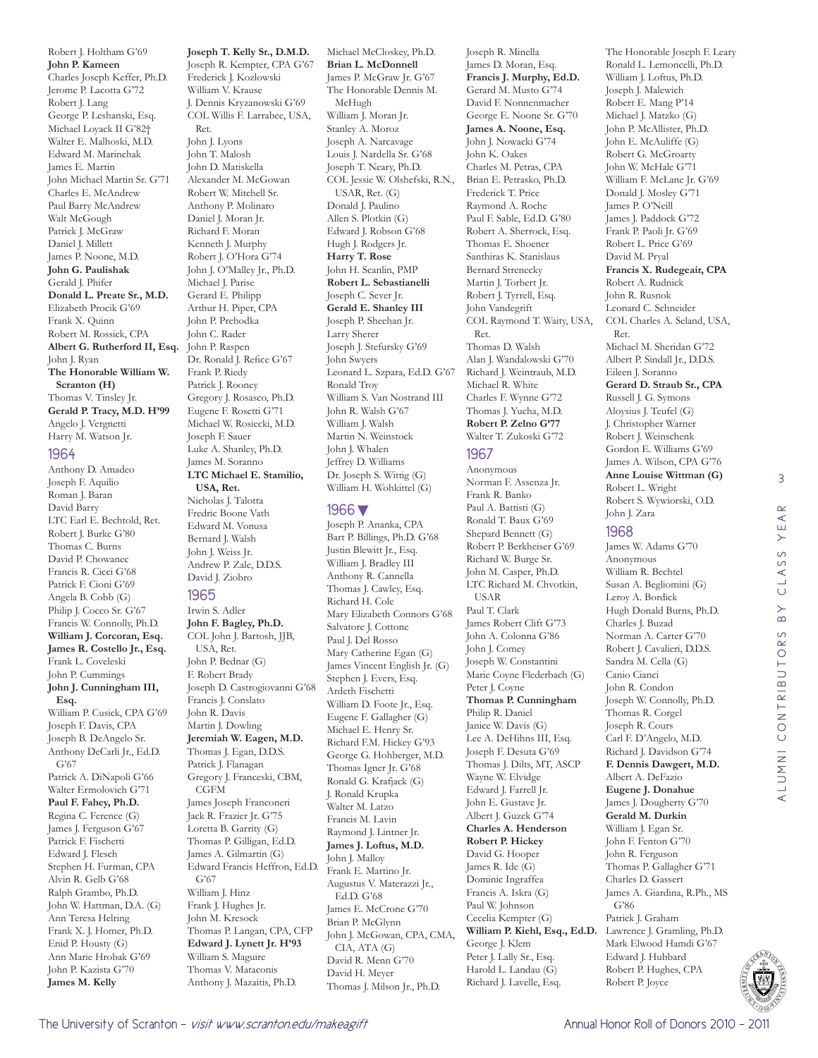Robert J. Holtham G'69
**John P. Kameen**
Charles Joseph Keffer, Ph.D.
Jerome P. Lacotta G'72
Robert J. Lang
George P. Leshanski, Esq.
Michael Loyack II G'82†
Walter E. Malhoski, M.D.
Edward M. Marinchak
James E. Martin
John Michael Martin Sr. G'71
Charles E. McAndrew
Paul Barry McAndrew
Walt McGough
Patrick J. McGraw
Daniel J. Millett
James P. Noone, M.D.
**John G. Paulishak**
Gerald J. Phifer
**Donald L. Preate Sr., M.D.**
Elizabeth Procik G'69
Frank X. Quinn
Robert M. Rossick, CPA
**Albert G. Rutherford II, Esq.**
John J. Ryan
**The Honorable William W. Scranton (H)**
Thomas V. Tinsley Jr.
**Gerald P. Tracy, M.D. H'99**
Angelo J. Vergnetti
Harry M. Watson Jr.

## 1964

Anthony D. Amadeo
Joseph F. Aquilio
Roman J. Baran
David Barry
LTC Earl E. Bechtold, Ret.
Robert J. Burke G'80
Thomas C. Burns
David P. Chowanec
Francis R. Cicci G'68
Patrick F. Cioni G'69
Angela B. Cobb (G)
Philip J. Cocco Sr. G'67
Francis W. Connolly, Ph.D.
**William J. Corcoran, Esq.**
**James R. Costello Jr., Esq.**
Frank L. Coveleski
John P. Cummings
**John J. Cunningham III, Esq.**
William P. Cusick, CPA G'69
Joseph F. Davis, CPA
Joseph B. DeAngelo Sr.
Anthony DeCarli Jr., Ed.D. G'67
Patrick A. DiNapoli G'66
Walter Ermolovich G'71
**Paul F. Fahey, Ph.D.**
Regina C. Ference (G)
James J. Ferguson G'67
Patrick F. Fischetti
Edward J. Flesch
Stephen H. Furman, CPA
Alvin R. Gelb G'68
Ralph Grambo, Ph.D.
John W. Hattman, D.A. (G)
Ann Teresa Helring
Frank X. J. Homer, Ph.D.
Enid P. Housty (G)
Ann Marie Hrobak G'69
John P. Kazista G'70
**James M. Kelly**
**Joseph T. Kelly Sr., D.M.D.**
Joseph R. Kempter, CPA G'67
Frederick J. Kozlowski
William V. Krause
J. Dennis Kryzanowski G'69
COL Willis F. Larrabee, USA, Ret.
John J. Lyons
John T. Malosh
John D. Matiskella
Alexander M. McGowan
Robert W. Mitchell Sr.
Anthony P. Molinaro
Daniel J. Moran Jr.
Richard F. Moran
Kenneth J. Murphy
Robert J. O'Hora G'74
John J. O'Malley Jr., Ph.D.
Michael J. Parise
Gerard E. Philipp
Arthur H. Piper, CPA
John P. Prehodka
John C. Rader
John P. Raspen
Dr. Ronald J. Refice G'67
Frank P. Riedy
Patrick J. Rooney
Gregory J. Rosasco, Ph.D.
Eugene F. Rosetti G'71
Michael W. Rosiecki, M.D.
Joseph F. Sauer
Luke A. Shanley, Ph.D.
James M. Soranno
**LTC Michael E. Stamilio, USA, Ret.**
Nicholas J. Talotta
Fredric Boone Vath
Edward M. Vonusa
Bernard J. Walsh
John J. Weiss Jr.
Andrew P. Zale, D.D.S.
David J. Ziobro

## 1965

Irwin S. Adler
**John F. Bagley, Ph.D.**
COL John J. Bartosh, JJB, USA, Ret.
John P. Bednar (G)
F. Robert Brady
Joseph D. Castrogiovanni G'68
Francis J. Conslato
John R. Davis
Martin J. Dowling
**Jeremiah W. Eagen, M.D.**
Thomas J. Egan, D.D.S.
Patrick J. Flanagan
Gregory J. Franceski, CBM, CGFM
James Joseph Franconeri
Jack R. Frazier Jr. G'75
Loretta B. Garrity (G)
Thomas P. Gilligan, Ed.D.
James A. Gilmartin (G)
Edward Francis Heffron, Ed.D. G'67
William J. Hinz
Frank J. Hughes Jr.
John M. Kresock
Thomas P. Langan, CPA, CFP
**Edward J. Lynett Jr. H'93**
William S. Maguire
Thomas V. Mataconis
Anthony J. Mazaitis, Ph.D.
Michael McCloskey, Ph.D.
**Brian L. McDonnell**
James P. McGraw Jr. G'67
The Honorable Dennis M. McHugh
William J. Moran Jr.
Stanley A. Moroz
Joseph A. Narcavage
Louis J. Nardella Sr. G'68
Joseph T. Neary, Ph.D.
COL Jessie W. Olshefski, R.N., USAR, Ret. (G)
Donald J. Paulino
Allen S. Plotkin (G)
Edward J. Robson G'68
Hugh J. Rodgers Jr.
**Harry T. Rose**
John H. Scanlin, PMP
**Robert L. Sebastianelli**
Joseph C. Sever Jr.
**Gerald E. Shanley III**
Joseph P. Sheehan Jr.
Larry Sherer
Joseph J. Stefursky G'69
John Swyers
Leonard L. Szpara, Ed.D. G'67
Ronald Troy
William S. Van Nostrand III
John R. Walsh G'67
William J. Walsh
Martin N. Weinstock
John J. Whalen
Jeffrey D. Williams
Dr. Joseph S. Wittig (G)
William H. Wohkittel (G)

## 1966 ▼

Joseph P. Ananka, CPA
Bart P. Billings, Ph.D. G'68
Justin Blewitt Jr., Esq.
William J. Bradley III
Anthony R. Cannella
Thomas J. Cawley, Esq.
Richard H. Cole
Mary Elizabeth Connors G'68
Salvatore J. Cottone
Paul J. Del Rosso
Mary Catherine Egan (G)
James Vincent English Jr. (G)
Stephen J. Evers, Esq.
Ardeth Fischetti
William D. Foote Jr., Esq.
Eugene F. Gallagher (G)
Michael E. Henry Sr.
Richard F.M. Hickey G'93
George G. Hohberger, M.D.
Thomas Igner Jr. G'68
Ronald G. Krafjack (G)
J. Ronald Krupka
Walter M. Latzo
Francis M. Lavin
Raymond J. Lintner Jr.
**James J. Loftus, M.D.**
John J. Malloy
Frank E. Martino Jr.
Augustus V. Materazzi Jr., Ed.D. G'68
James E. McCrone G'70
Brian P. McGlynn
John J. McGowan, CPA, CMA, CIA, ATA (G)
David R. Menn G'70
David H. Meyer
Thomas J. Milson Jr., Ph.D.
Joseph R. Minella
James D. Moran, Esq.
**Francis J. Murphy, Ed.D.**
Gerard M. Musto G'74
David F. Nonnenmacher
George E. Noone Sr. G'70
**James A. Noone, Esq.**
John J. Nowacki G'74
John K. Oakes
Charles M. Petras, CPA
Brian E. Petrasko, Ph.D.
Frederick T. Price
Raymond A. Roche
Paul F. Sable, Ed.D. G'80
Robert A. Sherrock, Esq.
Thomas E. Shoener
Santhiras K. Stanislaus
Bernard Strenecky
Martin J. Torbert Jr.
Robert J. Tyrrell, Esq.
John Vandegrift
COL Raymond T. Waity, USA, Ret.
Thomas D. Walsh
Alan J. Wandalowski G'70
Richard J. Weintraub, M.D.
Michael R. White
Charles F. Wynne G'72
Thomas J. Yucha, M.D.
**Robert P. Zelno G'77**
Walter T. Zukoski G'72

## 1967

Anonymous
Norman F. Assenza Jr.
Frank R. Banko
Paul A. Battisti (G)
Ronald T. Baux G'69
Shepard Bennett (G)
Robert P. Berkheiser G'69
Richard W. Burge Sr.
John M. Casper, Ph.D.
LTC Richard M. Chvotkin, USAR
Paul T. Clark
James Robert Clift G'73
John A. Colonna G'86
John J. Comey
Joseph W. Constantini
Marie Coyne Flederbach (G)
Peter J. Coyne
**Thomas P. Cunningham**
Philip R. Daniel
Janice W. Davis (G)
Lee A. DeHihns III, Esq.
Joseph F. Desuta G'69
Thomas J. Dilts, MT, ASCP
Wayne W. Elvidge
Edward J. Farrell Jr.
John E. Gustave Jr.
Albert J. Guzek G'74
**Charles A. Henderson**
**Robert P. Hickey**
David G. Hooper
James R. Ide (G)
Dominic Ingraffea
Francis A. Iskra (G)
Paul W. Johnson
Cecelia Kempter (G)
**William P. Kiehl, Esq., Ed.D.**
George J. Klem
Peter J. Lally Sr., Esq.
Harold L. Landau (G)
Richard J. Lavelle, Esq.
The Honorable Joseph F. Leary
Ronald L. Lemoncelli, Ph.D.
William J. Loftus, Ph.D.
Joseph J. Malewich
Robert E. Mang P'14
Michael J. Matzko (G)
John P. McAllister, Ph.D.
John E. McAuliffe (G)
Robert G. McGroarty
John W. McHale G'71
William F. McLane Jr. G'69
Donald J. Mosley G'71
James P. O'Neill
James J. Paddock G'72
Frank P. Paoli Jr. G'69
Robert L. Price G'69
David M. Pryal
**Francis X. Rudegeair, CPA**
Robert A. Rudnick
John R. Rusnok
Leonard C. Schneider
COL Charles A. Seland, USA, Ret.
Michael M. Sheridan G'72
Albert P. Sindall Jr., D.D.S.
Eileen J. Soranno
**Gerard D. Straub Sr., CPA**
Russell J. G. Symons
Aloysius J. Teufel (G)
J. Christopher Warner
Robert J. Weinschenk
Gordon E. Williams G'69
James A. Wilson, CPA G'76
**Anne Louise Wittman (G)**
Robert L. Wright
Robert S. Wywiorski, O.D.
John J. Zara

## 1968

James W. Adams G'70
Anonymous
William R. Bechtel
Susan A. Begliomini (G)
Leroy A. Bordick
Hugh Donald Burns, Ph.D.
Charles J. Buzad
Norman A. Carter G'70
Robert J. Cavalieri, D.D.S.
Sandra M. Cella (G)
Canio Cianci
John R. Condon
Joseph W. Connolly, Ph.D.
Thomas R. Corgel
Joseph R. Cours
Carl F. D'Angelo, M.D.
Richard J. Davidson G'74
**F. Dennis Dawgert, M.D.**
Albert A. DeFazio
**Eugene J. Donahue**
James J. Dougherty G'70
**Gerald M. Durkin**
William J. Egan Sr.
John F. Fenton G'70
John R. Ferguson
Thomas P. Gallagher G'71
Charles D. Gassert
James A. Giardina, R.Ph., MS G'86
Patrick J. Graham
Lawrence J. Gramling, Ph.D.
Mark Elwood Hamdi G'67
Edward J. Hubbard
Robert P. Hughes, CPA
Robert P. Joyce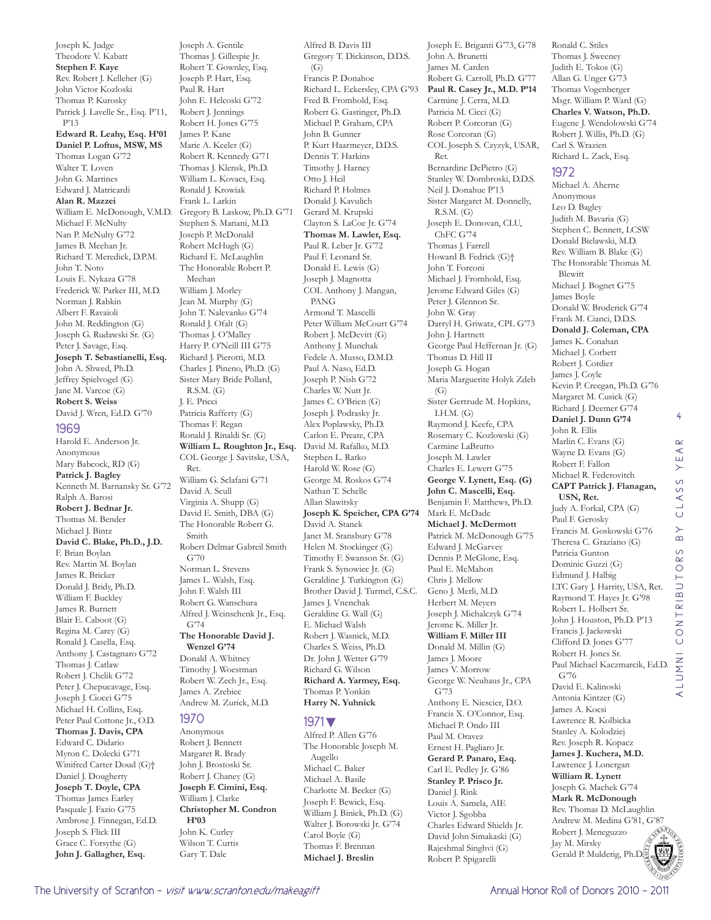Joseph K. Judge
Theodore V. Kabatt
**Stephen F. Kaye**
Rev. Robert J. Kelleher (G)
John Victor Kozloski
Thomas P. Kurosky
Patrick J. Lavelle Sr., Esq. P'11, P'13
**Edward R. Leahy, Esq. H'01**
**Daniel P. Loftus, MSW, MS**
Thomas Logan G'72
Walter T. Loven
John G. Martines
Edward J. Matricardi
**Alan R. Mazzei**
William E. McDonough, V.M.D.
Michael F. McNulty
Nan P. McNulty G'72
James B. Meehan Jr.
Richard T. Meredick, D.P.M.
John T. Noto
Louis E. Nykaza G'78
Frederick W. Parker III, M.D.
Norman J. Rabkin
Albert F. Ravaioli
John M. Reddington (G)
Joseph G. Rudawski Sr. (G)
Peter J. Savage, Esq.
**Joseph T. Sebastianelli, Esq.**
John A. Shwed, Ph.D.
Jeffrey Spielvogel (G)
Jane M. Varcoe (G)
**Robert S. Weiss**
David J. Wren, Ed.D. G'70

## 1969

Harold E. Anderson Jr.
Anonymous
Mary Babcock, RD (G)
**Patrick J. Bagley**
Kenneth M. Barnansky Sr. G'72
Ralph A. Barosi
**Robert J. Bednar Jr.**
Thomas M. Bender
Michael J. Bintz
**David C. Blake, Ph.D., J.D.**
F. Brian Boylan
Rev. Martin M. Boylan
James R. Bricker
Donald J. Bridy, Ph.D.
William F. Buckley
James R. Burnett
Blair E. Caboot (G)
Regina M. Carey (G)
Ronald J. Casella, Esq.
Anthony J. Castagnaro G'72
Thomas J. Catlaw
Robert J. Chelik G'72
Peter J. Chepucavage, Esq.
Joseph J. Ciocci G'75
Michael H. Collins, Esq.
Peter Paul Cottone Jr., O.D.
**Thomas J. Davis, CPA**
Edward C. Didario
Myron C. Dolecki G'71
Winifred Carter Doud (G)†
Daniel J. Dougherty
**Joseph T. Doyle, CPA**
Thomas James Earley
Pasquale J. Fazio G'75
Ambrose J. Finnegan, Ed.D.
Joseph S. Flick III
Grace C. Forsythe (G)
**John J. Gallagher, Esq.**
Joseph A. Gentile
Thomas J. Gillespie Jr.
Robert T. Gownley, Esq.
Joseph P. Hart, Esq.
Paul R. Hart
John E. Helcoski G'72
Robert J. Jennings
Robert H. Jones G'75
James P. Kane
Marie A. Keeler (G)
Robert R. Kennedy G'71
Thomas J. Klensk, Ph.D.
William L. Kovacs, Esq.
Ronald J. Krowiak
Frank L. Larkin
Gregory B. Laskow, Ph.D. G'71
Stephen S. Mariani, M.D.
Joseph P. McDonald
Robert McHugh (G)
Richard E. McLaughlin
The Honorable Robert P. Meehan
William J. Morley
Jean M. Murphy (G)
John T. Nalevanko G'74
Ronald J. Ofalt (G)
Thomas J. O'Malley
Harry P. O'Neill III G'75
Richard J. Pierotti, M.D.
Charles J. Pineno, Ph.D. (G)
Sister Mary Bride Pollard, R.S.M. (G)
J. E. Pricci
Patricia Rafferty (G)
Thomas F. Regan
Ronald J. Rinaldi Sr. (G)
**William L. Roughton Jr., Esq.**
COL George J. Savitske, USA, Ret.
William G. Sclafani G'71
David A. Scull
Virginia A. Shupp (G)
David E. Smith, DBA (G)
The Honorable Robert G. Smith
Robert Delmar Gabreil Smith G'70
Norman L. Stevens
James L. Walsh, Esq.
John F. Walsh III
Robert G. Wanschura
Alfred J. Weinschenk Jr., Esq. G'74
**The Honorable David J. Wenzel G'74**
Donald A. Whitney
Timothy J. Woestman
Robert W. Zech Jr., Esq.
James A. Zrebiec
Andrew M. Zurick, M.D.

## 1970

Anonymous
Robert J. Bennett
Margaret R. Brady
John J. Brostoski Sr.
Robert J. Chaney (G)
**Joseph F. Cimini, Esq.**
William J. Clarke
**Christopher M. Condron H'03**
John K. Curley
Wilson T. Curtis
Gary T. Dale
Alfred B. Davis III
Gregory T. Dickinson, D.D.S. (G)
Francis P. Donahoe
Richard L. Eckersley, CPA G'93
Fred B. Fromhold, Esq.
Robert G. Gastinger, Ph.D.
Michael P. Graham, CPA
John B. Gunner
P. Kurt Haarmeyer, D.D.S.
Dennis T. Harkins
Timothy J. Harney
Otto J. Heil
Richard P. Holmes
Donald J. Kavulich
Gerard M. Krupski
Clayton S. LaCoe Jr. G'74
**Thomas M. Lawler, Esq.**
Paul R. Leber Jr. G'72
Paul F. Leonard Sr.
Donald E. Lewis (G)
Joseph J. Magnotta
COL Anthony J. Mangan, PANG
Armond T. Mascelli
Peter William McCourt G'74
Robert J. McDevitt (G)
Anthony J. Munchak
Fedele A. Musso, D.M.D.
Paul A. Naso, Ed.D.
Joseph P. Nish G'72
Charles W. Nutt Jr.
James C. O'Brien (G)
Joseph J. Podrasky Jr.
Alex Poplawsky, Ph.D.
Carlon E. Preate, CPA
David M. Rafalko, M.D.
Stephen L. Ratko
Harold W. Rose (G)
George M. Roskos G'74
Nathan T. Schelle
Allan Slawitsky
**Joseph K. Speicher, CPA G'74**
David A. Stanek
Janet M. Stansbury G'78
Helen M. Stockinger (G)
Timothy F. Swanson Sr. (G)
Frank S. Synowiec Jr. (G)
Geraldine J. Turkington (G)
Brother David J. Turmel, C.S.C.
James J. Vnenchak
Geraldine G. Wall (G)
E. Michael Walsh
Robert J. Wasnick, M.D.
Charles S. Weiss, Ph.D.
Dr. John J. Wetter G'79
Richard G. Wilson
**Richard A. Yarmey, Esq.**
Thomas P. Yonkin
**Harry N. Yuhnick**

## 1971▼

Alfred P. Allen G'76
The Honorable Joseph M. Augello
Michael C. Baker
Michael A. Basile
Charlotte M. Becker (G)
Joseph F. Bewick, Esq.
William J. Biniek, Ph.D. (G)
Walter J. Borowski Jr. G'74
Carol Boyle (G)
Thomas F. Brennan
**Michael J. Breslin**
Joseph E. Briganti G'73, G'78
John A. Brunetti
James M. Carden
Robert G. Carroll, Ph.D. G'77
**Paul R. Casey Jr., M.D. P'14**
Carmine J. Cerra, M.D.
Patricia M. Cicci (G)
Robert P. Corcoran (G)
Rose Corcoran (G)
COL Joseph S. Czyzyk, USAR, Ret.
Bernardine DePietro (G)
Stanley W. Dombroski, D.D.S.
Neil J. Donahue P'13
Sister Margaret M. Donnelly, R.S.M. (G)
Joseph E. Donovan, CLU, ChFC G'74
Thomas J. Farrell
Howard B. Fedrick (G)†
John T. Forconi
Michael J. Fromhold, Esq.
Jerome Edward Giles (G)
Peter J. Glennon Sr.
John W. Gray
Darryl H. Griwatz, CPL G'73
John J. Hartnett
George Paul Heffernan Jr. (G)
Thomas D. Hill II
Joseph G. Hogan
Maria Marguerite Holyk Zdeb (G)
Sister Gertrude M. Hopkins, I.H.M. (G)
Raymond J. Keefe, CPA
Rosemary C. Kozlowski (G)
Carmine LaBrutto
Joseph M. Lawler
Charles E. Lewert G'75
**George V. Lynett, Esq. (G)**
**John C. Mascelli, Esq.**
Benjamin F. Matthews, Ph.D.
Mark E. McDade
**Michael J. McDermott**
Patrick M. McDonough G'75
Edward J. McGarvey
Dennis P. McGlone, Esq.
Paul E. McMahon
Chris J. Mellow
Geno J. Merli, M.D.
Herbert M. Meyers
Joseph J. Michalczyk G'74
Jerome K. Miller Jr.
**William F. Miller III**
Donald M. Millin (G)
James J. Moore
James V. Morrow
George W. Neuhaus Jr., CPA G'73
Anthony E. Niescier, D.O.
Francis X. O'Connor, Esq.
Michael P. Ondo III
Paul M. Oravez
Ernest H. Pagliaro Jr.
**Gerard P. Panaro, Esq.**
Carl E. Pedley Jr. G'86
**Stanley P. Prisco Jr.**
Daniel J. Rink
Louis A. Samela, AIE
Victor J. Sgobba
Charles Edward Shields Jr.
David John Simakaski (G)
Rajeshmal Singhvi (G)
Robert P. Spigarelli
Ronald C. Stiles
Thomas J. Sweeney
Judith E. Tokos (G)
Allan G. Unger G'73
Thomas Vogenberger
Msgr. William P. Ward (G)
**Charles V. Watson, Ph.D.**
Eugene J. Wendolowski G'74
Robert J. Willis, Ph.D. (G)
Carl S. Wrazien
Richard L. Zack, Esq.

## 1972

Michael A. Aherne
Anonymous
Leo D. Bagley
Judith M. Bavaria (G)
Stephen C. Bennett, LCSW
Donald Bielawski, M.D.
Rev. William B. Blake (G)
The Honorable Thomas M. Blewitt
Michael J. Bognet G'75
James Boyle
Donald W. Broderick G'74
Frank M. Cianci, D.D.S.
**Donald J. Coleman, CPA**
James K. Conahan
Michael J. Corbett
Robert J. Cordier
James J. Coyle
Kevin P. Creegan, Ph.D. G'76
Margaret M. Cusick (G)
Richard J. Deemer G'74
**Daniel J. Dunn G'74**
John R. Ellis
Marlin C. Evans (G)
Wayne D. Evans (G)
Robert F. Fallon
Michael R. Federovitch
**CAPT Patrick J. Flanagan, USN, Ret.**
Judy A. Forkal, CPA (G)
Paul F. Gerosky
Francis M. Goskowski G'76
Theresa C. Graziano (G)
Patricia Gunton
Dominic Guzzi (G)
Edmund J. Halbig
LTC Gary J. Harrity, USA, Ret.
Raymond T. Hayes Jr. G'98
Robert L. Holbert Sr.
John J. Houston, Ph.D. P'13
Francis J. Jackowski
Clifford D. Jones G'77
Robert H. Jones Sr.
Paul Michael Kaczmarcik, Ed.D. G'76
David E. Kalinoski
Antonia Kintzer (G)
James A. Kocsi
Raymond T. Kolbicka
Stanley A. Kolodziej
Rev. Joseph R. Kopacz
**James J. Kuchera, M.D.**
Lawrence J. Lonergan
**William R. Lynett**
Joseph G. Machek G'74
**Mark R. McDonough**
Rev. Thomas D. McLaughlin
Andrew M. Medina G'81, G'87
Robert J. Meneguzzo
Jay M. Mirsky
Gerald P. Mulderig, Ph.D.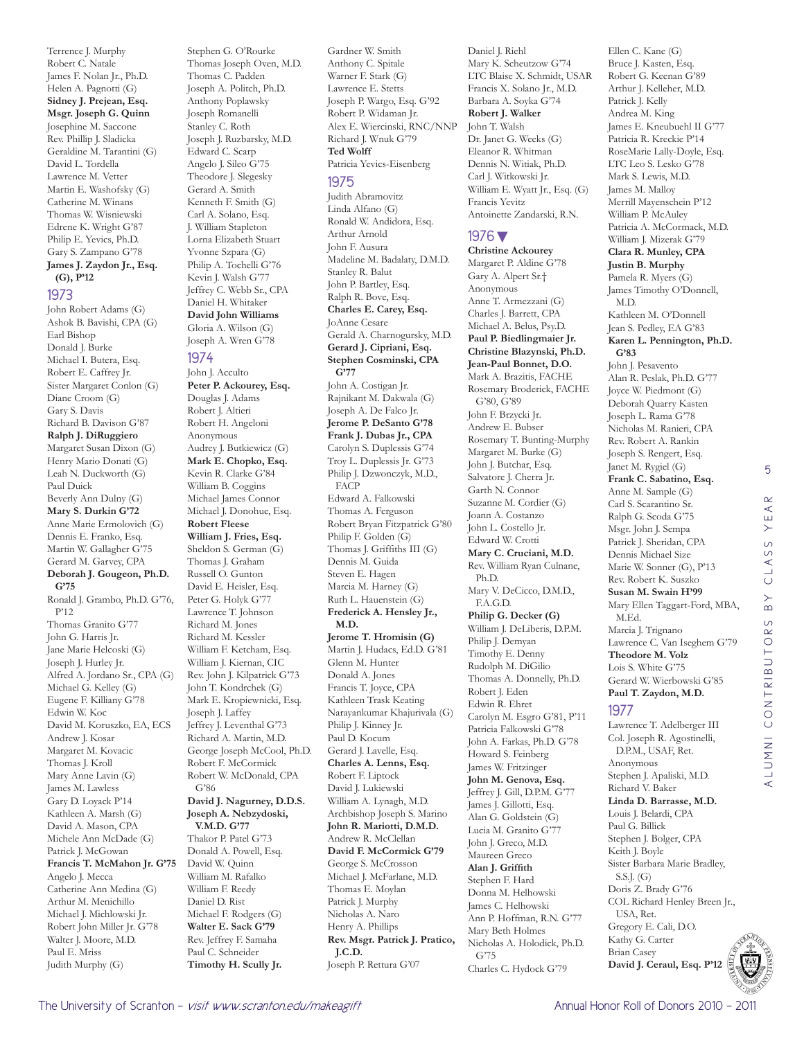Terrence J. Murphy
Robert C. Natale
James F. Nolan Jr., Ph.D.
Helen A. Pagnotti (G)
**Sidney J. Prejean, Esq.**
**Msgr. Joseph G. Quinn**
Josephine M. Saccone
Rev. Phillip J. Sladicka
Geraldine M. Tarantini (G)
David L. Tordella
Lawrence M. Vetter
Martin E. Washofsky (G)
Catherine M. Winans
Thomas W. Wisniewski
Edrene K. Wright G'87
Philip E. Yevics, Ph.D.
Gary S. Zampano G'78
**James J. Zaydon Jr., Esq. (G), P'12**

## 1973

John Robert Adams (G)
Ashok B. Bavishi, CPA (G)
Earl Bishop
Donald J. Burke
Michael I. Butera, Esq.
Robert E. Caffrey Jr.
Sister Margaret Conlon (G)
Diane Croom (G)
Gary S. Davis
Richard B. Davison G'87
**Ralph J. DiRuggiero**
Margaret Susan Dixon (G)
Henry Mario Donati (G)
Leah N. Duckworth (G)
Paul Duick
Beverly Ann Dulny (G)
**Mary S. Durkin G'72**
Anne Marie Ermolovich (G)
Dennis E. Franko, Esq.
Martin W. Gallagher G'75
Gerard M. Garvey, CPA
**Deborah J. Gougeon, Ph.D. G'75**
Ronald J. Grambo, Ph.D. G'76, P'12
Thomas Granito G'77
John G. Harris Jr.
Jane Marie Helcoski (G)
Joseph J. Hurley Jr.
Alfred A. Jordano Sr., CPA (G)
Michael G. Kelley (G)
Eugene F. Killiany G'78
Edwin W. Koc
David M. Koruszko, EA, ECS
Andrew J. Kosar
Margaret M. Kovacic
Thomas J. Kroll
Mary Anne Lavin (G)
James M. Lawless
Gary D. Loyack P'14
Kathleen A. Marsh (G)
David A. Mason, CPA
Michele Ann McDade (G)
Patrick J. McGowan
**Francis T. McMahon Jr. G'75**
Angelo J. Mecca
Catherine Ann Medina (G)
Arthur M. Menichillo
Michael J. Michlowski Jr.
Robert John Miller Jr. G'78
Walter J. Moore, M.D.
Paul E. Mriss
Judith Murphy (G)
Stephen G. O'Rourke
Thomas Joseph Oven, M.D.
Thomas C. Padden
Joseph A. Politch, Ph.D.
Anthony Poplawsky
Joseph Romanelli
Stanley C. Roth
Joseph J. Ruzbarsky, M.D.
Edward C. Scarp
Angelo J. Sileo G'75
Theodore J. Slegesky
Gerard A. Smith
Kenneth F. Smith (G)
Carl A. Solano, Esq.
J. William Stapleton
Lorna Elizabeth Stuart
Yvonne Szpara (G)
Philip A. Tochelli G'76
Kevin J. Walsh G'77
Jeffrey C. Webb Sr., CPA
Daniel H. Whitaker
**David John Williams**
Gloria A. Wilson (G)
Joseph A. Wren G'78

## 1974

John J. Acculto
**Peter P. Ackourey, Esq.**
Douglas J. Adams
Robert J. Altieri
Robert H. Angeloni
Anonymous
Audrey J. Butkiewicz (G)
**Mark E. Chopko, Esq.**
Kevin R. Clarke G'84
William B. Coggins
Michael James Connor
Michael J. Donohue, Esq.
**Robert Fleese**
**William J. Fries, Esq.**
Sheldon S. German (G)
Thomas J. Graham
Russell O. Gunton
David E. Heisler, Esq.
Peter G. Holyk G'77
Lawrence T. Johnson
Richard M. Jones
Richard M. Kessler
William F. Ketcham, Esq.
William J. Kiernan, CIC
Rev. John J. Kilpatrick G'73
John T. Kondrchek (G)
Mark E. Kropiewnicki, Esq.
Joseph J. Laffey
Jeffrey J. Leventhal G'73
Richard A. Martin, M.D.
George Joseph McCool, Ph.D.
Robert F. McCormick
Robert W. McDonald, CPA G'86
**David J. Nagurney, D.D.S.**
**Joseph A. Nebzydoski, V.M.D. G'77**
Thakor P. Patel G'73
Donald A. Powell, Esq.
David W. Quinn
William M. Rafalko
William F. Reedy
Daniel D. Rist
Michael F. Rodgers (G)
**Walter E. Sack G'79**
Rev. Jeffrey F. Samaha
Paul C. Schneider
**Timothy H. Scully Jr.**
Gardner W. Smith
Anthony C. Spitale
Warner F. Stark (G)
Lawrence E. Stetts
Joseph P. Wargo, Esq. G'92
Robert P. Widaman Jr.
Alex E. Wiercinski, RNC/NNP
Richard J. Wnuk G'79
**Ted Wolff**
Patricia Yevics-Eisenberg

## 1975

Judith Abramovitz
Linda Alfano (G)
Ronald W. Andidora, Esq.
Arthur Arnold
John F. Ausura
Madeline M. Badalaty, D.M.D.
Stanley R. Balut
John P. Bartley, Esq.
Ralph R. Bove, Esq.
**Charles E. Carey, Esq.**
JoAnne Cesare
Gerald A. Charnogursky, M.D.
**Gerard J. Cipriani, Esq.**
**Stephen Cosminski, CPA G'77**
John A. Costigan Jr.
Rajnikant M. Dakwala (G)
Joseph A. De Falco Jr.
**Jerome P. DeSanto G'78**
**Frank J. Dubas Jr., CPA**
Carolyn S. Duplessis G'74
Troy L. Duplessis Jr. G'73
Philip J. Dzwonczyk, M.D., FACP
Edward A. Falkowski
Thomas A. Ferguson
Robert Bryan Fitzpatrick G'80
Philip F. Golden (G)
Thomas J. Griffiths III (G)
Dennis M. Guida
Steven E. Hagen
Marcia M. Harney (G)
Ruth L. Hauenstein (G)
**Frederick A. Hensley Jr., M.D.**
**Jerome T. Hromisin (G)**
Martin J. Hudacs, Ed.D. G'81
Glenn M. Hunter
Donald A. Jones
Francis T. Joyce, CPA
Kathleen Trask Keating
Narayankumar Khajurivala (G)
Philip J. Kinney Jr.
Paul D. Kocum
Gerard J. Lavelle, Esq.
**Charles A. Lenns, Esq.**
Robert F. Liptock
David J. Lukiewski
William A. Lynagh, M.D.
Archbishop Joseph S. Marino
**John R. Mariotti, D.M.D.**
Andrew R. McClellan
**David F. McCormick G'79**
George S. McCrosson
Michael J. McFarlane, M.D.
Thomas E. Moylan
Patrick J. Murphy
Nicholas A. Naro
Henry A. Phillips
**Rev. Msgr. Patrick J. Pratico, J.C.D.**
Joseph P. Rettura G'07
Daniel J. Riehl
Mary K. Scheutzow G'74
LTC Blaise X. Schmidt, USAR
Francis X. Solano Jr., M.D.
Barbara A. Soyka G'74
**Robert J. Walker**
John T. Walsh
Dr. Janet G. Weeks (G)
Eleanor R. Whitman
Dennis N. Witiak, Ph.D.
Carl J. Witkowski Jr.
William E. Wyatt Jr., Esq. (G)
Francis Yevitz
Antoinette Zandarski, R.N.

## 1976 ▼

**Christine Ackourey**
Margaret P. Aldine G'78
Gary A. Alpert Sr.†
Anonymous
Anne T. Armezzani (G)
Charles J. Barrett, CPA
Michael A. Belus, Psy.D.
**Paul P. Biedlingmaier Jr.**
**Christine Blazynski, Ph.D.**
**Jean-Paul Bonnet, D.O.**
Mark A. Brazitis, FACHE
Rosemary Broderick, FACHE G'80, G'89
John F. Brzycki Jr.
Andrew E. Bubser
Rosemary T. Bunting-Murphy
Margaret M. Burke (G)
John J. Butchar, Esq.
Salvatore J. Cherra Jr.
Garth N. Connor
Suzanne M. Cordier (G)
Joann A. Costanzo
John L. Costello Jr.
Edward W. Crotti
**Mary C. Cruciani, M.D.**
Rev. William Ryan Culnane, Ph.D.
Mary V. DeCicco, D.M.D., F.A.G.D.
**Philip G. Decker (G)**
William J. DeLiberis, D.P.M.
Philip J. Demyan
Timothy E. Denny
Rudolph M. DiGilio
Thomas A. Donnelly, Ph.D.
Robert J. Eden
Edwin R. Ehret
Carolyn M. Esgro G'81, P'11
Patricia Falkowski G'78
John A. Farkas, Ph.D. G'78
Howard S. Feinberg
James W. Fritzinger
**John M. Genova, Esq.**
Jeffrey J. Gill, D.P.M. G'77
James J. Gillotti, Esq.
Alan G. Goldstein (G)
Lucia M. Granito G'77
John J. Greco, M.D.
Maureen Greco
**Alan J. Griffith**
Stephen F. Hard
Donna M. Helhowski
James C. Helhowski
Ann P. Hoffman, R.N. G'77
Mary Beth Holmes
Nicholas A. Holodick, Ph.D. G'75
Charles C. Hydock G'79
Ellen C. Kane (G)
Bruce J. Kasten, Esq.
Robert G. Keenan G'89
Arthur J. Kelleher, M.D.
Patrick J. Kelly
Andrea M. King
James E. Kneubuehl II G'77
Patricia R. Kreckie P'14
RoseMarie Lally-Doyle, Esq.
LTC Leo S. Lesko G'78
Mark S. Lewis, M.D.
James M. Malloy
Merrill Mayenschein P'12
William P. McAuley
Patricia A. McCormack, M.D.
William J. Mizerak G'79
**Clara R. Munley, CPA**
**Justin B. Murphy**
Pamela R. Myers (G)
James Timothy O'Donnell, M.D.
Kathleen M. O'Donnell
Jean S. Pedley, EA G'83
**Karen L. Pennington, Ph.D. G'83**
John J. Pesavento
Alan R. Peslak, Ph.D. G'77
Joyce W. Piedmont (G)
Deborah Quarry Kasten
Joseph L. Rama G'78
Nicholas M. Ranieri, CPA
Rev. Robert A. Rankin
Joseph S. Rengert, Esq.
Janet M. Rygiel (G)
**Frank C. Sabatino, Esq.**
Anne M. Sample (G)
Carl S. Scarantino Sr.
Ralph G. Scoda G'75
Msgr. John J. Sempa
Patrick J. Sheridan, CPA
Dennis Michael Size
Marie W. Sonner (G), P'13
Rev. Robert K. Suszko
**Susan M. Swain H'99**
Mary Ellen Taggart-Ford, MBA, M.Ed.
Marcia J. Trignano
Lawrence C. Van Iseghem G'79
**Theodore M. Volz**
Lois S. White G'75
Gerard W. Wierbowski G'85
**Paul T. Zaydon, M.D.**

## 1977

Lawrence T. Adelberger III
Col. Joseph R. Agostinelli, D.P.M., USAF, Ret.
Anonymous
Stephen J. Apaliski, M.D.
Richard V. Baker
**Linda D. Barrasse, M.D.**
Louis J. Belardi, CPA
Paul G. Billick
Stephen J. Bolger, CPA
Keith J. Boyle
Sister Barbara Marie Bradley, S.S.J. (G)
Doris Z. Brady G'76
COL Richard Henley Breen Jr., USA, Ret.
Gregory E. Cali, D.O.
Kathy G. Carter
Brian Casey
**David J. Ceraul, Esq. P'12**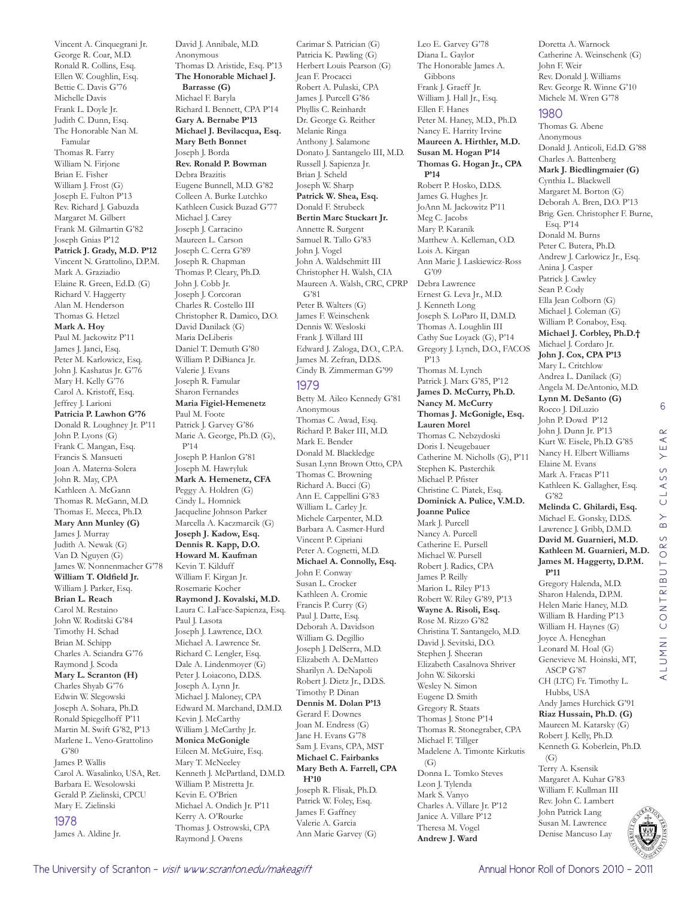Vincent A. Cinquegrani Jr.
George R. Coar, M.D.
Ronald R. Collins, Esq.
Ellen W. Coughlin, Esq.
Bettie C. Davis G'76
Michelle Davis
Frank L. Doyle Jr.
Judith C. Dunn, Esq.
The Honorable Nan M. Famular
Thomas R. Farry
William N. Firjone
Brian E. Fisher
William J. Frost (G)
Joseph E. Fulton P'13
Rev. Richard J. Gabuzda
Margaret M. Gilbert
Frank M. Gilmartin G'82
Joseph Gnias P'12
**Patrick J. Grady, M.D. P'12**
Vincent N. Grattolino, D.P.M.
Mark A. Graziadio
Elaine R. Green, Ed.D. (G)
Richard V. Haggerty
Alan M. Henderson
Thomas G. Hetzel
**Mark A. Hoy**
Paul M. Jackowitz P'11
James J. Janci, Esq.
Peter M. Karlowicz, Esq.
John J. Kashatus Jr. G'76
Mary H. Kelly G'76
Carol A. Kristoff, Esq.
Jeffrey J. Larioni
**Patricia P. Lawhon G'76**
Donald R. Loughney Jr. P'11
John P. Lyons (G)
Frank C. Mangan, Esq.
Francis S. Mansueti
Joan A. Materna-Solera
John R. May, CPA
Kathleen A. McGann
Thomas R. McGann, M.D.
Thomas E. Mecca, Ph.D.
**Mary Ann Munley (G)**
James J. Murray
Judith A. Newak (G)
Van D. Nguyen (G)
James W. Nonnenmacher G'78
**William T. Oldfield Jr.**
William J. Parker, Esq.
**Brian L. Reach**
Carol M. Restaino
John W. Roditski G'84
Timothy H. Schad
Brian M. Schipp
Charles A. Sciandra G'76
Raymond J. Scoda
**Mary L. Scranton (H)**
Charles Shyab G'76
Edwin W. Slegowski
Joseph A. Sohara, Ph.D.
Ronald Spiegelhoff P'11
Martin M. Swift G'82, P'13
Marlene L. Veno-Grattolino G'80
James P. Wallis
Carol A. Wasalinko, USA, Ret.
Barbara E. Wesolowski
Gerald P. Zielinski, CPCU
Mary E. Zielinski

## 1978

James A. Aldine Jr.
David J. Annibale, M.D.
Anonymous
Thomas D. Aristide, Esq. P'13
**The Honorable Michael J. Barrasse (G)**
Michael F. Baryla
Richard I. Bennett, CPA P'14
**Gary A. Bernabe P'13**
**Michael J. Bevilacqua, Esq.**
**Mary Beth Bonnet**
Joseph J. Borda
**Rev. Ronald P. Bowman**
Debra Brazitis
Eugene Bunnell, M.D. G'82
Colleen A. Burke Lutchko
Kathleen Cusick Buzad G'77
Michael J. Carey
Joseph J. Carracino
Maureen L. Carson
Joseph C. Cerra G'89
Joseph R. Chapman
Thomas P. Cleary, Ph.D.
John J. Cobb Jr.
Joseph J. Corcoran
Charles R. Costello III
Christopher R. Damico, D.O.
David Danilack (G)
Maria DeLiberis
Daniel T. Demuth G'80
William P. DiBianca Jr.
Valerie J. Evans
Joseph R. Famular
Sharon Fernandes
**Maria Figiel-Hemenetz**
Paul M. Foote
Patrick J. Garvey G'86
Marie A. George, Ph.D. (G), P'14
Joseph P. Hanlon G'81
Joseph M. Hawryluk
**Mark A. Hemenetz, CFA**
Peggy A. Holdren (G)
Cindy L. Homnick
Jacqueline Johnson Parker
Marcella A. Kaczmarcik (G)
**Joseph J. Kadow, Esq.**
**Dennis R. Kapp, D.O.**
**Howard M. Kaufman**
Kevin T. Kilduff
William F. Kirgan Jr.
Rosemarie Kocher
**Raymond J. Kovalski, M.D.**
Laura C. LaFace-Sapienza, Esq.
Paul J. Lasota
Joseph J. Lawrence, D.O.
Michael A. Lawrence Sr.
Richard C. Lengler, Esq.
Dale A. Lindenmoyer (G)
Peter J. Loiacono, D.D.S.
Joseph A. Lynn Jr.
Michael J. Maloney, CPA
Edward M. Marchand, D.M.D.
Kevin J. McCarthy
William J. McCarthy Jr.
**Monica McGonigle**
Eileen M. McGuire, Esq.
Mary T. McNeeley
Kenneth J. McPartland, D.M.D.
William P. Mistretta Jr.
Kevin E. O'Brien
Michael A. Ondich Jr. P'11
Kerry A. O'Rourke
Thomas J. Ostrowski, CPA
Raymond J. Owens
Carimar S. Patrician (G)
Patricia K. Pawling (G)
Herbert Louis Pearson (G)
Jean F. Procacci
Robert A. Pulaski, CPA
James J. Purcell G'86
Phyllis C. Reinhardt
Dr. George G. Reither
Melanie Ringa
Anthony J. Salamone
Donato J. Santangelo III, M.D.
Russell J. Sapienza Jr.
Brian J. Scheld
Joseph W. Sharp
**Patrick W. Shea, Esq.**
Donald F. Strubeck
**Bertin Marc Stuckart Jr.**
Annette R. Surgent
Samuel R. Tallo G'83
John J. Vogel
John A. Waldschmitt III
Christopher H. Walsh, CIA
Maureen A. Walsh, CRC, CPRP G'81
Peter B. Walters (G)
James F. Weinschenk
Dennis W. Wesloski
Frank J. Willard III
Edward J. Zaloga, D.O., C.P.A.
James M. Zefran, D.D.S.
Cindy B. Zimmerman G'99

## 1979

Betty M. Aileo Kennedy G'81
Anonymous
Thomas C. Awad, Esq.
Richard P. Baker III, M.D.
Mark E. Bender
Donald M. Blackledge
Susan Lynn Brown Otto, CPA
Thomas C. Browning
Richard A. Bucci (G)
Ann E. Cappellini G'83
William L. Carley Jr.
Michele Carpenter, M.D.
Barbara A. Casmer-Hurd
Vincent P. Cipriani
Peter A. Cognetti, M.D.
**Michael A. Connolly, Esq.**
John F. Conway
Susan L. Crocker
Kathleen A. Cromie
Francis P. Curry (G)
Paul J. Datte, Esq.
Deborah A. Davidson
William G. Degillio
Joseph J. DelSerra, M.D.
Elizabeth A. DeMatteo
Sharilyn A. DeNapoli
Robert J. Dietz Jr., D.D.S.
Timothy P. Dinan
**Dennis M. Dolan P'13**
Gerard F. Downes
Joan M. Endress (G)
Jane H. Evans G'78
Sam J. Evans, CPA, MST
**Michael C. Fairbanks**
**Mary Beth A. Farrell, CPA H'10**
Joseph R. Flisak, Ph.D.
Patrick W. Foley, Esq.
James F. Gaffney
Valerie A. Garcia
Ann Marie Garvey (G)
Leo E. Garvey G'78
Diana L. Gaylor
The Honorable James A. Gibbons
Frank J. Graeff Jr.
William J. Hall Jr., Esq.
Ellen F. Hanes
Peter M. Haney, M.D., Ph.D.
Nancy E. Harrity Irvine
**Maureen A. Hirthler, M.D.**
**Susan M. Hogan P'14**
**Thomas G. Hogan Jr., CPA P'14**
Robert P. Hosko, D.D.S.
James G. Hughes Jr.
JoAnn M. Jackowitz P'11
Meg C. Jacobs
Mary P. Karanik
Matthew A. Kelleman, O.D.
Lois A. Kirgan
Ann Marie J. Laskiewicz-Ross G'09
Debra Lawrence
Ernest G. Leva Jr., M.D.
J. Kenneth Long
Joseph S. LoParo II, D.M.D.
Thomas A. Loughlin III
Cathy Sue Loyack (G), P'14
Gregory J. Lynch, D.O., FACOS P'13
Thomas M. Lynch
Patrick J. Marx G'85, P'12
**James D. McCurry, Ph.D.**
**Nancy M. McCurry**
**Thomas J. McGonigle, Esq.**
**Lauren Morel**
Thomas C. Nebzydoski
Doris I. Neugebauer
Catherine M. Nicholls (G), P'11
Stephen K. Pasterchik
Michael P. Pfister
Christine C. Piatek, Esq.
**Dominick A. Pulice, V.M.D.**
**Joanne Pulice**
Mark J. Purcell
Nancy A. Purcell
Catherine E. Pursell
Michael W. Pursell
Robert J. Radics, CPA
James P. Reilly
Marion L. Riley P'13
Robert W. Riley G'89, P'13
**Wayne A. Risoli, Esq.**
Rose M. Rizzo G'82
Christina T. Santangelo, M.D.
David J. Sevitski, D.O.
Stephen J. Sheeran
Elizabeth Casalnova Shriver
John W. Sikorski
Wesley N. Simon
Eugene D. Smith
Gregory R. Staats
Thomas J. Stone P'14
Thomas R. Stonegraber, CPA
Michael F. Tillger
Madelene A. Timonte Kirkutis (G)
Donna L. Tomko Steves
Leon J. Tylenda
Mark S. Vanyo
Charles A. Villare Jr. P'12
Janice A. Villare P'12
Theresa M. Vogel
**Andrew J. Ward**
Doretta A. Warnock
Catherine A. Weinschenk (G)
John F. Weir
Rev. Donald J. Williams
Rev. George R. Winne G'10
Michele M. Wren G'78

## 1980

Thomas G. Abene
Anonymous
Donald J. Anticoli, Ed.D. G'88
Charles A. Battenberg
**Mark J. Biedlingmaier (G)**
Cynthia L. Blackwell
Margaret M. Borton (G)
Deborah A. Bren, D.O. P'13
Brig. Gen. Christopher F. Burne, Esq. P'14
Donald M. Burns
Peter C. Butera, Ph.D.
Andrew J. Carlowicz Jr., Esq.
Anina J. Casper
Patrick J. Cawley
Sean P. Cody
Ella Jean Colborn (G)
Michael J. Coleman (G)
William P. Conaboy, Esq.
**Michael J. Corbley, Ph.D.†**
Michael J. Cordaro Jr.
**John J. Cox, CPA P'13**
Mary L. Critchlow
Andrea L. Danilack (G)
Angela M. DeAntonio, M.D.
**Lynn M. DeSanto (G)**
Rocco J. DiLuzio
John P. Dowd P'12
John J. Dunn Jr. P'13
Kurt W. Eisele, Ph.D. G'85
Nancy H. Elbert Williams
Elaine M. Evans
Mark A. Fracas P'11
Kathleen K. Gallagher, Esq. G'82
**Melinda C. Ghilardi, Esq.**
Michael E. Gonsky, D.D.S.
Lawrence J. Gribb, D.M.D.
**David M. Guarnieri, M.D.**
**Kathleen M. Guarnieri, M.D.**
**James M. Haggerty, D.P.M. P'11**
Gregory Halenda, M.D.
Sharon Halenda, D.P.M.
Helen Marie Haney, M.D.
William B. Harding P'13
William H. Haynes (G)
Joyce A. Heneghan
Leonard M. Hoal (G)
Genevieve M. Hoinski, MT, ASCP G'87
CH (LTC) Fr. Timothy L. Hubbs, USA
Andy James Hurchick G'91
**Riaz Hussain, Ph.D. (G)**
Maureen M. Katarsky (G)
Robert J. Kelly, Ph.D.
Kenneth G. Koberlein, Ph.D. (G)
Terry A. Ksensik
Margaret A. Kuhar G'83
William F. Kullman III
Rev. John C. Lambert
John Patrick Lang
Susan M. Lawrence
Denise Mancuso Lay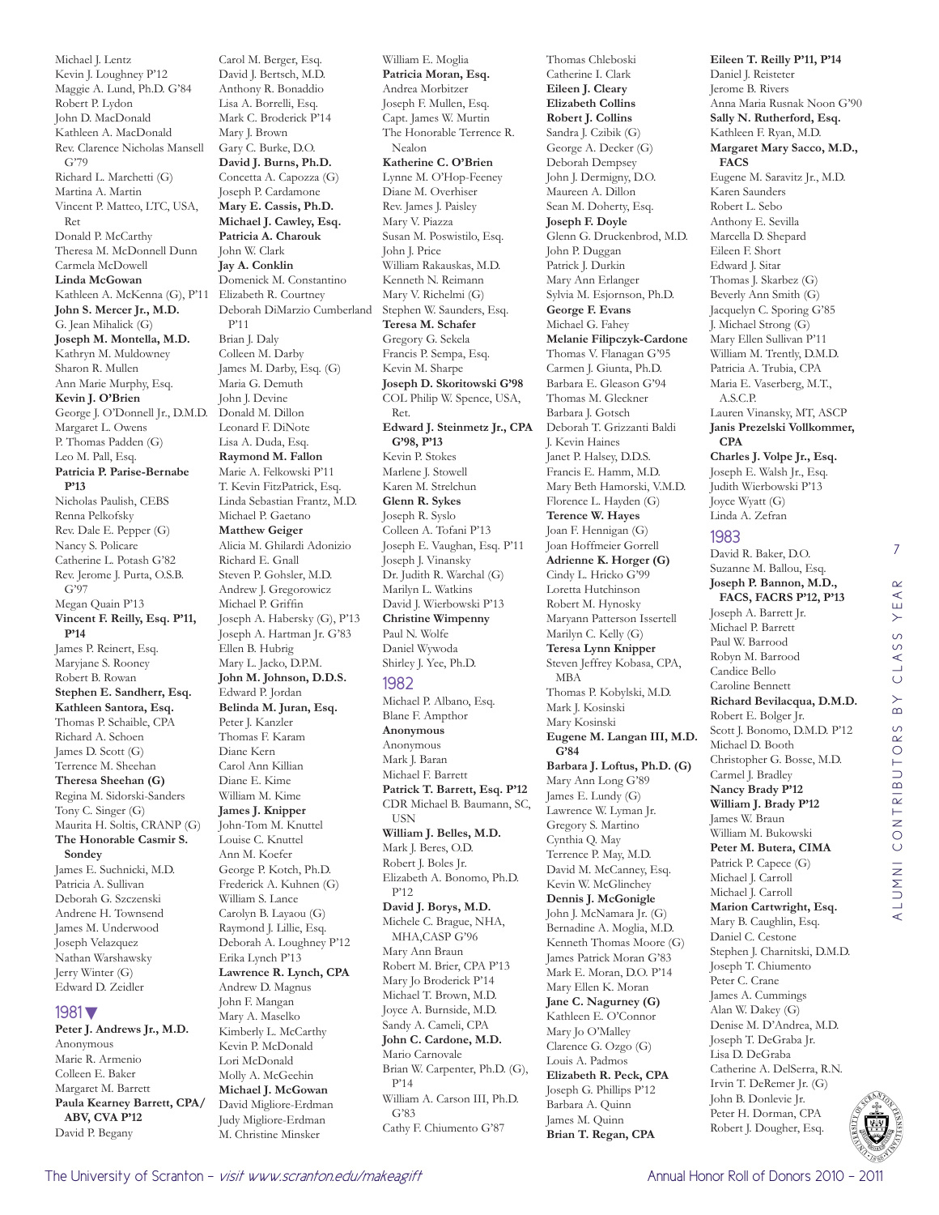Michael J. Lentz
Kevin J. Loughney P'12
Maggie A. Lund, Ph.D. G'84
Robert P. Lydon
John D. MacDonald
Kathleen A. MacDonald
Rev. Clarence Nicholas Mansell G'79
Richard L. Marchetti (G)
Martina A. Martin
Vincent P. Matteo, LTC, USA, Ret
Donald P. McCarthy
Theresa M. McDonnell Dunn
Carmela McDowell
**Linda McGowan**
Kathleen A. McKenna (G), P'11
**John S. Mercer Jr., M.D.**
G. Jean Mihalick (G)
**Joseph M. Montella, M.D.**
Kathryn M. Muldowney
Sharon R. Mullen
Ann Marie Murphy, Esq.
**Kevin J. O'Brien**
George J. O'Donnell Jr., D.M.D.
Margaret L. Owens
P. Thomas Padden (G)
Leo M. Pall, Esq.
**Patricia P. Parise-Bernabe P'13**
Nicholas Paulish, CEBS
Renna Pelkofsky
Rev. Dale E. Pepper (G)
Nancy S. Policare
Catherine L. Potash G'82
Rev. Jerome J. Purta, O.S.B. G'97
Megan Quain P'13
**Vincent F. Reilly, Esq. P'11, P'14**
James P. Reinert, Esq.
Maryjane S. Rooney
Robert B. Rowan
**Stephen E. Sandherr, Esq.**
**Kathleen Santora, Esq.**
Thomas P. Schaible, CPA
Richard A. Schoen
James D. Scott (G)
Terrence M. Sheehan
**Theresa Sheehan (G)**
Regina M. Sidorski-Sanders
Tony C. Singer (G)
Maurita H. Soltis, CRANP (G)
**The Honorable Casmir S. Sondey**
James E. Suchnicki, M.D.
Patricia A. Sullivan
Deborah G. Szczenski
Andrene H. Townsend
James M. Underwood
Joseph Velazquez
Nathan Warshawsky
Jerry Winter (G)
Edward D. Zeidler

## 1981

**Peter J. Andrews Jr., M.D.**
Anonymous
Marie R. Armenio
Colleen E. Baker
Margaret M. Barrett
**Paula Kearney Barrett, CPA/ABV, CVA P'12**
David P. Begany
Carol M. Berger, Esq.
David J. Bertsch, M.D.
Anthony R. Bonaddio
Lisa A. Borrelli, Esq.
Mark C. Broderick P'14
Mary J. Brown
Gary C. Burke, D.O.
**David J. Burns, Ph.D.**
Concetta A. Capozza (G)
Joseph P. Cardamone
**Mary E. Cassis, Ph.D.**
**Michael J. Cawley, Esq.**
**Patricia A. Charouk**
John W. Clark
**Jay A. Conklin**
Domenick M. Constantino
Elizabeth R. Courtney
Deborah DiMarzio Cumberland P'11
Brian J. Daly
Colleen M. Darby
James M. Darby, Esq. (G)
Maria G. Demuth
John J. Devine
Donald M. Dillon
Leonard F. DiNote
Lisa A. Duda, Esq.
**Raymond M. Fallon**
Marie A. Felkowski P'11
T. Kevin FitzPatrick, Esq.
Linda Sebastian Frantz, M.D.
Michael P. Gaetano
**Matthew Geiger**
Alicia M. Ghilardi Adonizio
Richard E. Gnall
Steven P. Gohsler, M.D.
Andrew J. Gregorowicz
Michael P. Griffin
Joseph A. Habersky (G), P'13
Joseph A. Hartman Jr. G'83
Ellen B. Hubrig
Mary L. Jacko, D.P.M.
**John M. Johnson, D.D.S.**
Edward P. Jordan
**Belinda M. Juran, Esq.**
Peter J. Kanzler
Thomas F. Karam
Diane Kern
Carol Ann Killian
Diane E. Kime
William M. Kime
**James J. Knipper**
John-Tom M. Knuttel
Louise C. Knuttel
Ann M. Koefer
George P. Kotch, Ph.D.
Frederick A. Kuhnen (G)
William S. Lance
Carolyn B. Layaou (G)
Raymond J. Lillie, Esq.
Deborah A. Loughney P'12
Erika Lynch P'13
**Lawrence R. Lynch, CPA**
Andrew D. Magnus
John F. Mangan
Mary A. Maselko
Kimberly L. McCarthy
Kevin P. McDonald
Lori McDonald
Molly A. McGeehin
**Michael J. McGowan**
David Migliore-Erdman
Judy Migliore-Erdman
M. Christine Minsker
William E. Moglia
**Patricia Moran, Esq.**
Andrea Morbitzer
Joseph F. Mullen, Esq.
Capt. James W. Murtin
The Honorable Terrence R. Nealon
**Katherine C. O'Brien**
Lynne M. O'Hop-Feeney
Diane M. Overhiser
Rev. James J. Paisley
Mary V. Piazza
Susan M. Poswistilo, Esq.
John J. Price
William Rakauskas, M.D.
Kenneth N. Reimann
Mary V. Richelmi (G)
Stephen W. Saunders, Esq.
**Teresa M. Schafer**
Gregory G. Sekela
Francis P. Sempa, Esq.
Kevin M. Sharpe
**Joseph D. Skoritowski G'98**
COL Philip W. Spence, USA, Ret.
**Edward J. Steinmetz Jr., CPA G'98, P'13**
Kevin P. Stokes
Marlene J. Stowell
Karen M. Strelchun
**Glenn R. Sykes**
Joseph R. Syslo
Colleen A. Tofani P'13
Joseph E. Vaughan, Esq. P'11
Joseph J. Vinansky
Dr. Judith R. Warchal (G)
Marilyn L. Watkins
David J. Wierbowski P'13
**Christine Wimpenny**
Paul N. Wolfe
Daniel Wywoda
Shirley J. Yee, Ph.D.

## 1982

Michael P. Albano, Esq.
Blane F. Ampthor
**Anonymous**
Anonymous
Mark J. Baran
Michael F. Barrett
**Patrick T. Barrett, Esq. P'12**
CDR Michael B. Baumann, SC, USN
**William J. Belles, M.D.**
Mark J. Beres, O.D.
Robert J. Boles Jr.
Elizabeth A. Bonomo, Ph.D. P'12
**David J. Borys, M.D.**
Michele C. Brague, NHA, MHA,CASP G'96
Mary Ann Braun
Robert M. Brier, CPA P'13
Mary Jo Broderick P'14
Michael T. Brown, M.D.
Joyce A. Burnside, M.D.
Sandy A. Cameli, CPA
**John C. Cardone, M.D.**
Mario Carnovale
Brian W. Carpenter, Ph.D. (G), P'14
William A. Carson III, Ph.D. G'83
Cathy F. Chiumento G'87
Thomas Chleboski
Catherine I. Clark
**Eileen J. Cleary**
**Elizabeth Collins**
**Robert J. Collins**
Sandra J. Czibik (G)
George A. Decker (G)
Deborah Dempsey
John J. Dermigny, D.O.
Maureen A. Dillon
Sean M. Doherty, Esq.
**Joseph F. Doyle**
Glenn G. Druckenbrod, M.D.
John P. Duggan
Patrick J. Durkin
Mary Ann Erlanger
Sylvia M. Esjornson, Ph.D.
**George F. Evans**
Michael G. Fahey
**Melanie Filipczyk-Cardone**
Thomas V. Flanagan G'95
Carmen J. Giunta, Ph.D.
Barbara E. Gleason G'94
Thomas M. Gleckner
Barbara J. Gotsch
Deborah T. Grizzanti Baldi
J. Kevin Haines
Janet P. Halsey, D.D.S.
Francis E. Hamm, M.D.
Mary Beth Hamorski, V.M.D.
Florence L. Hayden (G)
**Terence W. Hayes**
Joan F. Hennigan (G)
Joan Hoffmeier Gorrell
**Adrienne K. Horger (G)**
Cindy L. Hricko G'99
Loretta Hutchinson
Robert M. Hynosky
Maryann Patterson Issertell
Marilyn C. Kelly (G)
**Teresa Lynn Knipper**
Steven Jeffrey Kobasa, CPA, MBA
Thomas P. Kobylski, M.D.
Mark J. Kosinski
Mary Kosinski
**Eugene M. Langan III, M.D. G'84**
**Barbara J. Loftus, Ph.D. (G)**
Mary Ann Long G'89
James E. Lundy (G)
Lawrence W. Lyman Jr.
Gregory S. Martino
Cynthia Q. May
Terrence P. May, M.D.
David M. McCanney, Esq.
Kevin W. McGlinchey
**Dennis J. McGonigle**
John J. McNamara Jr. (G)
Bernadine A. Moglia, M.D.
Kenneth Thomas Moore (G)
James Patrick Moran G'83
Mark E. Moran, D.O. P'14
Mary Ellen K. Moran
**Jane C. Nagurney (G)**
Kathleen E. O'Connor
Mary Jo O'Malley
Clarence G. Ozgo (G)
Louis A. Padmos
**Elizabeth R. Peck, CPA**
Joseph G. Phillips P'12
Barbara A. Quinn
James M. Quinn
**Brian T. Regan, CPA**
**Eileen T. Reilly P'11, P'14**
Daniel J. Reisteter
Jerome B. Rivers
Anna Maria Rusnak Noon G'90
**Sally N. Rutherford, Esq.**
Kathleen F. Ryan, M.D.
**Margaret Mary Sacco, M.D., FACS**
Eugene M. Saravitz Jr., M.D.
Karen Saunders
Robert L. Sebo
Anthony E. Sevilla
Marcella D. Shepard
Eileen F. Short
Edward J. Sitar
Thomas J. Skarbez (G)
Beverly Ann Smith (G)
Jacquelyn C. Sporing G'85
J. Michael Strong (G)
Mary Ellen Sullivan P'11
William M. Trently, D.M.D.
Patricia A. Trubia, CPA
Maria E. Vaserberg, M.T., A.S.C.P.
Lauren Vinansky, MT, ASCP
**Janis Prezelski Vollkommer, CPA**
**Charles J. Volpe Jr., Esq.**
Joseph E. Walsh Jr., Esq.
Judith Wierbowski P'13
Joyce Wyatt (G)
Linda A. Zefran

## 1983

David R. Baker, D.O.
Suzanne M. Ballou, Esq.
**Joseph P. Bannon, M.D., FACS, FACRS P'12, P'13**
Joseph A. Barrett Jr.
Michael P. Barrett
Paul W. Barrood
Robyn M. Barrood
Candice Bello
Caroline Bennett
**Richard Bevilacqua, D.M.D.**
Robert E. Bolger Jr.
Scott J. Bonomo, D.M.D. P'12
Michael D. Booth
Christopher G. Bosse, M.D.
Carmel J. Bradley
**Nancy Brady P'12**
**William J. Brady P'12**
James W. Braun
William M. Bukowski
**Peter M. Butera, CIMA**
Patrick P. Capece (G)
Michael J. Carroll
Michael J. Carroll
**Marion Cartwright, Esq.**
Mary B. Caughlin, Esq.
Daniel C. Cestone
Stephen J. Charnitski, D.M.D.
Joseph T. Chiumento
Peter C. Crane
James A. Cummings
Alan W. Dakey (G)
Denise M. D'Andrea, M.D.
Joseph T. DeGraba Jr.
Lisa D. DeGraba
Catherine A. DelSerra, R.N.
Irvin T. DeRemer Jr. (G)
John B. Donlevie Jr.
Peter H. Dorman, CPA
Robert J. Dougher, Esq.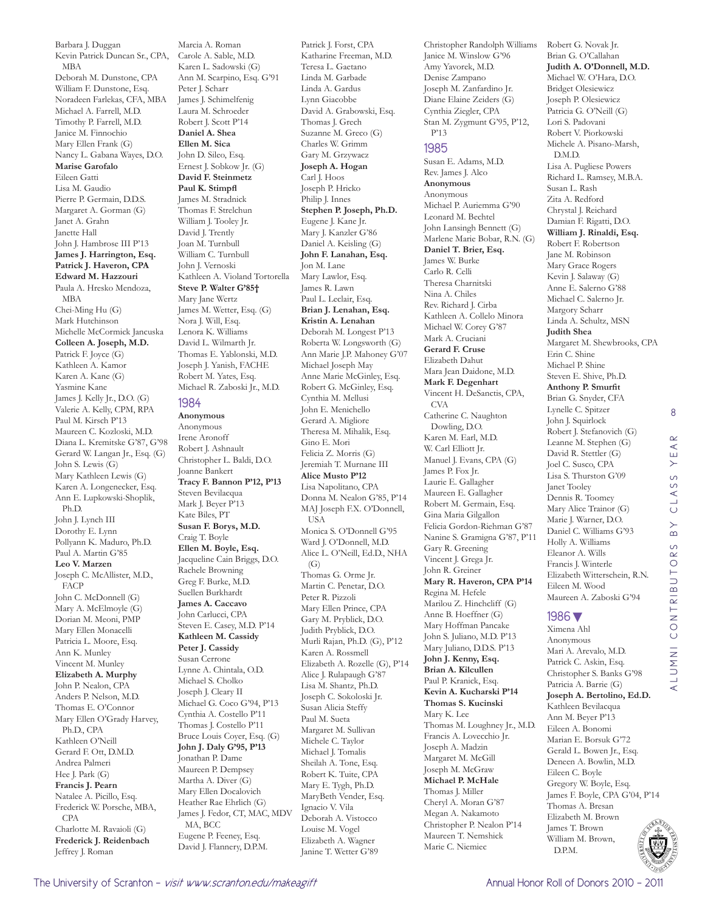Barbara J. Duggan
Kevin Patrick Duncan Sr., CPA, MBA
Deborah M. Dunstone, CPA
William F. Dunstone, Esq.
Noradeen Farlekas, CFA, MBA
Michael A. Farrell, M.D.
Timothy P. Farrell, M.D.
Janice M. Finnochio
Mary Ellen Frank (G)
Nancy L. Gabana Wayes, D.O.
**Marise Garofalo**
Eileen Gatti
Lisa M. Gaudio
Pierre P. Germain, D.D.S.
Margaret A. Gorman (G)
Janet A. Grahn
Janette Hall
John J. Hambrose III P'13
**James J. Harrington, Esq.**
**Patrick J. Haveron, CPA**
**Edward M. Hazzouri**
Paula A. Hresko Mendoza, MBA
Chei-Ming Hu (G)
Mark Hutchinson
Michelle McCormick Jancuska
**Colleen A. Joseph, M.D.**
Patrick F. Joyce (G)
Kathleen A. Kamor
Karen A. Kane (G)
Yasmine Kane
James J. Kelly Jr., D.O. (G)
Valerie A. Kelly, CPM, RPA
Paul M. Kirsch P'13
Maureen C. Kozloski, M.D.
Diana L. Kremitske G'87, G'98
Gerard W. Langan Jr., Esq. (G)
John S. Lewis (G)
Mary Kathleen Lewis (G)
Karen A. Longenecker, Esq.
Ann E. Lupkowski-Shoplik, Ph.D.
John J. Lynch III
Dorothy E. Lynn
Pollyann K. Maduro, Ph.D.
Paul A. Martin G'85
**Leo V. Marzen**
Joseph C. McAllister, M.D., FACP
John C. McDonnell (G)
Mary A. McElmoyle (G)
Dorian M. Meoni, PMP
Mary Ellen Monacelli
Patricia L. Moore, Esq.
Ann K. Munley
Vincent M. Munley
**Elizabeth A. Murphy**
John P. Nealon, CPA
Anders P. Nelson, M.D.
Thomas E. O'Connor
Mary Ellen O'Grady Harvey, Ph.D., CPA
Kathleen O'Neill
Gerard F. Ott, D.M.D.
Andrea Palmeri
Hee J. Park (G)
**Francis J. Pearn**
Natalee A. Picillo, Esq.
Frederick W. Porsche, MBA, CPA
Charlotte M. Ravaioli (G)
**Frederick J. Reidenbach**
Jeffrey J. Roman
Marcia A. Roman
Carole A. Sable, M.D.
Karen L. Sadowski (G)
Ann M. Scarpino, Esq. G'91
Peter J. Scharr
James J. Schimelfenig
Laura M. Schroeder
Robert J. Scott P'14
**Daniel A. Shea**
**Ellen M. Sica**
John D. Sileo, Esq.
Ernest J. Sobkow Jr. (G)
**David F. Steinmetz**
**Paul K. Stimpfl**
James M. Stradnick
Thomas F. Strelchun
William J. Tooley Jr.
David J. Trently
Joan M. Turnbull
William C. Turnbull
John J. Vernoski
Kathleen A. Violand Tortorella
**Steve P. Walter G'85†**
Mary Jane Wertz
James M. Wetter, Esq. (G)
Nora J. Will, Esq.
Lenora K. Williams
David L. Wilmarth Jr.
Thomas E. Yablonski, M.D.
Joseph J. Yanish, FACHE
Robert M. Yates, Esq.
Michael R. Zaboski Jr., M.D.

## 1984

**Anonymous**
Anonymous
Irene Aronoff
Robert J. Ashnault
Christopher L. Baldi, D.O.
Joanne Bankert
**Tracy F. Bannon P'12, P'13**
Steven Bevilacqua
Mark J. Beyer P'13
Kate Biles, PT
**Susan F. Borys, M.D.**
Craig T. Boyle
**Ellen M. Boyle, Esq.**
Jacqueline Cain Briggs, D.O.
Rachele Browning
Greg F. Burke, M.D.
Suellen Burkhardt
**James A. Caccavo**
John Carlucci, CPA
Steven E. Casey, M.D. P'14
**Kathleen M. Cassidy**
**Peter J. Cassidy**
Susan Cerrone
Lynne A. Chintala, O.D.
Michael S. Cholko
Joseph J. Cleary II
Michael G. Coco G'94, P'13
Cynthia A. Costello P'11
Thomas J. Costello P'11
Bruce Louis Coyer, Esq. (G)
**John J. Daly G'95, P'13**
Jonathan P. Dame
Maureen P. Dempsey
Martha A. Diver (G)
Mary Ellen Docalovich
Heather Rae Ehrlich (G)
James J. Fedor, CT, MAC, MDV MA, BCC
Eugene P. Feeney, Esq.
David J. Flannery, D.P.M.
Patrick J. Forst, CPA
Katharine Freeman, M.D.
Teresa L. Gaetano
Linda M. Garbade
Linda A. Gardus
Lynn Giacobbe
David A. Grabowski, Esq.
Thomas J. Grech
Suzanne M. Greco (G)
Charles W. Grimm
Gary M. Grzywacz
**Joseph A. Hogan**
Carl J. Hoos
Joseph P. Hricko
Philip J. Innes
**Stephen P. Joseph, Ph.D.**
Eugene J. Kane Jr.
Mary J. Kanzler G'86
Daniel A. Keisling (G)
**John F. Lanahan, Esq.**
Jon M. Lane
Mary Lawlor, Esq.
James R. Lawn
Paul L. Leclair, Esq.
**Brian J. Lenahan, Esq.**
**Kristin A. Lenahan**
Deborah M. Longest P'13
Roberta W. Longsworth (G)
Ann Marie J.P. Mahoney G'07
Michael Joseph May
Anne Marie McGinley, Esq.
Robert G. McGinley, Esq.
Cynthia M. Mellusi
John E. Menichello
Gerard A. Migliore
Theresa M. Mihalik, Esq.
Gino E. Mori
Felicia Z. Morris (G)
Jeremiah T. Murnane III
**Alice Musto P'12**
Lisa Napolitano, CPA
Donna M. Nealon G'85, P'14
MAJ Joseph F.X. O'Donnell, USA
Monica S. O'Donnell G'95
Ward J. O'Donnell, M.D.
Alice L. O'Neill, Ed.D., NHA (G)
Thomas G. Orme Jr.
Martin C. Penetar, D.O.
Peter R. Pizzoli
Mary Ellen Prince, CPA
Gary M. Pryblick, D.O.
Judith Pryblick, D.O.
Murli Rajan, Ph.D. (G), P'12
Karen A. Rossmell
Elizabeth A. Rozelle (G), P'14
Alice J. Rulapaugh G'87
Lisa M. Shantz, Ph.D.
Joseph C. Sokoloski Jr.
Susan Alicia Steffy
Paul M. Sueta
Margaret M. Sullivan
Michele C. Taylor
Michael J. Tomalis
Sheilah A. Tone, Esq.
Robert K. Tuite, CPA
Mary E. Tygh, Ph.D.
MaryBeth Vender, Esq.
Ignacio V. Vila
Deborah A. Vistocco
Louise M. Vogel
Elizabeth A. Wagner
Janine T. Wetter G'89
Christopher Randolph Williams
Janice M. Winslow G'96
Amy Yavorek, M.D.
Denise Zampano
Joseph M. Zanfardino Jr.
Diane Elaine Zeiders (G)
Cynthia Ziegler, CPA
Stan M. Zygmunt G'95, P'12, P'13

## 1985

Susan E. Adams, M.D.
Rev. James J. Alco
**Anonymous**
Anonymous
Michael P. Auriemma G'90
Leonard M. Bechtel
John Lansingh Bennett (G)
Marlene Marie Bobar, R.N. (G)
**Daniel T. Brier, Esq.**
James W. Burke
Carlo R. Celli
Theresa Charnitski
Nina A. Chiles
Rev. Richard J. Cirba
Kathleen A. Collelo Minora
Michael W. Corey G'87
Mark A. Cruciani
**Gerard F. Cruse**
Elizabeth Dahut
Mara Jean Daidone, M.D.
**Mark F. Degenhart**
Vincent H. DeSanctis, CPA, CVA
Catherine C. Naughton Dowling, D.O.
Karen M. Earl, M.D.
W. Carl Elliott Jr.
Manuel J. Evans, CPA (G)
James P. Fox Jr.
Laurie E. Gallagher
Maureen E. Gallagher
Robert M. Germain, Esq.
Gina Maria Gilgallon
Felicia Gordon-Riehman G'87
Nanine S. Gramigna G'87, P'11
Gary R. Greening
Vincent J. Grega Jr.
John R. Greiner
**Mary R. Haveron, CPA P'14**
Regina M. Hefele
Marilou Z. Hinchcliff (G)
Anne B. Hoeffner (G)
Mary Hoffman Pancake
John S. Juliano, M.D. P'13
Mary Juliano, D.D.S. P'13
**John J. Kenny, Esq.**
**Brian A. Kilcullen**
Paul P. Kranick, Esq.
**Kevin A. Kucharski P'14**
**Thomas S. Kucinski**
Mary K. Lee
Thomas M. Loughney Jr., M.D.
Francis A. Lovecchio Jr.
Joseph A. Madzin
Margaret M. McGill
Joseph M. McGraw
**Michael P. McHale**
Thomas J. Miller
Cheryl A. Moran G'87
Megan A. Nakamoto
Christopher P. Nealon P'14
Maureen T. Nemshick
Marie C. Niemiec
Robert G. Novak Jr.
Brian G. O'Callahan
**Judith A. O'Donnell, M.D.**
Michael W. O'Hara, D.O.
Bridget Olesiewicz
Joseph P. Olesiewicz
Patricia G. O'Neill (G)
Lori S. Padovani
Robert V. Piorkowski
Michele A. Pisano-Marsh, D.M.D.
Lisa A. Pugliese Powers
Richard L. Ramsey, M.B.A.
Susan L. Rash
Zita A. Redford
Chrystal J. Reichard
Damian F. Rigatti, D.O.
**William J. Rinaldi, Esq.**
Robert F. Robertson
Jane M. Robinson
Mary Grace Rogers
Kevin J. Salaway (G)
Anne E. Salerno G'88
Michael C. Salerno Jr.
Margory Scharr
Linda A. Schultz, MSN
**Judith Shea**
Margaret M. Shewbrooks, CPA
Erin C. Shine
Michael P. Shine
Steven E. Shive, Ph.D.
**Anthony P. Smurfit**
Brian G. Snyder, CFA
Lynelle C. Spitzer
John J. Squirlock
Robert J. Stefanovich (G)
Leanne M. Stephen (G)
David R. Stettler (G)
Joel C. Susco, CPA
Lisa S. Thurston G'09
Janet Tooley
Dennis R. Toomey
Mary Alice Trainor (G)
Marie J. Warner, D.O.
Daniel C. Williams G'93
Holly A. Williams
Eleanor A. Wills
Francis J. Winterle
Elizabeth Witterschein, R.N.
Eileen M. Wood
Maureen A. Zaboski G'94

## 1986 ▼

Ximena Ahl
Anonymous
Mari A. Arevalo, M.D.
Patrick C. Askin, Esq.
Christopher S. Banks G'98
Patricia A. Barrie (G)
**Joseph A. Bertolino, Ed.D.**
Kathleen Bevilacqua
Ann M. Beyer P'13
Eileen A. Bonomi
Marian E. Borsuk G'72
Gerald L. Bowen Jr., Esq.
Deneen A. Bowlin, M.D.
Eileen C. Boyle
Gregory W. Boyle, Esq.
James F. Boyle, CPA G'04, P'14
Thomas A. Bresan
Elizabeth M. Brown
James T. Brown
William M. Brown, D.P.M.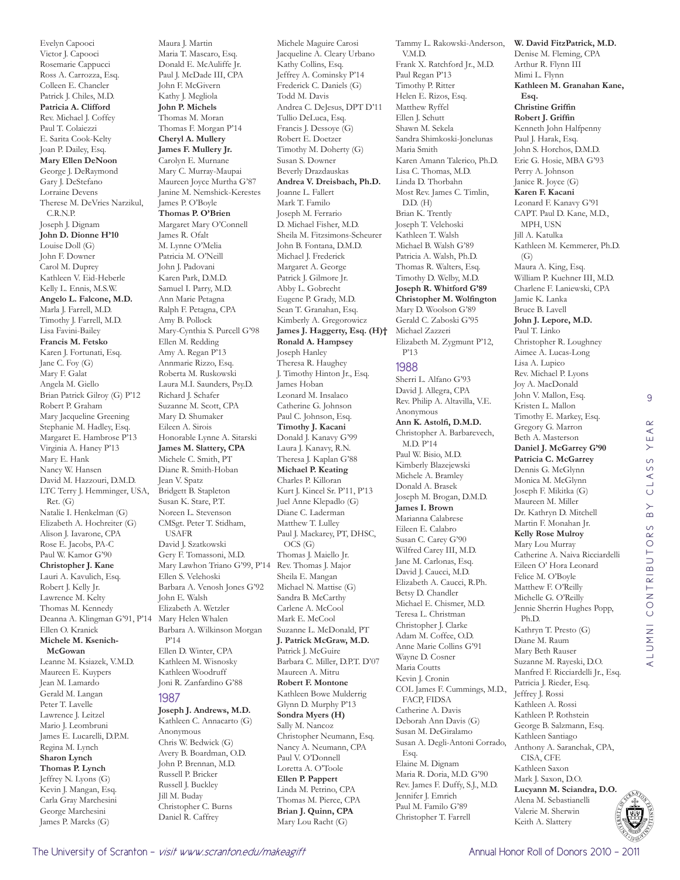Evelyn Capoocі
Victor J. Capooci
Rosemarie Cappucci
Ross A. Carrozza, Esq.
Colleen E. Chancler
Patrick J. Chiles, M.D.
**Patricia A. Clifford**
Rev. Michael J. Coffey
Paul T. Colaiezzi
E. Sarita Cook-Kelty
Joan P. Dailey, Esq.
**Mary Ellen DeNoon**
George J. DeRaymond
Gary J. DeStefano
Lorraine Devens
Therese M. DeVries Narzikul, C.R.N.P.
Joseph J. Dignam
**John D. Dionne H'10**
Louise Doll (G)
John F. Downer
Carol M. Duprey
Kathleen V. Eid-Heberle
Kelly L. Ennis, M.S.W.
**Angelo L. Falcone, M.D.**
Marla J. Farrell, M.D.
Timothy J. Farrell, M.D.
Lisa Favini-Bailey
**Francis M. Fetsko**
Karen J. Fortunati, Esq.
Jane C. Foy (G)
Mary F. Galat
Angela M. Giello
Brian Patrick Gilroy (G) P'12
Robert P. Graham
Mary Jacqueline Greening
Stephanie M. Hadley, Esq.
Margaret E. Hambrose P'13
Virginia A. Haney P'13
Mary E. Hank
Nancy W. Hansen
David M. Hazzouri, D.M.D.
LTC Terry J. Hemminger, USA, Ret. (G)
Natalie I. Henkelman (G)
Elizabeth A. Hochreiter (G)
Alison J. Iavarone, CPA
Rose E. Jacobs, PA-C
Paul W. Kamor G'90
**Christopher J. Kane**
Lauri A. Kavulich, Esq.
Robert J. Kelly Jr.
Lawrence M. Kelty
Thomas M. Kennedy
Deanna A. Klingman G'91, P'14
Ellen O. Kranick
**Michele M. Ksenich-McGowan**
Leanne M. Ksiazek, V.M.D.
Maureen E. Kuypers
Jean M. Lamardo
Gerald M. Langan
Peter T. Lavelle
Lawrence J. Leitzel
Mario J. Leombruni
James E. Lucarelli, D.P.M.
Regina M. Lynch
**Sharon Lynch**
**Thomas P. Lynch**
Jeffrey N. Lyons (G)
Kevin J. Mangan, Esq.
Carla Gray Marchesini
George Marchesini
James P. Marcks (G)
Maura J. Martin
Maria T. Mascaro, Esq.
Donald E. McAuliffe Jr.
Paul J. McDade III, CPA
John F. McGivern
Kathy J. Megliola
**John P. Michels**
Thomas M. Moran
Thomas F. Morgan P'14
**Cheryl A. Mullery**
**James F. Mullery Jr.**
Carolyn E. Murnane
Mary C. Murray-Maupai
Maureen Joyce Murtha G'87
Janine M. Nemshick-Kerestes
James P. O'Boyle
**Thomas P. O'Brien**
Margaret Mary O'Connell
James R. Ofalt
M. Lynne O'Melia
Patricia M. O'Neill
John J. Padovani
Karen Park, D.M.D.
Samuel I. Parry, M.D.
Ann Marie Petagna
Ralph F. Petagna, CPA
Amy B. Pollock
Mary-Cynthia S. Purcell G'98
Ellen M. Redding
Amy A. Regan P'13
Annmarie Rizzo, Esq.
Roberta M. Ruskowski
Laura M.I. Saunders, Psy.D.
Richard J. Schafer
Suzanne M. Scott, CPA
Mary D. Shumaker
Eileen A. Sirois
Honorable Lynne A. Sitarski
**James M. Slattery, CPA**
Michele C. Smith, PT
Diane R. Smith-Hoban
Jean V. Spatz
Bridgett B. Stapleton
Susan K. Stare, P.T.
Noreen L. Stevenson
CMSgt. Peter T. Stidham, USAFR
David J. Szatkowski
Gery F. Tomassoni, M.D.
Mary Lawhon Triano G'99, P'14
Ellen S. Velehoski
Barbara A. Venosh Jones G'92
John E. Walsh
Elizabeth A. Wetzler
Mary Helen Whalen
Barbara A. Wilkinson Morgan P'14
Ellen D. Winter, CPA
Kathleen M. Wisnosky
Kathleen Woodruff
Joni R. Zanfardino G'88

## 1987

**Joseph J. Andrews, M.D.**
Kathleen C. Annacarto (G)
Anonymous
Chris W. Bedwick (G)
Avery B. Boardman, O.D.
John P. Brennan, M.D.
Russell P. Bricker
Russell J. Buckley
Jill M. Buday
Christopher C. Burns
Daniel R. Caffrey
Michele Maguire Carosi
Jacqueline A. Cleary Urbano
Kathy Collins, Esq.
Jeffrey A. Cominsky P'14
Frederick C. Daniels (G)
Todd M. Davis
Andrea C. DeJesus, DPT D'11
Tullio DeLuca, Esq.
Francis J. Dessoye (G)
Robert E. Doetzer
Timothy M. Doherty (G)
Susan S. Downer
Beverly Drazdauskas
**Andrea V. Dreisbach, Ph.D.**
Joanne L. Fallert
Mark T. Famiło
Joseph M. Ferrario
D. Michael Fisher, M.D.
Sheila M. Fitzsimons-Scheurer
John B. Fontana, D.M.D.
Michael J. Frederick
Margaret A. George
Patrick J. Gilmore Jr.
Abby L. Gobrecht
Eugene P. Grady, M.D.
Sean T. Granahan, Esq.
Kimberly A. Gregorowicz
**James J. Haggerty, Esq. (H)†**
**Ronald A. Hampsey**
Joseph Hanley
Theresa R. Haughey
J. Timothy Hinton Jr., Esq.
James Hoban
Leonard M. Insalaco
Catherine G. Johnson
Paul C. Johnson, Esq.
**Timothy J. Kacani**
Donald J. Kanavy G'99
Laura J. Kanavy, R.N.
Theresa J. Kaplan G'88
**Michael P. Keating**
Charles P. Killoran
Kurt J. Kincel Sr. P'11, P'13
Juel Anne Klepadlo (G)
Diane C. Laderman
Matthew T. Lulley
Paul J. Mackarey, PT, DHSC, OCS (G)
Thomas J. Maiello Jr.
Rev. Thomas J. Major
Sheila E. Mangan
Michael N. Mattise (G)
Sandra B. McCarthy
Carlene A. McCool
Mark E. McCool
Suzanne L. McDonald, PT
**J. Patrick McGraw, M.D.**
Patrick J. McGuire
Barbara C. Miller, D.P.T. D'07
Maureen A. Mitru
**Robert F. Montone**
Kathleen Bowe Mulderrig
Glynn D. Murphy P'13
**Sondra Myers (H)**
Sally M. Nancoz
Christopher Neumann, Esq.
Nancy A. Neumann, CPA
Paul V. O'Donnell
Loretta A. O'Toole
**Ellen P. Pappert**
Linda M. Petrino, CPA
Thomas M. Pierce, CPA
**Brian J. Quinn, CPA**
Mary Lou Racht (G)
Tammy L. Rakowski-Anderson, V.M.D.
Frank X. Ratchford Jr., M.D.
Paul Regan P'13
Timothy P. Ritter
Helen E. Rizos, Esq.
Matthew Ryffel
Ellen J. Schutt
Shawn M. Sekela
Sandra Shimkoski-Jonelunas
Maria Smith
Karen Amann Talerico, Ph.D.
Lisa C. Thomas, M.D.
Linda D. Thorbahn
Most Rev. James C. Timlin, D.D. (H)
Brian K. Trently
Joseph T. Velehoski
Kathleen T. Walsh
Michael B. Walsh G'89
Patricia A. Walsh, Ph.D.
Thomas R. Walters, Esq.
Timothy D. Welby, M.D.
**Joseph R. Whitford G'89**
**Christopher M. Wolfington**
Mary D. Woolson G'89
Gerald C. Zaboski G'95
Michael Zazzeri
Elizabeth M. Zygmunt P'12, P'13

## 1988

Sherri L. Alfano G'93
David J. Allegra, CPA
Rev. Philip A. Altavilla, V.E.
Anonymous
**Ann K. Astolfi, D.M.D.**
Christopher A. Barbarevech, M.D. P'14
Paul W. Bisio, M.D.
Kimberly Blazejewski
Michele A. Bramley
Donald A. Brasek
Joseph M. Brogan, D.M.D.
**James I. Brown**
Marianna Calabrese
Eileen E. Calabro
Susan C. Carey G'90
Wilfred Carey III, M.D.
Jane M. Carlonas, Esq.
David J. Caucci, M.D.
Elizabeth A. Caucci, R.Ph.
Betsy D. Chandler
Michael E. Chismer, M.D.
Teresa L. Christman
Christopher J. Clarke
Adam M. Coffee, O.D.
Anne Marie Collins G'91
Wayne D. Cosner
Maria Coutts
Kevin J. Cronin
COL James F. Cummings, M.D., FACP, FIDSA
Catherine A. Davis
Deborah Ann Davis (G)
Susan M. DeGiralamo
Susan A. Degli-Antoni Corrado, Esq.
Elaine M. Dignam
Maria R. Doria, M.D. G'90
Rev. James F. Duffy, S.J., M.D.
Jennifer J. Emrich
Paul M. Famiło G'89
Christopher T. Farrell
**W. David FitzPatrick, M.D.**
Denise M. Fleming, CPA
Arthur R. Flynn III
Mimi L. Flynn
**Kathleen M. Granahan Kane, Esq.**
**Christine Griffin**
**Robert J. Griffin**
Kenneth John Halfpenny
Paul J. Harak, Esq.
John S. Horchos, D.M.D.
Eric G. Hosie, MBA G'93
Perry A. Johnson
Janice R. Joyce (G)
**Karen F. Kacani**
Leonard F. Kanavy G'91
CAPT. Paul D. Kane, M.D., MPH, USN
Jill A. Katulka
Kathleen M. Kemmerer, Ph.D. (G)
Maura A. King, Esq.
William P. Kuehner III, M.D.
Charlene F. Laniewski, CPA
Jamie K. Lanka
Bruce B. Lavell
**John J. Lepore, M.D.**
Paul T. Linko
Christopher R. Loughney
Aimee A. Lucas-Long
Lisa A. Lupico
Rev. Michael P. Lyons
Joy A. MacDonald
John V. Mallon, Esq.
Kristen L. Mallon
Timothy E. Markey, Esq.
Gregory G. Marron
Beth A. Masterson
**Daniel J. McGarrey G'90**
**Patricia C. McGarrey**
Dennis G. McGlynn
Monica M. McGlynn
Joseph F. Mikitka (G)
Maureen M. Miller
Dr. Kathryn D. Mitchell
Martin F. Monahan Jr.
**Kelly Rose Mulroy**
Mary Lou Murray
Catherine A. Naiva Ricciardelli
Eileen O' Hora Leonard
Felice M. O'Boyle
Matthew F. O'Reilly
Michelle G. O'Reilly
Jennie Sherrin Hughes Popp, Ph.D.
Kathryn T. Presto (G)
Diane M. Raum
Mary Beth Rauser
Suzanne M. Rayeski, D.O.
Manfred F. Ricciardelli Jr., Esq.
Patricia J. Rieder, Esq.
Jeffrey J. Rossi
Kathleen A. Rossi
Kathleen P. Rothstein
George B. Salzmann, Esq.
Kathleen Santiago
Anthony A. Saranchak, CPA, CISA, CFE
Kathleen Saxon
Mark J. Saxon, D.O.
**Lucyann M. Sciandra, D.O.**
Alena M. Sebastianelli
Valerie M. Sherwin
Keith A. Slattery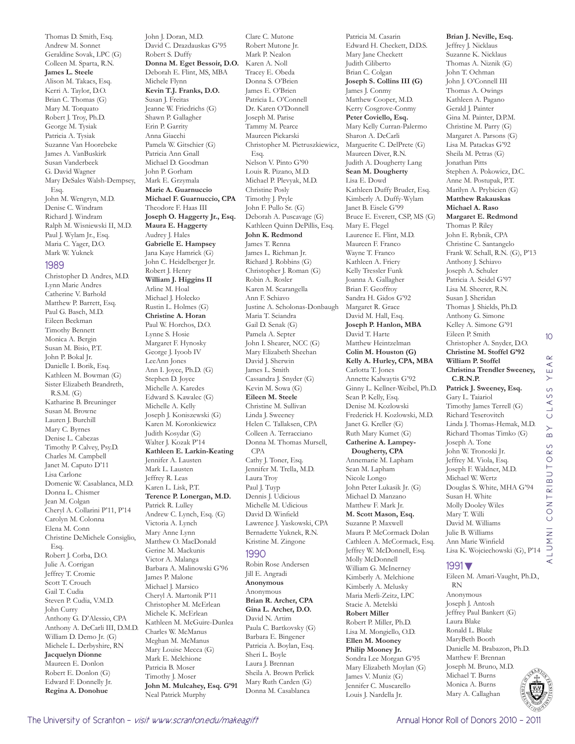Thomas D. Smith, Esq.
Andrew M. Sonnet
Geraldine Sovak, LPC (G)
Colleen M. Sparta, R.N.
**James L. Steele**
Alison M. Takacs, Esq.
Kerri A. Taylor, D.O.
Brian C. Thomas (G)
Mary M. Torquato
Robert J. Troy, Ph.D.
George M. Tysiak
Patricia A. Tysiak
Suzanne Van Hoorebeke
James A. VanBuskirk
Susan Vanderbeek
G. David Wagner
Mary DeSales Walsh-Dempsey, Esq.
John M. Wengryn, M.D.
Denise C. Windram
Richard J. Windram
Ralph M. Wisniewski II, M.D.
Paul J. Wylam Jr., Esq.
Maria C. Yager, D.O.
Mark W. Yuknek

## 1989

Christopher D. Andres, M.D.
Lynn Marie Andres
Catherine V. Barhold
Matthew P. Barrett, Esq.
Paul G. Basch, M.D.
Eileen Beckman
Timothy Bennett
Monica A. Bergin
Susan M. Bisio, P.T.
John P. Bokal Jr.
Danielle I. Borik, Esq.
Kathleen M. Bowman (G)
Sister Elizabeth Brandreth, R.S.M. (G)
Katharine B. Breuninger
Susan M. Browne
Lauren J. Burchill
Mary C. Byrnes
Denise L. Cabezas
Timothy P. Calvey, Psy.D.
Charles M. Campbell
Janet M. Caputo D'11
Lisa Carlone
Domenic W. Casablanca, M.D.
Donna L. Chismer
Jean M. Colgan
Cheryl A. Collarini P'11, P'14
Carolyn M. Colonna
Elena M. Conn
Christine DeMichele Consiglio, Esq.
Robert J. Corba, D.O.
Julie A. Corrigan
Jeffrey T. Cromie
Scott T. Crouch
Gail T. Cudia
Steven P. Cudia, V.M.D.
John Curry
Anthony G. D'Alessio, CPA
Anthony A. DeCarli III, D.M.D.
William D. Demo Jr. (G)
Michele L. Derbyshire, RN
**Jacquelyn Dionne**
Maureen E. Donlon
Robert E. Donlon (G)
Edward F. Donnelly Jr.
**Regina A. Donohue**
John J. Doran, M.D.
David C. Drazdauskas G'95
Robert S. Duffy
**Donna M. Eget Bessoir, D.O.**
Deborah E. Flint, MS, MBA
Michele Flynn
**Kevin T.J. Franks, D.O.**
Susan J. Freitas
Jeanne W. Friedrichs (G)
Shawn P. Gallagher
Erin P. Garrity
Anna Giacchi
Pamela W. Gitschier (G)
Patricia Ann Gnall
Michael D. Goodman
John P. Gorham
Mark E. Grzymala
**Marie A. Guarnuccio**
**Michael F. Guarnuccio, CPA**
Theodore F. Haas III
**Joseph O. Haggerty Jr., Esq.**
**Maura E. Haggerty**
Audrey J. Hales
**Gabrielle E. Hampsey**
Jana Kaye Hamrick (G)
John C. Heidelberger Jr.
Robert J. Henry
**William J. Higgins II**
Arline M. Hoal
Michael J. Holecko
Rustin L. Holmes (G)
**Christine A. Horan**
Paul W. Horchos, D.O.
Lynne S. Hosie
Margaret F. Hynosky
George J. Iyoob IV
LeeAnn Jones
Ann I. Joyce, Ph.D. (G)
Stephen D. Joyce
Michelle A. Karedes
Edward S. Kawalec (G)
Michelle A. Kelly
Joseph J. Koniszewski (G)
Karen M. Koronkiewicz
Judith Kosydar (G)
Walter J. Kozak P'14
**Kathleen E. Larkin-Keating**
Jennifer A. Lausten
Mark L. Lausten
Jeffrey R. Leas
Karen L. Lisk, P.T.
**Terence P. Lonergan, M.D.**
Patrick R. Lulley
Andrew C. Lynch, Esq. (G)
Victoria A. Lynch
Mary Anne Lynn
Matthew O. MacDonald
Gerine M. Mackunis
Victor A. Malanga
Barbara A. Malinowski G'96
James P. Malone
Michael J. Marsico
Cheryl A. Martonik P'11
Christopher M. McErlean
Michele K. McErlean
Kathleen M. McGuire-Dunlea
Charles W. McManus
Meghan M. McManus
Mary Louise Mecca (G)
Mark E. Melchione
Patricia B. Moser
Timothy J. Moser
**John M. Mulcahey, Esq. G'91**
Neal Patrick Murphy
Clare C. Mutone
Robert Mutone Jr.
Mark P. Nealon
Karen A. Noll
Tracey E. Obeda
Donna S. O'Brien
James E. O'Brien
Patricia L. O'Connell
Dr. Karen O'Donnell
Joseph M. Parise
Tammy M. Pearce
Maureen Pickarski
Christopher M. Pietruszkiewicz, Esq.
Nelson V. Pinto G'90
Louis R. Pizano, M.D.
Michael P. Plevyak, M.D.
Christine Posly
Timothy J. Pryle
John F. Pullo Sr. (G)
Deborah A. Puscavage (G)
Kathleen Quinn DePillis, Esq.
**John K. Redmond**
James T. Renna
James L. Riehman Jr.
Richard J. Robbins (G)
Christopher J. Roman (G)
Robin A. Rosler
Karen M. Scarangella
Ann F. Schiavo
Justine A. Scholonas-Donbaugh
Maria T. Sciandra
Gail D. Senak (G)
Pamela A. Septer
John I. Shearer, NCC (G)
Mary Elizabeth Sheehan
David J. Sherwin
James L. Smith
Cassandra J. Snyder (G)
Kevin M. Sowa (G)
**Eileen M. Steele**
Christine M. Sullivan
Linda J. Sweeney
Helen C. Tallaksen, CPA
Colleen A. Terracciano
Donna M. Thomas Mursell, CPA
Cathy J. Toner, Esq.
Jennifer M. Trella, M.D.
Laura Troy
Paul J. Tuyp
Dennis J. Udicious
Michelle M. Udicious
David D. Winfield
Lawrence J. Yaskowski, CPA
Bernadette Yuknek, R.N.
Kristine M. Zingone

## 1990

Robin Rose Andersen
Jill E. Angradi
**Anonymous**
Anonymous
**Brian R. Archer, CPA**
**Gina L. Archer, D.O.**
David N. Artim
Paula C. Bartkovsky (G)
Barbara E. Bingener
Patricia A. Boylan, Esq.
Sheri L. Boyle
Laura J. Brennan
Sheila A. Brown Perlick
Mary Ruth Carden (G)
Donna M. Casablanca
Patricia M. Casarin
Edward H. Checkett, D.D.S.
Mary Jane Checkett
Judith Ciliberto
Brian C. Colgan
**Joseph S. Collins III (G)**
James J. Conmy
Matthew Cooper, M.D.
Kerry Cosgrove-Conmy
**Peter Coviello, Esq.**
Mary Kelly Curran-Palermo
Sharon A. DeCarli
Marguerite C. DelPrete (G)
Maureen Diver, R.N.
Judith A. Dougherty Lang
**Sean M. Dougherty**
Lisa E. Dowd
Kathleen Duffy Bruder, Esq.
Kimberly A. Duffy-Wylam
Janet B. Eisele G'99
Bruce E. Everett, CSP, MS (G)
Mary E. Flegel
Laurence E. Flint, M.D.
Maureen F. Franco
Wayne T. Franco
Kathleen A. Friery
Kelly Tressler Funk
Joanna A. Gallagher
Brian F. Geoffroy
Sandra H. Gidos G'92
Margaret R. Grace
David M. Hall, Esq.
**Joseph P. Hanlon, MBA**
David T. Harte
Matthew Heintzelman
**Colin M. Houston (G)**
**Kelly A. Hurley, CPA, MBA**
Carlotta T. Jones
Annette Kalwaytis G'92
Ginny L. Kellner-Weibel, Ph.D.
Sean P. Kelly, Esq.
Denise M. Kozlowski
Frederick H. Kozlowski, M.D.
Janet G. Kreller (G)
Ruth Mary Kumet (G)
**Catherine A. Lampey-Dougherty, CPA**
Annemarie M. Lapham
Sean M. Lapham
Nicole Longo
John Peter Lukasik Jr. (G)
Michael D. Manzano
Matthew F. Mark Jr.
**M. Scott Mason, Esq.**
Suzanne P. Maxwell
Maura P. McCormack Dolan
Cathleen A. McCormack, Esq.
Jeffrey W. McDonnell, Esq.
Molly McDonnell
William G. McInerney
Kimberly A. Melchione
Kimberly A. Melusky
Maria Merli-Zeitz, LPC
Stacie A. Metelski
**Robert Miller**
Robert P. Miller, Ph.D.
Lisa M. Mongiello, O.D.
**Ellen M. Mooney**
**Philip Mooney Jr.**
Sondra Lee Morgan G'95
Mary Elizabeth Moylan (G)
James V. Muniz (G)
Jennifer C. Muscarello
Louis J. Nardella Jr.
**Brian J. Neville, Esq.**
Jeffrey J. Nicklaus
Suzanne K. Nicklaus
Thomas A. Niznik (G)
John T. Ochman
John J. O'Connell III
Thomas A. Owings
Kathleen A. Pagano
Gerald J. Painter
Gina M. Painter, D.P.M.
Christine M. Parry (G)
Margaret A. Parsons (G)
Lisa M. Patackas G'92
Sheila M. Petras (G)
Jonathan Pitts
Stephen A. Pokowicz, D.C.
Anne M. Postupak, P.T.
Marilyn A. Prybicien (G)
**Matthew Rakauskas**
**Michael A. Raso**
**Margaret E. Redmond**
Thomas P. Riley
John E. Rybnik, CPA
Christine C. Santangelo
Frank W. Schall, R.N. (G), P'13
Anthony J. Schiavo
Joseph A. Schuler
Patricia A. Seidel G'97
Lisa M. Sheerer, R.N.
Susan J. Sheridan
Thomas J. Shields, Ph.D.
Anthony G. Simone
Kelley A. Simone G'91
Eileen P. Smith
Christopher A. Snyder, D.O.
**Christine M. Stoffel G'92**
**William P. Stoffel**
**Christina Trendler Sweeney, C.R.N.P.**
**Patrick J. Sweeney, Esq.**
Gary L. Taiariol
Timothy James Terrell (G)
Richard Teserovitch
Linda J. Thomas-Hemak, M.D.
Richard Thomas Timko (G)
Joseph A. Tone
John W. Tronoski Jr.
Jeffrey M. Viola, Esq.
Joseph F. Waldner, M.D.
Michael W. Wertz
Douglas S. White, MHA G'94
Susan H. White
Molly Dooley Wiles
Mary T. Willi
David M. Williams
Julie B. Williams
Ann Marie Winfield
Lisa K. Wojciechowski (G), P'14

## 1991

Eileen M. Amari-Vaught, Ph.D., RN
Anonymous
Joseph J. Antosh
Jeffrey Paul Bankert (G)
Laura Blake
Ronald L. Blake
MaryBeth Booth
Danielle M. Brabazon, Ph.D.
Matthew F. Brennan
Joseph M. Bruno, M.D.
Michael T. Burns
Monica A. Burns
Mary A. Callaghan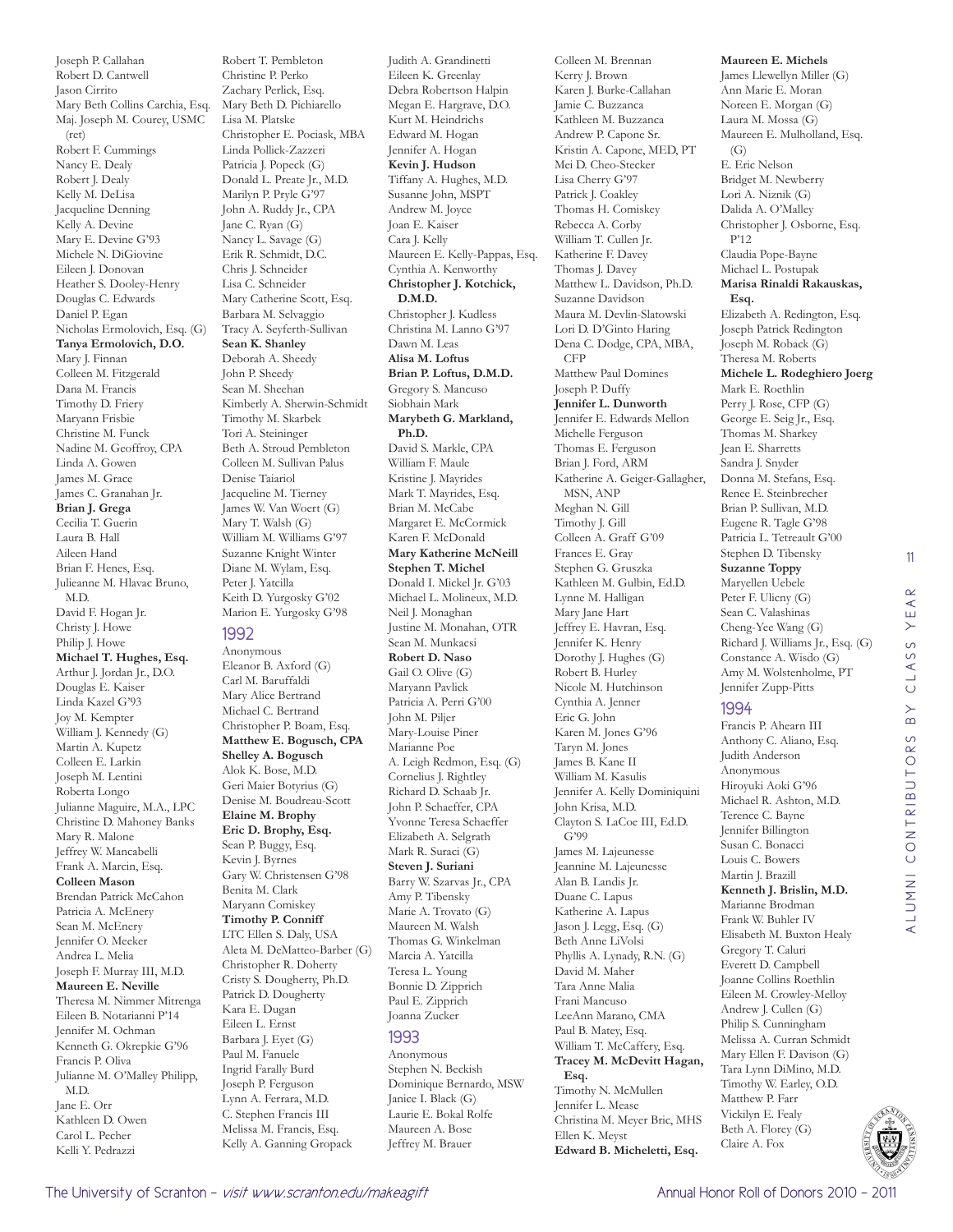Joseph P. Callahan
Robert D. Cantwell
Jason Cirrito
Mary Beth Collins Carchia, Esq.
Maj. Joseph M. Courey, USMC (ret)
Robert F. Cummings
Nancy E. Dealy
Robert J. Dealy
Kelly M. DeLisa
Jacqueline Denning
Kelly A. Devine
Mary E. Devine G'93
Michele N. DiGiovine
Eileen J. Donovan
Heather S. Dooley-Henry
Douglas C. Edwards
Daniel P. Egan
Nicholas Ermolovich, Esq. (G)
**Tanya Ermolovich, D.O.**
Mary J. Finnan
Colleen M. Fitzgerald
Dana M. Francis
Timothy D. Friery
Maryann Frisbie
Christine M. Funck
Nadine M. Geoffroy, CPA
Linda A. Gowen
James M. Grace
James C. Granahan Jr.
**Brian J. Grega**
Cecilia T. Guerin
Laura B. Hall
Aileen Hand
Brian F. Henes, Esq.
Julieanne M. Hlavac Bruno, M.D.
David F. Hogan Jr.
Christy J. Howe
Philip J. Howe
**Michael T. Hughes, Esq.**
Arthur J. Jordan Jr., D.O.
Douglas E. Kaiser
Linda Kazel G'93
Joy M. Kempter
William J. Kennedy (G)
Martin A. Kupetz
Colleen E. Larkin
Joseph M. Lentini
Roberta Longo
Julianne Maguire, M.A., LPC
Christine D. Mahoney Banks
Mary R. Malone
Jeffrey W. Mancabelli
Frank A. Marcin, Esq.
**Colleen Mason**
Brendan Patrick McCahon
Patricia A. McEnery
Sean M. McEnery
Jennifer O. Meeker
Andrea L. Melia
Joseph F. Murray III, M.D.
**Maureen E. Neville**
Theresa M. Nimmer Mitrenga
Eileen B. Notarianni P'14
Jennifer M. Ochman
Kenneth G. Okrepkie G'96
Francis P. Oliva
Julianne M. O'Malley Philipp, M.D.
Jane E. Orr
Kathleen D. Owen
Carol L. Pecher
Kelli Y. Pedrazzi
Robert T. Pembleton
Christine P. Perko
Zachary Perlick, Esq.
Mary Beth D. Pichiarello
Lisa M. Platske
Christopher E. Pociask, MBA
Linda Pollick-Zazzeri
Patricia J. Popeck (G)
Donald L. Preate Jr., M.D.
Marilyn P. Pryle G'97
John A. Ruddy Jr., CPA
Jane C. Ryan (G)
Nancy L. Savage (G)
Erik R. Schmidt, D.C.
Chris J. Schneider
Lisa C. Schneider
Mary Catherine Scott, Esq.
Barbara M. Selvaggio
Tracy A. Seyferth-Sullivan
**Sean K. Shanley**
Deborah A. Sheedy
John P. Sheedy
Sean M. Sheehan
Kimberly A. Sherwin-Schmidt
Timothy M. Skarbek
Tori A. Steininger
Beth A. Stroud Pembleton
Colleen M. Sullivan Palus
Denise Taiariol
Jacqueline M. Tierney
James W. Van Woert (G)
Mary T. Walsh (G)
William M. Williams G'97
Suzanne Knight Winter
Diane M. Wylam, Esq.
Peter J. Yatcilla
Keith D. Yurgosky G'02
Marion E. Yurgosky G'98

## 1992

Anonymous
Eleanor B. Axford (G)
Carl M. Baruffaldi
Mary Alice Bertrand
Michael C. Bertrand
Christopher P. Boam, Esq.
**Matthew E. Bogusch, CPA**
**Shelley A. Bogusch**
Alok K. Bose, M.D.
Geri Maier Botyrius (G)
Denise M. Boudreau-Scott
**Elaine M. Brophy**
**Eric D. Brophy, Esq.**
Sean P. Buggy, Esq.
Kevin J. Byrnes
Gary W. Christensen G'98
Benita M. Clark
Maryann Comiskey
**Timothy P. Conniff**
LTC Ellen S. Daly, USA
Aleta M. DeMatteo-Barber (G)
Christopher R. Doherty
Cristy S. Dougherty, Ph.D.
Patrick D. Dougherty
Kara E. Dugan
Eileen L. Ernst
Barbara J. Eyet (G)
Paul M. Fanuele
Ingrid Farally Burd
Joseph P. Ferguson
Lynn A. Ferrara, M.D.
C. Stephen Francis III
Melissa M. Francis, Esq.
Kelly A. Ganning Gropack
Judith A. Grandinetti
Eileen K. Greenlay
Debra Robertson Halpin
Megan E. Hargrave, D.O.
Kurt M. Heindrichs
Edward M. Hogan
Jennifer A. Hogan
**Kevin J. Hudson**
Tiffany A. Hughes, M.D.
Susanne John, MSPT
Andrew M. Joyce
Joan E. Kaiser
Cara J. Kelly
Maureen E. Kelly-Pappas, Esq.
Cynthia A. Kenworthy
**Christopher J. Kotchick, D.M.D.**
Christopher J. Kudless
Christina M. Lanno G'97
Dawn M. Leas
**Alisa M. Loftus**
**Brian P. Loftus, D.M.D.**
Gregory S. Mancuso
Siobhain Mark
**Marybeth G. Markland, Ph.D.**
David S. Markle, CPA
William F. Maule
Kristine J. Mayrides
Mark T. Mayrides, Esq.
Brian M. McCabe
Margaret E. McCormick
Karen F. McDonald
**Mary Katherine McNeill**
**Stephen T. Michel**
Donald I. Mickel Jr. G'03
Michael L. Molineux, M.D.
Neil J. Monaghan
Justine M. Monahan, OTR
Sean M. Munkacsi
**Robert D. Naso**
Gail O. Olive (G)
Maryann Pavlick
Patricia A. Perri G'00
John M. Piljer
Mary-Louise Piner
Marianne Poe
A. Leigh Redmon, Esq. (G)
Cornelius J. Rightley
Richard D. Schaab Jr.
John P. Schaeffer, CPA
Yvonne Teresa Schaeffer
Elizabeth A. Selgrath
Mark R. Suraci (G)
**Steven J. Suriani**
Barry W. Szarvas Jr., CPA
Amy P. Tibensky
Marie A. Trovato (G)
Maureen M. Walsh
Thomas G. Winkelman
Marcia A. Yatcilla
Teresa L. Young
Bonnie D. Zipprich
Paul E. Zipprich
Joanna Zucker

## 1993

Anonymous
Stephen N. Beckish
Dominique Bernardo, MSW
Janice I. Black (G)
Laurie E. Bokal Rolfe
Maureen A. Bose
Jeffrey M. Brauer
Colleen M. Brennan
Kerry J. Brown
Karen J. Burke-Callahan
Jamie C. Buzzanca
Kathleen M. Buzzanca
Andrew P. Capone Sr.
Kristin A. Capone, MED, PT
Mei D. Cheo-Stecker
Lisa Cherry G'97
Patrick J. Coakley
Thomas H. Comiskey
Rebecca A. Corby
William T. Cullen Jr.
Katherine F. Davey
Thomas J. Davey
Matthew L. Davidson, Ph.D.
Suzanne Davidson
Maura M. Devlin-Slatowski
Lori D. D'Ginto Haring
Dena C. Dodge, CPA, MBA, CFP
Matthew Paul Domines
Joseph P. Duffy
**Jennifer L. Dunworth**
Jennifer E. Edwards Mellon
Michelle Ferguson
Thomas E. Ferguson
Brian J. Ford, ARM
Katherine A. Geiger-Gallagher, MSN, ANP
Meghan N. Gill
Timothy J. Gill
Colleen A. Graff G'09
Frances E. Gray
Stephen G. Gruszka
Kathleen M. Gulbin, Ed.D.
Lynne M. Halligan
Mary Jane Hart
Jeffrey E. Havran, Esq.
Jennifer K. Henry
Dorothy J. Hughes (G)
Robert B. Hurley
Nicole M. Hutchinson
Cynthia A. Jenner
Eric G. John
Karen M. Jones G'96
Taryn M. Jones
James B. Kane II
William M. Kasulis
Jennifer A. Kelly Dominiquini
John Krisa, M.D.
Clayton S. LaCoe III, Ed.D. G'99
James M. Lajeunesse
Jeannine M. Lajeunesse
Alan B. Landis Jr.
Duane C. Lapus
Katherine A. Lapus
Jason J. Legg, Esq. (G)
Beth Anne LiVolsi
Phyllis A. Lynady, R.N. (G)
David M. Maher
Tara Anne Malia
Frani Mancuso
LeeAnn Marano, CMA
Paul B. Matey, Esq.
William T. McCaffery, Esq.
**Tracey M. McDevitt Hagan, Esq.**
Timothy N. McMullen
Jennifer L. Mease
Christina M. Meyer Bric, MHS
Ellen K. Meyst
**Edward B. Micheletti, Esq.**
**Maureen E. Michels**
James Llewellyn Miller (G)
Ann Marie E. Moran
Noreen E. Morgan (G)
Laura M. Mossa (G)
Maureen E. Mulholland, Esq. (G)
E. Eric Nelson
Bridget M. Newberry
Lori A. Niznik (G)
Dalida A. O'Malley
Christopher J. Osborne, Esq. P'12
Claudia Pope-Bayne
Michael L. Postupak
**Marisa Rinaldi Rakauskas, Esq.**
Elizabeth A. Redington, Esq.
Joseph Patrick Redington
Joseph M. Roback (G)
Theresa M. Roberts
**Michele L. Rodeghiero Joerg**
Mark E. Roethlin
Perry J. Rose, CFP (G)
George E. Seig Jr., Esq.
Thomas M. Sharkey
Jean E. Sharretts
Sandra J. Snyder
Donna M. Stefans, Esq.
Renee E. Steinbrecher
Brian P. Sullivan, M.D.
Eugene R. Tagle G'98
Patricia L. Tetreault G'00
Stephen D. Tibensky
**Suzanne Toppy**
Maryellen Uebele
Peter F. Ulicny (G)
Sean C. Valashinas
Cheng-Yee Wang (G)
Richard J. Williams Jr., Esq. (G)
Constance A. Wisdo (G)
Amy M. Wolstenholme, PT
Jennifer Zupp-Pitts

## 1994

Francis P. Ahearn III
Anthony C. Aliano, Esq.
Judith Anderson
Anonymous
Hiroyuki Aoki G'96
Michael R. Ashton, M.D.
Terence C. Bayne
Jennifer Billington
Susan C. Bonacci
Louis C. Bowers
Martin J. Brazill
**Kenneth J. Brislin, M.D.**
Marianne Brodman
Frank W. Buhler IV
Elisabeth M. Buxton Healy
Gregory T. Caluri
Everett D. Campbell
Joanne Collins Roethlin
Eileen M. Crowley-Melloy
Andrew J. Cullen (G)
Philip S. Cunningham
Melissa A. Curran Schmidt
Mary Ellen F. Davison (G)
Tara Lynn DiMino, M.D.
Timothy W. Earley, O.D.
Matthew P. Farr
Vickilyn E. Fealy
Beth A. Florey (G)
Claire A. Fox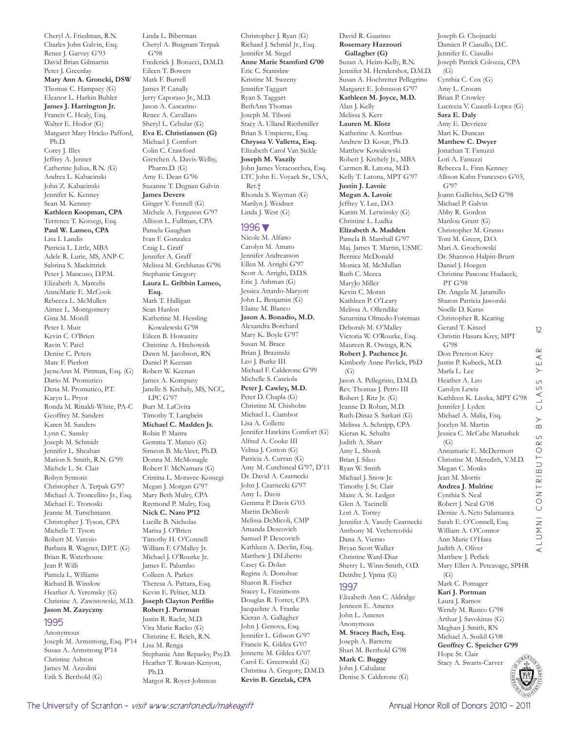Cheryl A. Friedman, R.N.
Charles John Galvin, Esq.
Renee J. Garvey G'93
David Brian Gilmartin
Peter J. Greenlay
**Mary Ann A. Groncki, DSW**
Thomas C. Hampsey (G)
Eleanor L. Harkin Buhler
**James J. Harrington Jr.**
Francis C. Healy, Esq.
Walter E. Hodor (G)
Margaret Mary Hricko Pafford, Ph.D.
Corey J. Illes
Jeffrey A. Jenner
Catherine Julius, R.N. (G)
Andrea L. Kabacinski
John Z. Kabacinski
Jennifer K. Kenney
Sean M. Kenney
**Kathleen Koopman, CPA**
Terrence T. Kossegi, Esq.
**Paul W. Lameo, CPA**
Lisa I. Landis
Patricia L. Little, MBA
Adele R. Lurie, MS, ANP-C
Sabrina S. Mackittrick
Peter J. Mancuso, D.P.M.
Elizabeth A. Marcelis
AnneMarie E. McCook
Rebecca L. McMullen
Aimee L. Montgomery
Gina M. Morell
Peter I. Muir
Kevin C. O'Brien
Ravin V. Patel
Denise C. Peters
Marc F. Pierlott
JayneAnn M. Pittman, Esq. (G)
Dario M. Promutico
Dena M. Promutico, P.T.
Karyn L. Pryor
Ronda M. Rinaldi-White, PA-C
Geoffrey M. Sanders
Karen M. Sanders
Lynn C. Sansky
Joseph M. Schmidt
Jennifer L. Sheahan
Marion S. Smith, R.N. G'99
Michele L. St. Clair
Robyn Symons
Christopher A. Terpak G'97
Michael A. Troncellito Jr., Esq.
Michael E. Tronoski
Jeanne M. Turschmann
Christopher J. Tyson, CPA
Michelle T. Tyson
Robert M. Varesio
Barbara R. Wagner, D.P.T. (G)
Brian R. Waterhouse
Jean P. Willi
Pamela L. Williams
Richard B. Winslow
Heather A. Yeremsky (G)
Christine A. Zawistowski, M.D.
**Jason M. Zazyczny**

## 1995

Anonymous
Joseph M. Armstrong, Esq. P'14
Susan A. Armstrong P'14
Christine Ashton
James M. Azzolini
Erik S. Berthold (G)
Linda L. Biberman
Cheryl A. Bisignani Terpak G'98
Frederick J. Bonacci, D.M.D.
Eileen T. Bowers
Mark F. Burrell
James P. Canally
Jerry Caporaso Jr., M.D.
Jason A. Cascarino
Renee A. Cavallaro
Sheryl L. Cebular (G)
**Eva E. Christiansen (G)**
Michael J. Comfort
Colin C. Crawford
Gretchen A. Davis-Welby, Pharm.D. (G)
Amy E. Dean G'96
Suzanne T. Degnan Galvin
**James Devers**
Ginger Y. Fennell (G)
Michele A. Ferguson G'97
Allison L. Fullman, CPA
Pamela Gaughan
Ivan F. Gonzalez
Craig L. Graff
Jennifer A. Graff
Melissa M. Greblunas G'96
Stephanie Gregory
**Laura L. Gribbin Lameo, Esq.**
Mark T. Halligan
Sean Hanlon
Katherine M. Hessling Kowalewski G'98
Eileen B. Howanitz
Christine A. Hrehowsik
Dawn M. Jacobson, RN
Daniel P. Keenan
Robert W. Keenan
James A. Kompany
Janelle S. Krehely, MS, NCC, LPC G'97
Burt M. LaCivita
Timothy T. Langbein
**Michael C. Madden Jr.**
Robin P. Maitra
Gemma T. Matteo (G)
Simeon B. McAleer, Ph.D.
Donna M. McMonagle
Robert F. McNamara (G)
Cristina L. Moravec-Kossegi
Megan J. Morgan G'97
Mary Beth Mulry, CPA
Raymond P. Mulry, Esq.
**Nick C. Naro P'12**
Lucille B. Nicholas
Marisa J. O'Brien
Timothy H. O'Connell
William F. O'Malley Jr.
Michael J. O'Rourke Jr.
James E. Palumbo
Colleen A. Parkes
Theresa A. Pattara, Esq.
Kevin E. Peltier, M.D.
**Joseph Clayton Perfilio**
**Robert J. Portman**
Justin R. Racht, M.D.
Vita Marie Racko (G)
Christine E. Reich, R.N.
Lisa M. Renga
Stephanie Ann Repasky, Psy.D.
Heather T. Rowan-Kenyon, Ph.D.
Margot R. Royer-Johnson
Christopher J. Ryan (G)
Richard J. Schmid Jr., Esq.
Jennifer M. Siegel
**Anne Marie Stamford G'00**
Eric C. Stanislaw
Kristine M. Sweeny
Jennifer Taggart
Ryan S. Taggart
BethAnn Thomas
Joseph M. Tiboni
Stacy A. Ulland Riethmiller
Brian S. Umpierre, Esq.
**Chryssa V. Valletta, Esq.**
Elizabeth Carol Van Sickle
**Joseph M. Vaszily**
John James Veracoechea, Esq.
LTC John E. Voyack Sr., USA, Ret.†
Rhonda S. Wayman (G)
Marilyn J. Weidner
Linda J. West (G)

## 1996

Nicole M. Alfano
Carolyn M. Amato
Jennifer Andreasson
Ellen M. Arrighi G'97
Scott A. Arrighi, D.D.S.
Eric J. Ashman (G)
Jessica Attardo-Maryott
John L. Benjamin (G)
Elaine M. Blanco
**Jason A. Bonadio, M.D.**
Alexandra Borchard
Mary K. Boyle G'97
Susan M. Brace
Brian J. Brazinski
Leo J. Burke III
Michael F. Calderone G'99
Michelle S. Casciola
**Peter J. Cawley, M.D.**
Peter D. Chapla (G)
Christine M. Chisholm
Michael L. Ciambor
Lisa A. Collette
Jennifer Hawkins Comfort (G)
Alfred A. Cooke III
Velma J. Cotton (G)
Patricia A. Curran (G)
Amy M. Cutchineal G'97, D'11
Dr. David A. Czarnecki
John J. Czarnecki G'97
Amy L. Davis
Gemma P. Davis G'03
Martin DeMicoli
Melissa DeMicoli, CMP
Amanda Descovich
Samuel P. Descovich
Kathleen A. Devlin, Esq.
Matthew J. DiLiberto
Casey G. Dolan
Regina A. Donohue
Sharon R. Fischer
Stacey L. Fitzsimons
Douglas R. Forrer, CPA
Jacqueline A. Franke
Kieran A. Gallagher
John J. Genova, Esq.
Jennifer L. Gibson G'97
Francis K. Gildea G'07
Jennette M. Gildea G'07
Carol E. Greenwald (G)
Christina A. Gregory, D.M.D.
**Kevin B. Grzelak, CPA**
David R. Guarino
**Rosemary Hazzouri Gallagher (G)**
Susan A. Heim-Kelly, R.N.
Jennifer M. Hendershot, D.M.D.
Susan A. Hochreiter Pellegrino
Margaret E. Johnsson G'97
**Kathleen M. Joyce, M.D.**
Alan J. Kelly
Melissa S. Kerr
**Lauren M. Klotz**
Katherine A. Kortbus
Andrew D. Kosar, Ph.D.
Matthew Kowalewski
Robert J. Krehely Jr., MBA
Carmen R. Latona, M.D.
Kelly T. Latona, MPT G'97
**Justin J. Lavoie**
**Megan A. Lavoie**
Jeffrey Y. Lee, D.O.
Karim M. Letwinsky (G)
Christine L. Ludka
**Elizabeth A. Madden**
Pamela B. Marshall G'97
Maj. James T. Martin, USMC
Bernice McDonald
Monica M. McMullan
Ruth C. Mecca
MaryJo Miller
Kevin C. Moran
Kathleen P. O'Leary
Melissa A. Ollendike
Saturnina Olmedo-Foreman
Deborah M. O'Malley
Victoria W. O'Rourke, Esq.
Maureen R. Owings, R.N.
**Robert J. Pachence Jr.**
Kimberly Anne Pavlick, PhD (G)
Jason A. Pellegrino, D.M.D.
Rev. Thomas J. Petro III
Robert J. Ritz Jr. (G)
Jeanne D. Rohan, M.D.
Ruth-Dinaz S. Sarkari (G)
Melissa A. Schnipp, CPA
Kieran K. Schultz
Judith A. Sharr
Amy L. Shonk
Brian J. Sileo
Ryan W. Smith
Michael J. Snow Jr.
Timothy J. St. Clair
Maire A. St. Ledger
Glen A. Tacinelli
Lori A. Torrey
Jennifer A. Vaszily Czarnecki
Anthony M. Vechercofski
Dana A. Vierno
Bryan Scott Walker
Christine Ward-Diaz
Sherry L. Winn-Smith, O.D.
Deirdre J. Ypma (G)

## 1997

Elizabeth Ann C. Aldridge
Jenneen E. Ameres
John L. Ameres
Anonymous
**M. Stacey Bach, Esq.**
Joseph A. Barrette
Shari M. Berthold G'98
**Mark C. Buggy**
John J. Cahalane
Denise S. Calderone (G)
Joseph G. Chojnacki
Damien P. Ciasullo, D.C.
Jennifer E. Ciasullo
Joseph Patrick Colozza, CPA (G)
Cynthia C. Cox (G)
Amy L. Croom
Brian P. Crowley
Lucrecia V. Cuautli-Lopez (G)
**Sara E. Daly**
Amy E. Devrieze
Mari K. Duncan
**Matthew C. Dwyer**
Jonathan T. Fanuzzi
Lori A. Fanuzzi
Rebecca L. Finn Kenney
Allison Kahn Francesco G'03, G'97
Joann Gallichio, ScD G'98
Michael P. Galvin
Abby R. Gordon
Marilou Grant (G)
Christopher M. Grasso
Toni M. Green, D.O.
Mari A. Grochowski
Dr. Shannon Halpin-Brunt
Daniel J. Hoegen
Christine Pascone Hudacek, PT G'98
Dr. Angela M. Jaramillo
Sharon Patricia Jaworski
Noelle D. Karas
Christopher R. Keating
Gerard T. Kinzel
Christin Hasara Krey, MPT G'98
Don Peterson Krey
Justin P. Kubeck, M.D.
Marla L. Lee
Heather A. Leo
Carolyn Lewis
Kathleen K. Liszka, MPT G'98
Jennifer J. Lyden
Michael A. Malia, Esq.
Jocelyn M. Martin
Jessica C. McCabe Matushek (G)
Annamarie E. McDermott
Christine M. Meredith, V.M.D.
Megan C. Monks
Jean M. Morris
**Andrea J. Mulrine**
Cynthia S. Neal
Robert J. Neal G'08
Denise A. Neto Salamanca
Sarah E. O'Connell, Esq.
William A. O'Connor
Ann Marie O'Hara
Judith A. Oliver
Matthew J. Perlick
Mary Ellen A. Petcavage, SPHR (G)
Mark C. Pomager
**Kari J. Portman**
Laura J. Ramos
Wendy M. Runco G'98
Arthur J. Savokinas (G)
Meghan J. Smith, RN
Michael A. Soskil G'08
**Geoffrey C. Speicher G'99**
Hope St. Clair
Stacy A. Swarts-Carver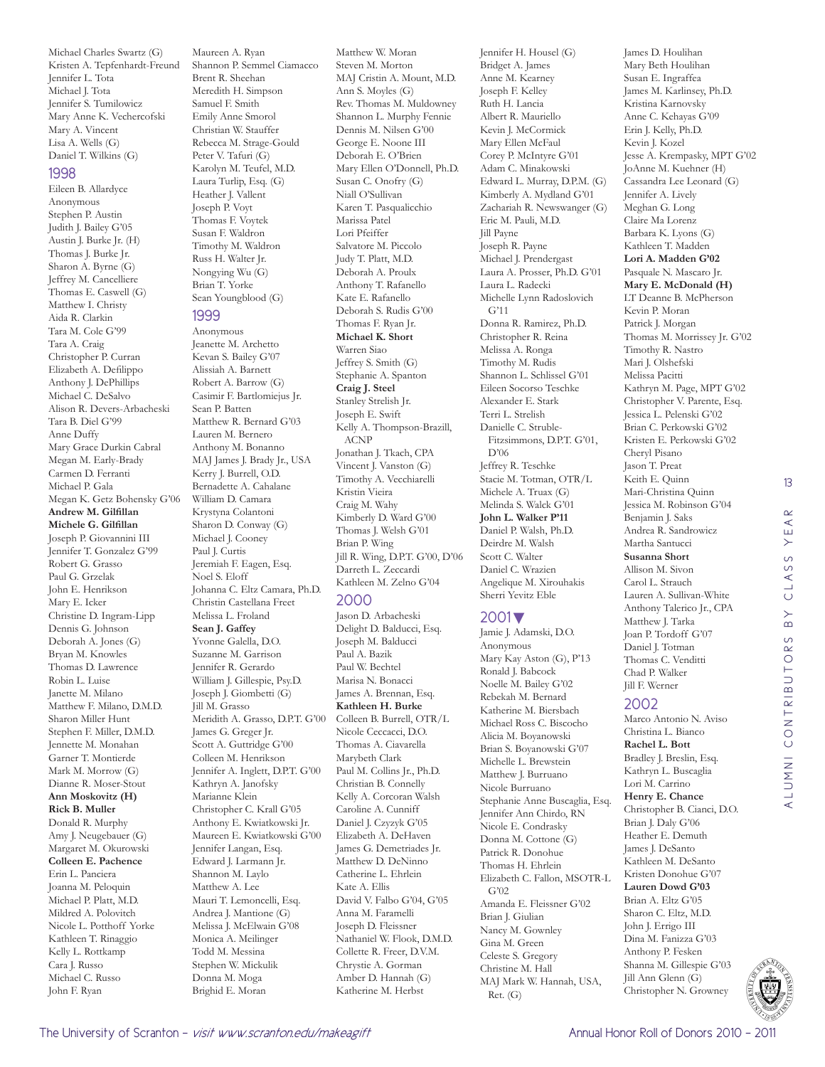Michael Charles Swartz (G)
Kristen A. Tepfenhardt-Freund
Jennifer L. Tota
Michael J. Tota
Jennifer S. Tumilowicz
Mary Anne K. Vechercofski
Mary A. Vincent
Lisa A. Wells (G)
Daniel T. Wilkins (G)

## 1998

Eileen B. Allardyce
Anonymous
Stephen P. Austin
Judith J. Bailey G'05
Austin J. Burke Jr. (H)
Thomas J. Burke Jr.
Sharon A. Byrne (G)
Jeffrey M. Cancelliere
Thomas E. Caswell (G)
Matthew I. Christy
Aida R. Clarkin
Tara M. Cole G'99
Tara A. Craig
Christopher P. Curran
Elizabeth A. Defilippo
Anthony J. DePhillips
Michael C. DeSalvo
Alison R. Devers-Arbacheski
Tara B. Diel G'99
Anne Duffy
Mary Grace Durkin Cabral
Megan M. Early-Brady
Carmen D. Ferranti
Michael P. Gala
Megan K. Getz Bohensky G'06
**Andrew M. Gilfillan**
**Michele G. Gilfillan**
Joseph P. Giovannini III
Jennifer T. Gonzalez G'99
Robert G. Grasso
Paul G. Grzelak
John E. Henrikson
Mary E. Icker
Christine D. Ingram-Lipp
Dennis G. Johnson
Deborah A. Jones (G)
Bryan M. Knowles
Thomas D. Lawrence
Robin L. Luise
Janette M. Milano
Matthew F. Milano, D.M.D.
Sharon Miller Hunt
Stephen F. Miller, D.M.D.
Jennette M. Monahan
Garner T. Montierde
Mark M. Morrow (G)
Dianne R. Moser-Stout
**Ann Moskovitz (H)**
**Rick B. Muller**
Donald R. Murphy
Amy J. Neugebauer (G)
Margaret M. Okurowski
**Colleen E. Pachence**
Erin L. Panciera
Joanna M. Peloquin
Michael P. Platt, M.D.
Mildred A. Polovitch
Nicole L. Potthoff Yorke
Kathleen T. Rinaggio
Kelly L. Rottkamp
Cara J. Russo
Michael C. Russo
John F. Ryan
Maureen A. Ryan
Shannon P. Semmel Ciamacco
Brent R. Sheehan
Meredith H. Simpson
Samuel F. Smith
Emily Anne Smorol
Christian W. Stauffer
Rebecca M. Strage-Gould
Peter V. Tafuri (G)
Karolyn M. Teufel, M.D.
Laura Turlip, Esq. (G)
Heather J. Vallent
Joseph P. Voyt
Thomas F. Voytek
Susan F. Waldron
Timothy M. Waldron
Russ H. Walter Jr.
Nongying Wu (G)
Brian T. Yorke
Sean Youngblood (G)

## 1999

Anonymous
Jeanette M. Archetto
Kevan S. Bailey G'07
Alissiah A. Barnett
Robert A. Barrow (G)
Casimir F. Bartlomiejus Jr.
Sean P. Batten
Matthew R. Bernard G'03
Lauren M. Bernero
Anthony M. Bonanno
MAJ James J. Brady Jr., USA
Kerry J. Burrell, O.D.
Bernadette A. Cahalane
William D. Camara
Krystyna Colantoni
Sharon D. Conway (G)
Michael J. Cooney
Paul J. Curtis
Jeremiah F. Eagen, Esq.
Noel S. Eloff
Johanna C. Eltz Camara, Ph.D.
Christin Castellana Freet
Melissa L. Froland
**Sean J. Gaffey**
Yvonne Galella, D.O.
Suzanne M. Garrison
Jennifer R. Gerardo
William J. Gillespie, Psy.D.
Joseph J. Giombetti (G)
Jill M. Grasso
Meridith A. Grasso, D.P.T. G'00
James G. Greger Jr.
Scott A. Guttridge G'00
Colleen M. Henrikson
Jennifer A. Inglett, D.P.T. G'00
Kathryn A. Janofsky
Marianne Klein
Christopher C. Krall G'05
Anthony E. Kwiatkowski Jr.
Maureen E. Kwiatkowski G'00
Jennifer Langan, Esq.
Edward J. Larmann Jr.
Shannon M. Laylo
Matthew A. Lee
Mauri T. Lemoncelli, Esq.
Andrea J. Mantione (G)
Melissa J. McElwain G'08
Monica A. Meilinger
Todd M. Messina
Stephen W. Mickulik
Donna M. Moga
Brighid E. Moran
Matthew W. Moran
Steven M. Morton
MAJ Cristin A. Mount, M.D.
Ann S. Moyles (G)
Rev. Thomas M. Muldowney
Shannon L. Murphy Fennie
Dennis M. Nilsen G'00
George E. Noone III
Deborah E. O'Brien
Mary Ellen O'Donnell, Ph.D.
Susan C. Onofry (G)
Niall O'Sullivan
Karen T. Pasqualicchio
Marissa Patel
Lori Pfeiffer
Salvatore M. Piccolo
Judy T. Platt, M.D.
Deborah A. Proulx
Anthony T. Rafanello
Kate E. Rafanello
Deborah S. Rudis G'00
Thomas F. Ryan Jr.
**Michael K. Short**
Warren Siao
Jeffrey S. Smith (G)
Stephanie A. Spanton
**Craig J. Steel**
Stanley Strelish Jr.
Joseph E. Swift
Kelly A. Thompson-Brazill, ACNP
Jonathan J. Tkach, CPA
Vincent J. Vanston (G)
Timothy A. Vecchiarelli
Kristin Vieira
Craig M. Wahy
Kimberly D. Ward G'00
Thomas J. Welsh G'01
Brian P. Wing
Jill R. Wing, D.P.T. G'00, D'06
Darreth L. Zeccardi
Kathleen M. Zelno G'04

## 2000

Jason D. Arbacheski
Delight D. Balducci, Esq.
Joseph M. Balducci
Paul A. Bazik
Paul W. Bechtel
Marisa N. Bonacci
James A. Brennan, Esq.
**Kathleen H. Burke**
Colleen B. Burrell, OTR/L
Nicole Ceccacci, D.O.
Thomas A. Ciavarella
Marybeth Clark
Paul M. Collins Jr., Ph.D.
Christian B. Connelly
Kelly A. Corcoran Walsh
Caroline A. Cunniff
Daniel J. Czyzyk G'05
Elizabeth A. DeHaven
James G. Demetriades Jr.
Matthew D. DeNinno
Catherine L. Ehrlein
Kate A. Ellis
David V. Falbo G'04, G'05
Anna M. Faramelli
Joseph D. Fleissner
Nathaniel W. Flook, D.M.D.
Collette R. Freer, D.V.M.
Chrystie A. Gorman
Amber D. Hannah (G)
Katherine M. Herbst
Jennifer H. Housel (G)
Bridget A. James
Anne M. Kearney
Joseph F. Kelley
Ruth H. Lancia
Albert R. Mauriello
Kevin J. McCormick
Mary Ellen McFaul
Corey P. McIntyre G'01
Adam C. Minakowski
Edward L. Murray, D.P.M. (G)
Kimberly A. Mydland G'01
Zachariah R. Newswanger (G)
Eric M. Pauli, M.D.
Jill Payne
Joseph R. Payne
Michael J. Prendergast
Laura A. Prosser, Ph.D. G'01
Laura L. Radecki
Michelle Lynn Radoslovich G'11
Donna R. Ramirez, Ph.D.
Christopher R. Reina
Melissa A. Ronga
Timothy M. Rudis
Shannon L. Schlissel G'01
Eileen Socorso Teschke
Alexander E. Stark
Terri L. Strelish
Danielle C. Struble-Fitzsimmons, D.P.T. G'01, D'06
Jeffrey R. Teschke
Stacie M. Totman, OTR/L
Michele A. Truax (G)
Melinda S. Walck G'01
**John L. Walker P'11**
Daniel P. Walsh, Ph.D.
Deirdre M. Walsh
Scott C. Walter
Daniel C. Wrazien
Angelique M. Xirouhakis
Sherri Yevitz Eble

## 2001▼

Jamie J. Adamski, D.O.
Anonymous
Mary Kay Aston (G), P'13
Ronald J. Babcock
Noelle M. Bailey G'02
Rebekah M. Bernard
Katherine M. Biersbach
Michael Ross C. Biscocho
Alicia M. Boyanowski
Brian S. Boyanowski G'07
Michelle L. Brewstein
Matthew J. Burruano
Nicole Burruano
Stephanie Anne Buscaglia, Esq.
Jennifer Ann Chirdo, RN
Nicole E. Condrasky
Donna M. Cottone (G)
Patrick R. Donohue
Thomas H. Ehrlein
Elizabeth C. Fallon, MSOTR-L G'02
Amanda E. Fleissner G'02
Brian J. Giulian
Nancy M. Gownley
Gina M. Green
Celeste S. Gregory
Christine M. Hall
MAJ Mark W. Hannah, USA, Ret. (G)
James D. Houlihan
Mary Beth Houlihan
Susan E. Ingraffea
James M. Karlinsey, Ph.D.
Kristina Karnovsky
Anne C. Kehayas G'09
Erin J. Kelly, Ph.D.
Kevin J. Kozel
Jesse A. Krempasky, MPT G'02
JoAnne M. Kuehner (H)
Cassandra Lee Leonard (G)
Jennifer A. Lively
Meghan G. Long
Claire Ma Lorenz
Barbara K. Lyons (G)
Kathleen T. Madden
**Lori A. Madden G'02**
Pasquale N. Mascaro Jr.
**Mary E. McDonald (H)**
LT Deanne B. McPherson
Kevin P. Moran
Patrick J. Morgan
Thomas M. Morrissey Jr. G'02
Timothy R. Nastro
Mari J. Olshefski
Melissa Pacitti
Kathryn M. Page, MPT G'02
Christopher V. Parente, Esq.
Jessica L. Pelenski G'02
Brian C. Perkowski G'02
Kristen E. Perkowski G'02
Cheryl Pisano
Jason T. Preat
Keith E. Quinn
Mari-Christina Quinn
Jessica M. Robinson G'04
Benjamin J. Saks
Andrea R. Sandrowicz
Martha Santucci
**Susanna Short**
Allison M. Sivon
Carol L. Strauch
Lauren A. Sullivan-White
Anthony Talerico Jr., CPA
Matthew J. Tarka
Joan P. Tordoff G'07
Daniel J. Totman
Thomas C. Venditti
Chad P. Walker
Jill F. Werner

## 2002

Marco Antonio N. Aviso
Christina L. Bianco
**Rachel L. Bott**
Bradley J. Breslin, Esq.
Kathryn L. Buscaglia
Lori M. Carrino
**Henry E. Chance**
Christopher B. Cianci, D.O.
Brian J. Daly G'06
Heather E. Demuth
James J. DeSanto
Kathleen M. DeSanto
Kristen Donohue G'07
**Lauren Dowd G'03**
Brian A. Eltz G'05
Sharon C. Eltz, M.D.
John J. Errigo III
Dina M. Fanizza G'03
Anthony P. Fesken
Shanna M. Gillespie G'03
Jill Ann Glenn (G)
Christopher N. Growney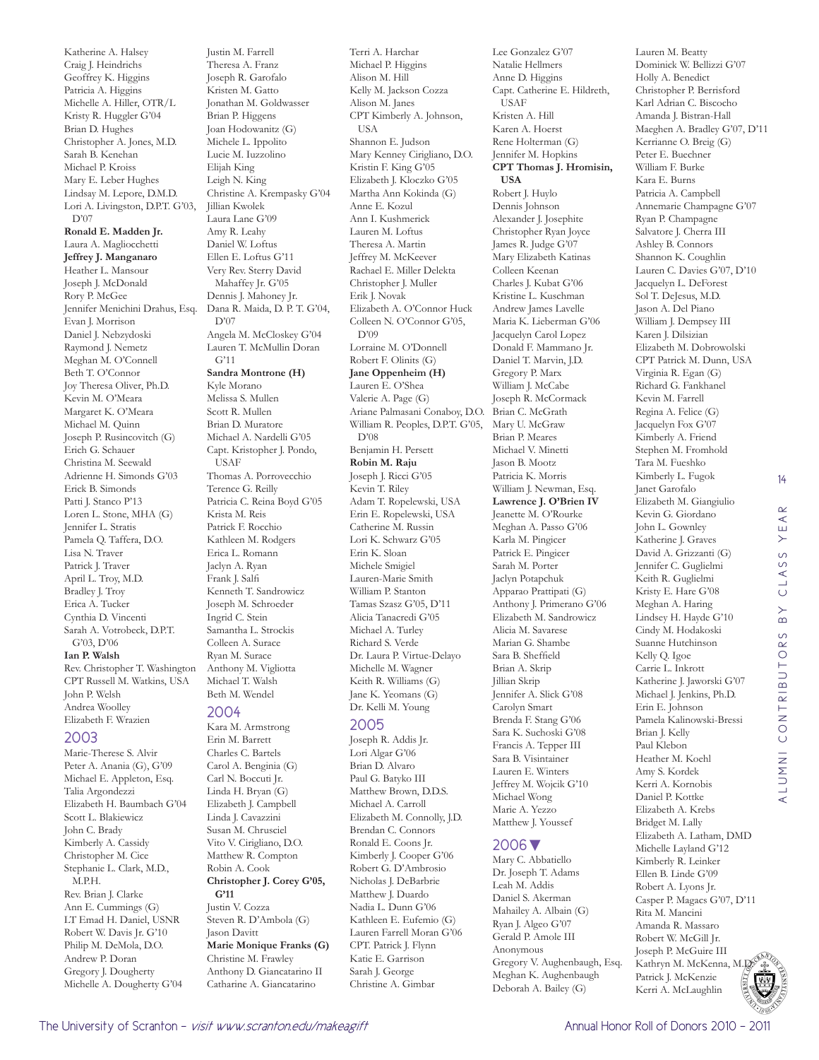Katherine A. Halsey
Craig J. Heindrichs
Geoffrey K. Higgins
Patricia A. Higgins
Michelle A. Hiller, OTR/L
Kristy R. Huggler G'04
Brian D. Hughes
Christopher A. Jones, M.D.
Sarah B. Kenehan
Michael P. Kroiss
Mary E. Leber Hughes
Lindsay M. Lepore, D.M.D.
Lori A. Livingston, D.P.T. G'03, D'07
**Ronald E. Madden Jr.**
Laura A. Magliocchetti
**Jeffrey J. Manganaro**
Heather L. Mansour
Joseph J. McDonald
Rory P. McGee
Jennifer Menichini Drahus, Esq.
Evan J. Morrison
Daniel J. Nebzydoski
Raymond J. Nemetz
Meghan M. O'Connell
Beth T. O'Connor
Joy Theresa Oliver, Ph.D.
Kevin M. O'Meara
Margaret K. O'Meara
Michael M. Quinn
Joseph P. Rusincovitch (G)
Erich G. Schauer
Christina M. Seewald
Adrienne H. Simonds G'03
Erick B. Simonds
Patti J. Stanco P'13
Loren L. Stone, MHA (G)
Jennifer L. Stratis
Pamela Q. Taffera, D.O.
Lisa N. Traver
Patrick J. Traver
April L. Troy, M.D.
Bradley J. Troy
Erica A. Tucker
Cynthia D. Vincenti
Sarah A. Votrobeck, D.P.T. G'03, D'06
**Ian P. Walsh**
Rev. Christopher T. Washington
CPT Russell M. Watkins, USA
John P. Welsh
Andrea Woolley
Elizabeth F. Wrazien

## 2003

Marie-Therese S. Alvir
Peter A. Anania (G), G'09
Michael E. Appleton, Esq.
Talia Argondezzi
Elizabeth H. Baumbach G'04
Scott L. Blakiewicz
John C. Brady
Kimberly A. Cassidy
Christopher M. Cice
Stephanie L. Clark, M.D., M.P.H.
Rev. Brian J. Clarke
Ann E. Cummings (G)
LT Emad H. Daniel, USNR
Robert W. Davis Jr. G'10
Philip M. DeMola, D.O.
Andrew P. Doran
Gregory J. Dougherty
Michelle A. Dougherty G'04
Justin M. Farrell
Theresa A. Franz
Joseph R. Garofalo
Kristen M. Gatto
Jonathan M. Goldwasser
Brian P. Higgens
Joan Hodowanitz (G)
Michele L. Ippolito
Lucie M. Iuzzolino
Elijah King
Leigh N. King
Christine A. Krempasky G'04
Jillian Kwolek
Laura Lane G'09
Amy R. Leahy
Daniel W. Loftus
Ellen E. Loftus G'11
Very Rev. Sterry David Mahaffey Jr. G'05
Dennis J. Mahoney Jr.
Dana R. Maida, D. P. T. G'04, D'07
Angela M. McCloskey G'04
Lauren T. McMullin Doran G'11
**Sandra Montrone (H)**
Kyle Morano
Melissa S. Mullen
Scott R. Mullen
Brian D. Muratore
Michael A. Nardelli G'05
Capt. Kristopher J. Pondo, USAF
Thomas A. Porrovecchio
Terence G. Reilly
Patricia C. Reina Boyd G'05
Krista M. Reis
Patrick F. Rocchio
Kathleen M. Rodgers
Erica L. Romann
Jaclyn A. Ryan
Frank J. Salfi
Kenneth T. Sandrowicz
Joseph M. Schroeder
Ingrid C. Stein
Samantha L. Strockis
Colleen A. Surace
Ryan M. Surace
Anthony M. Vigliotta
Michael T. Walsh
Beth M. Wendel

## 2004

Kara M. Armstrong
Erin M. Barrett
Charles C. Bartels
Carol A. Benginia (G)
Carl N. Boccuti Jr.
Linda H. Bryan (G)
Elizabeth J. Campbell
Linda J. Cavazzini
Susan M. Chrusciel
Vito V. Cirigliano, D.O.
Matthew R. Compton
Robin A. Cook
**Christopher J. Corey G'05, G'11**
Justin V. Cozza
Steven R. D'Ambola (G)
Jason Davitt
**Marie Monique Franks (G)**
Christine M. Frawley
Anthony D. Giancatarino II
Catharine A. Giancatarino
Terri A. Harchar
Michael P. Higgins
Alison M. Hill
Kelly M. Jackson Cozza
Alison M. Janes
CPT Kimberly A. Johnson, USA
Shannon E. Judson
Mary Kenney Cirigliano, D.O.
Kristin F. King G'05
Elizabeth J. Kloczko G'05
Martha Ann Kokinda (G)
Anne E. Kozul
Ann I. Kushmerick
Lauren M. Loftus
Theresa A. Martin
Jeffrey M. McKeever
Rachael E. Miller Delekta
Christopher J. Muller
Erik J. Novak
Elizabeth A. O'Connor Huck
Colleen N. O'Connor G'05, D'09
Lorraine M. O'Donnell
Robert F. Olinits (G)
**Jane Oppenheim (H)**
Lauren E. O'Shea
Valerie A. Page (G)
Ariane Palmasani Conaboy, D.O.
William R. Peoples, D.P.T. G'05, D'08
Benjamin H. Persett
**Robin M. Raju**
Joseph J. Ricci G'05
Kevin T. Riley
Adam T. Ropelewski, USA
Erin E. Ropelewski, USA
Catherine M. Russin
Lori K. Schwarz G'05
Erin K. Sloan
Michele Smigiel
Lauren-Marie Smith
William P. Stanton
Tamas Szasz G'05, D'11
Alicia Tanacredi G'05
Michael A. Turley
Richard S. Verde
Dr. Laura P. Virtue-Delayo
Michelle M. Wagner
Keith R. Williams (G)
Jane K. Yeomans (G)
Dr. Kelli M. Young

## 2005

Joseph R. Addis Jr.
Lori Algar G'06
Brian D. Alvaro
Paul G. Batyko III
Matthew Brown, D.D.S.
Michael A. Carroll
Elizabeth M. Connolly, J.D.
Brendan C. Connors
Ronald E. Coons Jr.
Kimberly J. Cooper G'06
Robert G. D'Ambrosio
Nicholas J. DeBarbrie
Matthew J. Duardo
Nadia L. Dunn G'06
Kathleen E. Eufemio (G)
Lauren Farrell Moran G'06
CPT. Patrick J. Flynn
Katie E. Garrison
Sarah J. George
Christine A. Gimbar
Lee Gonzalez G'07
Natalie Hellmers
Anne D. Higgins
Capt. Catherine E. Hildreth, USAF
Kristen A. Hill
Karen A. Hoerst
Rene Holterman (G)
Jennifer M. Hopkins
**CPT Thomas J. Hromisin, USA**
Robert J. Huylo
Dennis Johnson
Alexander J. Josephite
Christopher Ryan Joyce
James R. Judge G'07
Mary Elizabeth Katinas
Colleen Keenan
Charles J. Kubat G'06
Kristine L. Kuschman
Andrew James Lavelle
Maria K. Lieberman G'06
Jacquelyn Carol Lopez
Donald F. Mammano Jr.
Daniel T. Marvin, J.D.
Gregory P. Marx
William J. McCabe
Joseph R. McCormack
Brian C. McGrath
Mary U. McGraw
Brian P. Meares
Michael V. Minetti
Jason B. Mootz
Patricia K. Morris
William J. Newman, Esq.
**Lawrence J. O'Brien IV**
Jeanette M. O'Rourke
Meghan A. Passo G'06
Karla M. Pingicer
Patrick E. Pingicer
Sarah M. Porter
Jaclyn Potapchuk
Apparao Prattipati (G)
Anthony J. Primerano G'06
Elizabeth M. Sandrowicz
Alicia M. Savarese
Marian G. Shambe
Sara B. Sheffield
Brian A. Skrip
Jillian Skrip
Jennifer A. Slick G'08
Carolyn Smart
Brenda F. Stang G'06
Sara K. Suchoski G'08
Francis A. Tepper III
Sara B. Visintainer
Lauren E. Winters
Jeffrey M. Wojcik G'10
Michael Wong
Marie A. Yezzo
Matthew J. Youssef

## 2006

Mary C. Abbatiello
Dr. Joseph T. Adams
Leah M. Addis
Daniel S. Akerman
Mahailey A. Albain (G)
Ryan J. Algeo G'07
Gerald P. Amole III
Anonymous
Gregory V. Aughenbaugh, Esq.
Meghan K. Aughenbaugh
Deborah A. Bailey (G)
Lauren M. Beatty
Dominick W. Bellizzi G'07
Holly A. Benedict
Christopher P. Berrisford
Karl Adrian C. Biscocho
Amanda J. Bistran-Hall
Maeghen A. Bradley G'07, D'11
Kerrianne O. Breig (G)
Peter E. Buechner
William F. Burke
Kara E. Burns
Patricia A. Campbell
Annemarie Champagne G'07
Ryan P. Champagne
Salvatore J. Cherra III
Ashley B. Connors
Shannon K. Coughlin
Lauren C. Davies G'07, D'10
Jacquelyn L. DeForest
Sol T. DeJesus, M.D.
Jason A. Del Piano
William J. Dempsey III
Karen J. Dilsizian
Elizabeth M. Dobrowolski
CPT Patrick M. Dunn, USA
Virginia R. Egan (G)
Richard G. Fankhanel
Kevin M. Farrell
Regina A. Felice (G)
Jacquelyn Fox G'07
Kimberly A. Friend
Stephen M. Fromhold
Tara M. Fueshko
Kimberly L. Fugok
Janet Garofalo
Elizabeth M. Giangiulio
Kevin G. Giordano
John L. Gownley
Katherine J. Graves
David A. Grizzanti (G)
Jennifer C. Guglielmi
Keith R. Guglielmi
Kristy E. Hare G'08
Meghan A. Haring
Lindsey H. Hayde G'10
Cindy M. Hodakoski
Suanne Hutchinson
Kelly Q. Igoe
Carrie L. Inkrott
Katherine J. Jaworski G'07
Michael J. Jenkins, Ph.D.
Erin E. Johnson
Pamela Kalinowski-Bressi
Brian J. Kelly
Paul Klebon
Heather M. Koehl
Amy S. Kordek
Kerri A. Kornobis
Daniel P. Kottke
Elizabeth A. Krebs
Bridget M. Lally
Elizabeth A. Latham, DMD
Michelle Layland G'12
Kimberly R. Leinker
Ellen B. Linde G'09
Robert A. Lyons Jr.
Casper P. Magacs G'07, D'11
Rita M. Mancini
Amanda R. Massaro
Robert W. McGill Jr.
Joseph P. McGuire III
Kathryn M. McKenna, M.D.
Patrick J. McKenzie
Kerri A. McLaughlin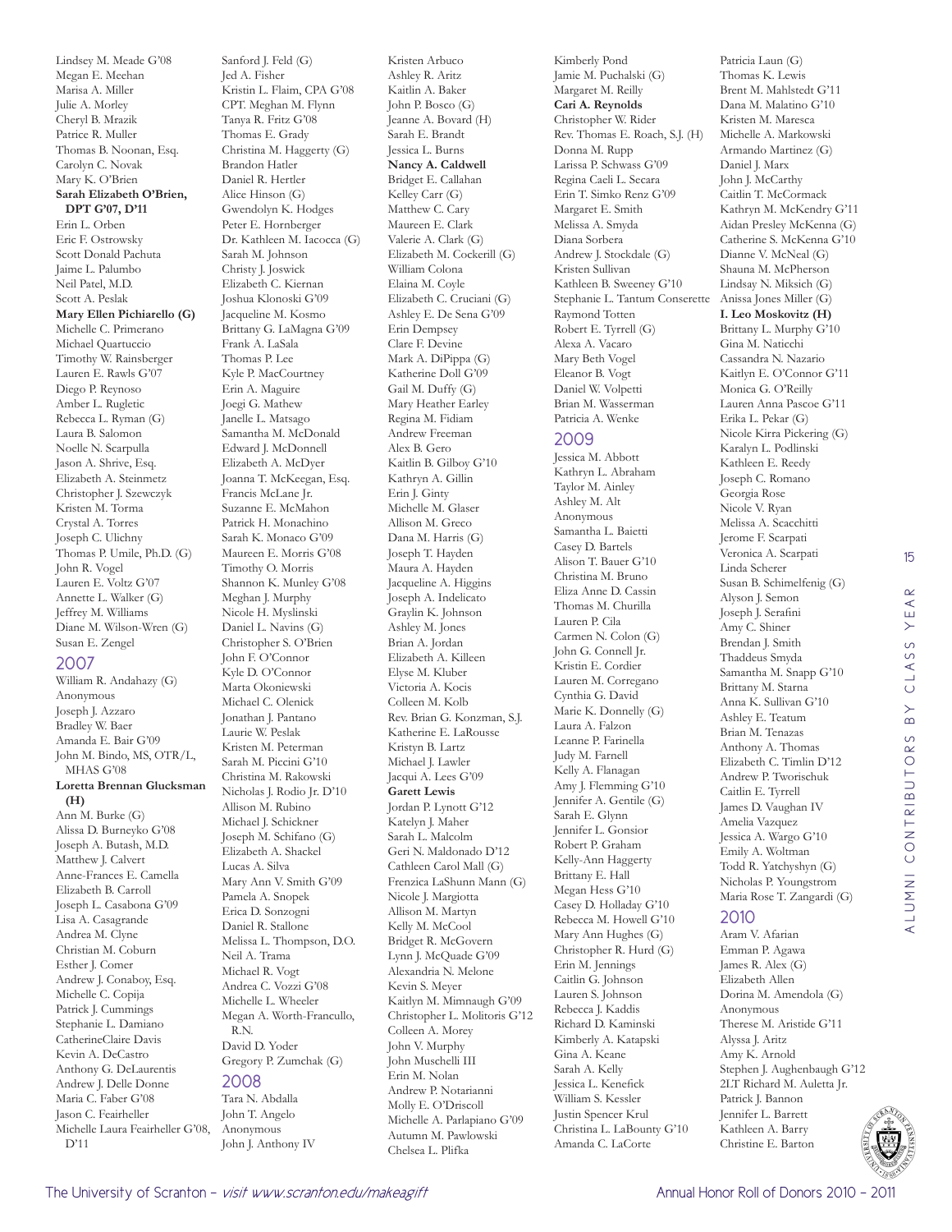Lindsey M. Meade G'08
Megan E. Meehan
Marisa A. Miller
Julie A. Morley
Cheryl B. Mrazik
Patrice R. Muller
Thomas B. Noonan, Esq.
Carolyn C. Novak
Mary K. O'Brien
**Sarah Elizabeth O'Brien, DPT G'07, D'11**
Erin L. Orben
Eric F. Ostrowsky
Scott Donald Pachuta
Jaime L. Palumbo
Neil Patel, M.D.
Scott A. Peslak
**Mary Ellen Pichiarello (G)**
Michelle C. Primerano
Michael Quartuccio
Timothy W. Rainsberger
Lauren E. Rawls G'07
Diego P. Reynoso
Amber L. Rugletic
Rebecca L. Ryman (G)
Laura B. Salomon
Noelle N. Scarpulla
Jason A. Shrive, Esq.
Elizabeth A. Steinmetz
Christopher J. Szewczyk
Kristen M. Torma
Crystal A. Torres
Joseph C. Ulichny
Thomas P. Umile, Ph.D. (G)
John R. Vogel
Lauren E. Voltz G'07
Annette L. Walker (G)
Jeffrey M. Williams
Diane M. Wilson-Wren (G)
Susan E. Zengel

## 2007

William R. Andahazy (G)
Anonymous
Joseph J. Azzaro
Bradley W. Baer
Amanda E. Bair G'09
John M. Bindo, MS, OTR/L, MHAS G'08
**Loretta Brennan Glucksman (H)**
Ann M. Burke (G)
Alissa D. Burneyko G'08
Joseph A. Butash, M.D.
Matthew J. Calvert
Anne-Frances E. Camella
Elizabeth B. Carroll
Joseph L. Casabona G'09
Lisa A. Casagrande
Andrea M. Clyne
Christian M. Coburn
Esther J. Comer
Andrew J. Conaboy, Esq.
Michelle C. Copija
Patrick J. Cummings
Stephanie L. Damiano
CatherineClaire Davis
Kevin A. DeCastro
Anthony G. DeLaurentis
Andrew J. Delle Donne
Maria C. Faber G'08
Jason C. Feairheller
Michelle Laura Feairheller G'08, D'11
Sanford J. Feld (G)
Jed A. Fisher
Kristin L. Flaim, CPA G'08
CPT. Meghan M. Flynn
Tanya R. Fritz G'08
Thomas E. Grady
Christina M. Haggerty (G)
Brandon Hatler
Daniel R. Hertler
Alice Hinson (G)
Gwendolyn K. Hodges
Peter E. Hornberger
Dr. Kathleen M. Iacocca (G)
Sarah M. Johnson
Christy J. Joswick
Elizabeth C. Kiernan
Joshua Klonoski G'09
Jacqueline M. Kosmo
Brittany G. LaMagna G'09
Frank A. LaSala
Thomas P. Lee
Kyle P. MacCourtney
Erin A. Maguire
Joegi G. Mathew
Janelle L. Matsago
Samantha M. McDonald
Edward J. McDonnell
Elizabeth A. McDyer
Joanna T. McKeegan, Esq.
Francis McLane Jr.
Suzanne E. McMahon
Patrick H. Monachino
Sarah K. Monaco G'09
Maureen E. Morris G'08
Timothy O. Morris
Shannon K. Munley G'08
Meghan J. Murphy
Nicole H. Myslinski
Daniel L. Navins (G)
Christopher S. O'Brien
John F. O'Connor
Kyle D. O'Connor
Marta Okoniewski
Michael C. Olenick
Jonathan J. Pantano
Laurie W. Peslak
Kristen M. Peterman
Sarah M. Piccini G'10
Christina M. Rakowski
Nicholas J. Rodio Jr. D'10
Allison M. Rubino
Michael J. Schickner
Joseph M. Schifano (G)
Elizabeth A. Shackel
Lucas A. Silva
Mary Ann V. Smith G'09
Pamela A. Snopek
Erica D. Sonzogni
Daniel R. Stallone
Melissa L. Thompson, D.O.
Neil A. Trama
Michael R. Vogt
Andrea C. Vozzi G'08
Michelle L. Wheeler
Megan A. Worth-Francullo, R.N.
David D. Yoder
Gregory P. Zumchak (G)

## 2008

Tara N. Abdalla
John T. Angelo
Anonymous
John J. Anthony IV
Kristen Arbuco
Ashley R. Aritz
Kaitlin A. Baker
John P. Bosco (G)
Jeanne A. Bovard (H)
Sarah E. Brandt
Jessica L. Burns
**Nancy A. Caldwell**
Bridget E. Callahan
Kelley Carr (G)
Matthew C. Cary
Maureen E. Clark
Valerie A. Clark (G)
Elizabeth M. Cockerill (G)
William Colona
Elaina M. Coyle
Elizabeth C. Cruciani (G)
Ashley E. De Sena G'09
Erin Dempsey
Clare F. Devine
Mark A. DiPippa (G)
Katherine Doll G'09
Gail M. Duffy (G)
Mary Heather Earley
Regina M. Fidiam
Andrew Freeman
Alex B. Gero
Kaitlin B. Gilboy G'10
Kathryn A. Gillin
Erin J. Ginty
Michelle M. Glaser
Allison M. Greco
Dana M. Harris (G)
Joseph T. Hayden
Maura A. Hayden
Jacqueline A. Higgins
Joseph A. Indelicato
Graylin K. Johnson
Ashley M. Jones
Brian A. Jordan
Elizabeth A. Killeen
Elyse M. Kluber
Victoria A. Kocis
Colleen M. Kolb
Rev. Brian G. Konzman, S.J.
Katherine E. LaRousse
Kristyn B. Lartz
Michael J. Lawler
Jacqui A. Lees G'09
**Garett Lewis**
Jordan P. Lynott G'12
Katelyn J. Maher
Sarah L. Malcolm
Geri N. Maldonado D'12
Cathleen Carol Mall (G)
Frenzica LaShunn Mann (G)
Nicole J. Margiotta
Allison M. Martyn
Kelly M. McCool
Bridget R. McGovern
Lynn J. McQuade G'09
Alexandria N. Melone
Kevin S. Meyer
Kaitlyn M. Mimnaugh G'09
Christopher L. Molitoris G'12
Colleen A. Morey
John V. Murphy
John Muschelli III
Erin M. Nolan
Andrew P. Notarianni
Molly E. O'Driscoll
Michelle A. Parlapiano G'09
Autumn M. Pawlowski
Chelsea L. Plifka
Kimberly Pond
Jamie M. Puchalski (G)
Margaret M. Reilly
**Cari A. Reynolds**
Christopher W. Rider
Rev. Thomas E. Roach, S.J. (H)
Donna M. Rupp
Larissa P. Schwass G'09
Regina Caeli L. Secara
Erin T. Simko Renz G'09
Margaret E. Smith
Melissa A. Smyda
Diana Sorbera
Andrew J. Stockdale (G)
Kristen Sullivan
Kathleen B. Sweeney G'10
Stephanie L. Tantum Conserette
Raymond Totten
Robert E. Tyrrell (G)
Alexa A. Vacaro
Mary Beth Vogel
Eleanor B. Vogt
Daniel W. Volpetti
Brian M. Wasserman
Patricia A. Wenke

## 2009

Jessica M. Abbott
Kathryn L. Abraham
Taylor M. Ainley
Ashley M. Alt
Anonymous
Samantha L. Baietti
Casey D. Bartels
Alison T. Bauer G'10
Christina M. Bruno
Eliza Anne D. Cassin
Thomas M. Churilla
Lauren P. Cila
Carmen N. Colon (G)
John G. Connell Jr.
Kristin E. Cordier
Lauren M. Corregano
Cynthia G. David
Marie K. Donnelly (G)
Laura A. Falzon
Leanne P. Farinella
Judy M. Farnell
Kelly A. Flanagan
Amy J. Flemming G'10
Jennifer A. Gentile (G)
Sarah E. Glynn
Jennifer L. Gonsior
Robert P. Graham
Kelly-Ann Haggerty
Brittany E. Hall
Megan Hess G'10
Casey D. Holladay G'10
Rebecca M. Howell G'10
Mary Ann Hughes (G)
Christopher R. Hurd (G)
Erin M. Jennings
Caitlin G. Johnson
Lauren S. Johnson
Rebecca J. Kaddis
Richard D. Kaminski
Kimberly A. Katapski
Gina A. Keane
Sarah A. Kelly
Jessica L. Kenefick
William S. Kessler
Justin Spencer Krul
Christina L. LaBounty G'10
Amanda C. LaCorte
Patricia Laun (G)
Thomas K. Lewis
Brent M. Mahlstedt G'11
Dana M. Malatino G'10
Kristen M. Maresca
Michelle A. Markowski
Armando Martinez (G)
Daniel J. Marx
John J. McCarthy
Caitlin T. McCormack
Kathryn M. McKendry G'11
Aidan Presley McKenna (G)
Catherine S. McKenna G'10
Dianne V. McNeal (G)
Shauna M. McPherson
Lindsay N. Miksich (G)
Anissa Jones Miller (G)
**I. Leo Moskovitz (H)**
Brittany L. Murphy G'10
Gina M. Naticchi
Cassandra N. Nazario
Kaitlyn E. O'Connor G'11
Monica G. O'Reilly
Lauren Anna Pascoe G'11
Erika L. Pekar (G)
Nicole Kirra Pickering (G)
Karalyn L. Podlinski
Kathleen E. Reedy
Joseph C. Romano
Georgia Rose
Nicole V. Ryan
Melissa A. Scacchitti
Jerome F. Scarpati
Veronica A. Scarpati
Linda Scherer
Susan B. Schimelfenig (G)
Alyson J. Semon
Joseph J. Serafini
Amy C. Shiner
Brendan J. Smith
Thaddeus Smyda
Samantha M. Snapp G'10
Brittany M. Starna
Anna K. Sullivan G'10
Ashley E. Teatum
Brian M. Tenazas
Anthony A. Thomas
Elizabeth C. Timlin D'12
Andrew P. Tworischuk
Caitlin E. Tyrrell
James D. Vaughan IV
Amelia Vazquez
Jessica A. Wargo G'10
Emily A. Woltman
Todd R. Yatchyshyn (G)
Nicholas P. Youngstrom
Maria Rose T. Zangardi (G)

## 2010

Aram V. Afarian
Emman P. Agawa
James R. Alex (G)
Elizabeth Allen
Dorina M. Amendola (G)
Anonymous
Therese M. Aristide G'11
Alyssa J. Aritz
Amy K. Arnold
Stephen J. Aughenbaugh G'12
2LT Richard M. Auletta Jr.
Patrick J. Bannon
Jennifer L. Barrett
Kathleen A. Barry
Christine E. Barton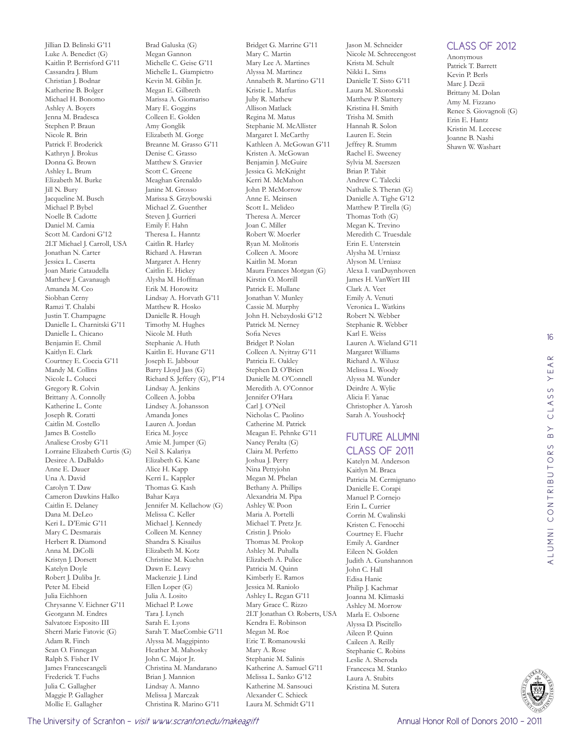Jillian D. Belinski G'11
Luke A. Benedict (G)
Kaitlin P. Berrisford G'11
Cassandra J. Blum
Christian J. Bodnar
Katherine B. Bolger
Michael H. Bonomo
Ashley A. Boyers
Jenna M. Bradesca
Stephen P. Braun
Nicole R. Brin
Patrick F. Broderick
Kathryn J. Brokus
Donna G. Brown
Ashley L. Brum
Elizabeth M. Burke
Jill N. Bury
Jacqueline M. Busch
Michael P. Bybel
Noelle B. Cadotte
Daniel M. Camia
Scott M. Cardoni G'12
2LT Michael J. Carroll, USA
Jonathan N. Carter
Jessica L. Caserta
Joan Marie Cataudella
Matthew J. Cavanaugh
Amanda M. Ceo
Siobhan Cerny
Ramzi T. Chalabi
Justin T. Champagne
Danielle L. Charnitski G'11
Danielle L. Chicano
Benjamin E. Chmil
Kaitlyn E. Clark
Courtney E. Coccia G'11
Mandy M. Collins
Nicole L. Colucci
Gregory R. Colvin
Brittany A. Connolly
Katherine L. Conte
Joseph R. Coratti
Caitlin M. Costello
James B. Costello
Analiese Crosby G'11
Lorraine Elizabeth Curtis (G)
Desiree A. DaBaldo
Anne E. Dauer
Una A. David
Carolyn T. Daw
Cameron Dawkins Halko
Caitlin E. Delaney
Dana M. DeLeo
Keri L. D'Emic G'11
Mary C. Desmarais
Herbert R. Diamond
Anna M. DiColli
Kristyn J. Dorsett
Katelyn Doyle
Robert J. Duliba Jr.
Peter M. Ebeid
Julia Eichhorn
Chrysanne V. Eichner G'11
Georgann M. Endres
Salvatore Esposito III
Sherri Marie Fatovic (G)
Adam R. Finch
Sean O. Finnegan
Ralph S. Fisher IV
James Francescangeli
Frederick T. Fuchs
Julia C. Gallagher
Maggie P. Gallagher
Mollie E. Gallagher
Brad Galuska (G)
Megan Gannon
Michelle C. Geise G'11
Michelle L. Giampietro
Kevin M. Giblin Jr.
Megan E. Gilbreth
Marissa A. Giomariso
Mary E. Goggins
Colleen E. Golden
Amy Gonglik
Elizabeth M. Gorge
Breanne M. Grasso G'11
Denise C. Grasso
Matthew S. Gravier
Scott C. Greene
Meaghan Grenaldo
Janine M. Grosso
Marissa S. Grzybowski
Michael Z. Guenther
Steven J. Gurrieri
Emily F. Hahn
Theresa L. Hanntz
Caitlin R. Harley
Richard A. Hawran
Margaret A. Henry
Caitlin E. Hickey
Alysha M. Hoffman
Erik M. Horowitz
Lindsay A. Horvath G'11
Matthew R. Hosko
Danielle R. Hough
Timothy M. Hughes
Nicole M. Huth
Stephanie A. Huth
Kaitlin E. Huvane G'11
Joseph E. Jabbour
Barry Lloyd Jass (G)
Richard S. Jeffery (G), P'14
Lindsay A. Jenkins
Colleen A. Jobba
Lindsey A. Johansson
Amanda Jones
Lauren A. Jordan
Erica M. Joyce
Amie M. Jumper (G)
Neil S. Kalariya
Elizabeth G. Kane
Alice H. Kapp
Kerri L. Kappler
Thomas G. Kash
Bahar Kaya
Jennifer M. Kellachow (G)
Melissa C. Keller
Michael J. Kennedy
Colleen M. Kenney
Shandra S. Kisailus
Elizabeth M. Kotz
Christine M. Kuehn
Dawn E. Leavy
Mackenzie J. Lind
Ellen Loper (G)
Julia A. Losito
Michael P. Lowe
Tara J. Lynch
Sarah E. Lyons
Sarah T. MacCombie G'11
Alyssa M. Maggipinto
Heather M. Mahosky
John C. Major Jr.
Christina M. Mandarano
Brian J. Mannion
Lindsay A. Manno
Melissa J. Marczak
Christina R. Marino G'11
Bridget G. Marrine G'11
Mary C. Martin
Mary Lee A. Martines
Alyssa M. Martinez
Annabeth R. Martino G'11
Kristie L. Matfus
Juby R. Mathew
Allison Matlack
Regina M. Matus
Stephanie M. McAllister
Margaret I. McCarthy
Kathleen A. McGowan G'11
Kristen A. McGowan
Benjamin J. McGuire
Jessica G. McKnight
Kerri M. McMahon
John P. McMorrow
Anne E. Meinsen
Scott L. Melideo
Theresa A. Mercer
Joan C. Miller
Robert W. Moerler
Ryan M. Molitoris
Colleen A. Moore
Kaitlin M. Moran
Maura Frances Morgan (G)
Kirstin O. Morrill
Patrick E. Mullane
Jonathan V. Munley
Cassie M. Murphy
John H. Nebzydoski G'12
Patrick M. Nerney
Sofia Neves
Bridget P. Nolan
Colleen A. Nyitray G'11
Patricia E. Oakley
Stephen D. O'Brien
Danielle M. O'Connell
Meredith A. O'Connor
Jennifer O'Hara
Carl J. O'Neil
Nicholas C. Paolino
Catherine M. Patrick
Meagan E. Pehnke G'11
Nancy Peralta (G)
Claira M. Perfetto
Joshua J. Perry
Nina Pettyjohn
Megan M. Phelan
Bethany A. Phillips
Alexandria M. Pipa
Ashley W. Poon
Maria A. Portelli
Michael T. Pretz Jr.
Cristin J. Priolo
Thomas M. Prokop
Ashley M. Puhalla
Elizabeth A. Pulice
Patricia M. Quinn
Kimberly E. Ramos
Jessica M. Raniolo
Ashley L. Regan G'11
Mary Grace C. Rizzo
2LT Jonathan O. Roberts, USA
Kendra E. Robinson
Megan M. Roe
Eric T. Romanowski
Mary A. Rose
Stephanie M. Salinis
Katherine A. Samuel G'11
Melissa L. Sanko G'12
Katherine M. Sansouci
Alexander C. Schieck
Laura M. Schmidt G'11
Jason M. Schneider
Nicole M. Schrecengost
Krista M. Schult
Nikki L. Sims
Danielle T. Sisto G'11
Laura M. Skoronski
Matthew P. Slattery
Kristina H. Smith
Trisha M. Smith
Hannah R. Solon
Lauren E. Stein
Jeffrey R. Stumm
Rachel E. Sweeney
Sylvia M. Szerszen
Brian P. Tabit
Andrew C. Talecki
Nathalie S. Theran (G)
Danielle A. Tighe G'12
Matthew P. Tirella (G)
Thomas Toth (G)
Megan K. Trevino
Meredith C. Truesdale
Erin E. Unterstein
Alysha M. Urniasz
Alyson M. Urniasz
Alexa I. vanDuynhoven
James H. VanWert III
Clark A. Veet
Emily A. Venuti
Veronica L. Watkins
Robert N. Webber
Stephanie R. Webber
Karl E. Weiss
Lauren A. Wieland G'11
Margaret Williams
Richard A. Wilusz
Melissa L. Woody
Alyssa M. Wunder
Deirdre A. Wylie
Alicia F. Yanac
Christopher A. Yarosh
Sarah A. Youshock†

## FUTURE ALUMNI CLASS OF 2011

Katelyn M. Anderson
Kaitlyn M. Braca
Patricia M. Cermignano
Danielle E. Corapi
Manuel P. Cornejo
Erin L. Currier
Corrin M. Cwalinski
Kristen C. Fenocchi
Courtney E. Fluehr
Emily A. Gardner
Eileen N. Golden
Judith A. Gunshannon
John C. Hall
Edisa Hanic
Philip J. Kachmar
Joanna M. Klimaski
Ashley M. Morrow
Marla E. Osborne
Alyssa D. Piscitello
Aileen P. Quinn
Caileen A. Reilly
Stephanie C. Robins
Leslie A. Sheroda
Francesca M. Stanko
Laura A. Stubits
Kristina M. Sutera

## CLASS OF 2012

Anonymous
Patrick T. Barrett
Kevin P. Berls
Marc J. Dezii
Brittany M. Dolan
Amy M. Fizzano
Renee S. Giovagnoli (G)
Erin E. Hantz
Kristin M. Leccese
Joanne B. Nashi
Shawn W. Washart